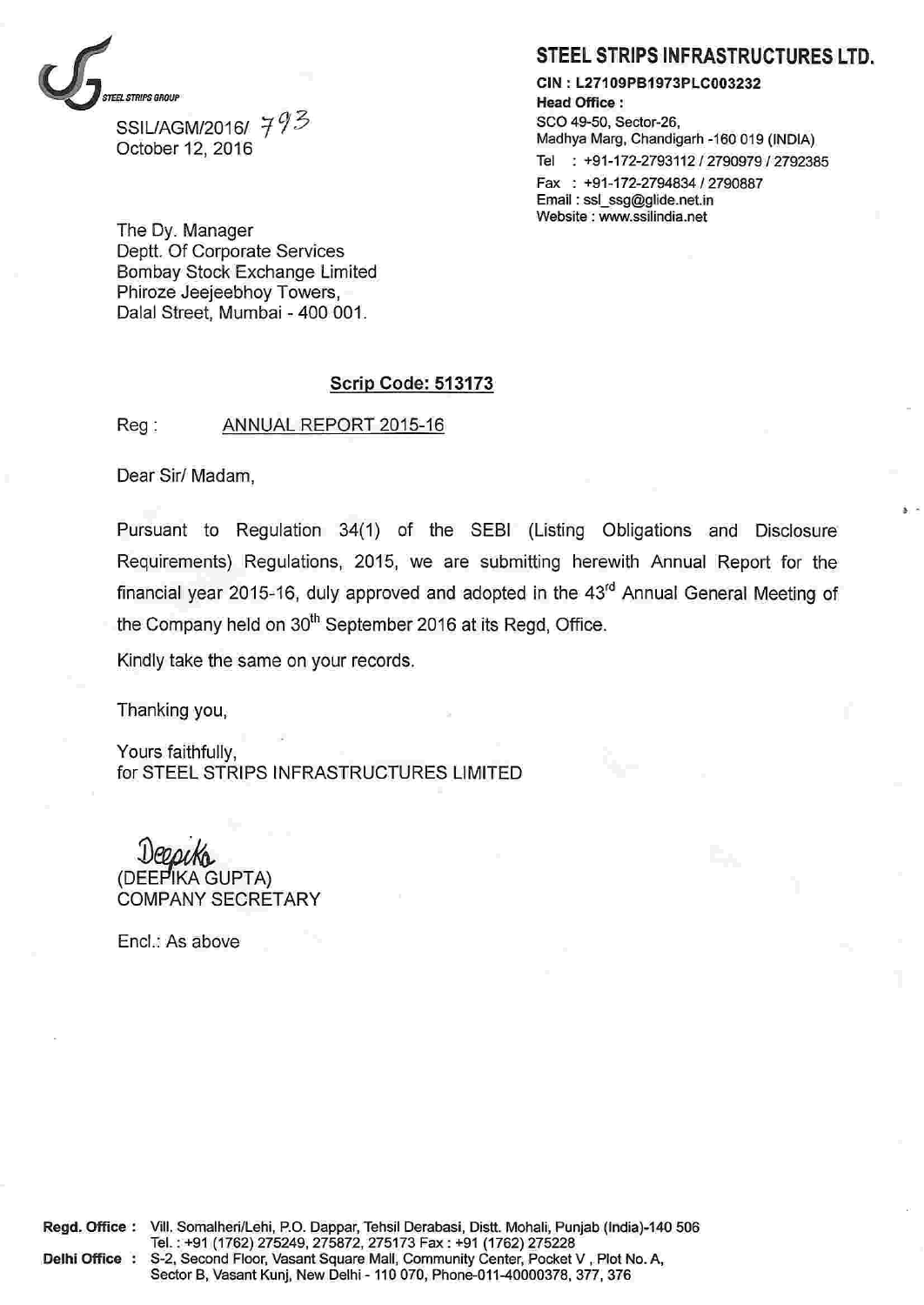STEEL STRIPS GROUP

SSIL/AGM/2016/ 793
October 12, 2016

## STEEL STRIPS INFRASTRUCTURES LTD.

**CIN : L27109PB1973PLC003232**
**Head Office :**
SCO 49-50, Sector-26,
Madhya Marg, Chandigarh -160 019 (INDIA)
Tel : +91-172-2793112 / 2790979 / 2792385
Fax : +91-172-2794834 / 2790887
Email : ssl_ssg@glide.net.in
Website : www.ssilindia.net

The Dy. Manager
Deptt. Of Corporate Services
Bombay Stock Exchange Limited
Phiroze Jeejeebhoy Towers,
Dalal Street, Mumbai - 400 001.

**Scrip Code: 513173**

Reg : ANNUAL REPORT 2015-16

Dear Sir/ Madam,

Pursuant to Regulation 34(1) of the SEBI (Listing Obligations and Disclosure Requirements) Regulations, 2015, we are submitting herewith Annual Report for the financial year 2015-16, duly approved and adopted in the 43rd Annual General Meeting of the Company held on 30th September 2016 at its Regd, Office.

Kindly take the same on your records.

Thanking you,

Yours faithfully,
for STEEL STRIPS INFRASTRUCTURES LIMITED

Deepika
(DEEPIKA GUPTA)
COMPANY SECRETARY

Encl.: As above

**Regd. Office :** Vill. Somalheri/Lehi, P.O. Dappar, Tehsil Derabasi, Distt. Mohali, Punjab (India)-140 506
Tel. : +91 (1762) 275249, 275872, 275173 Fax : +91 (1762) 275228
**Delhi Office :** S-2, Second Floor, Vasant Square Mall, Community Center, Pocket V , Plot No. A, Sector B, Vasant Kunj, New Delhi - 110 070, Phone-011-40000378, 377, 376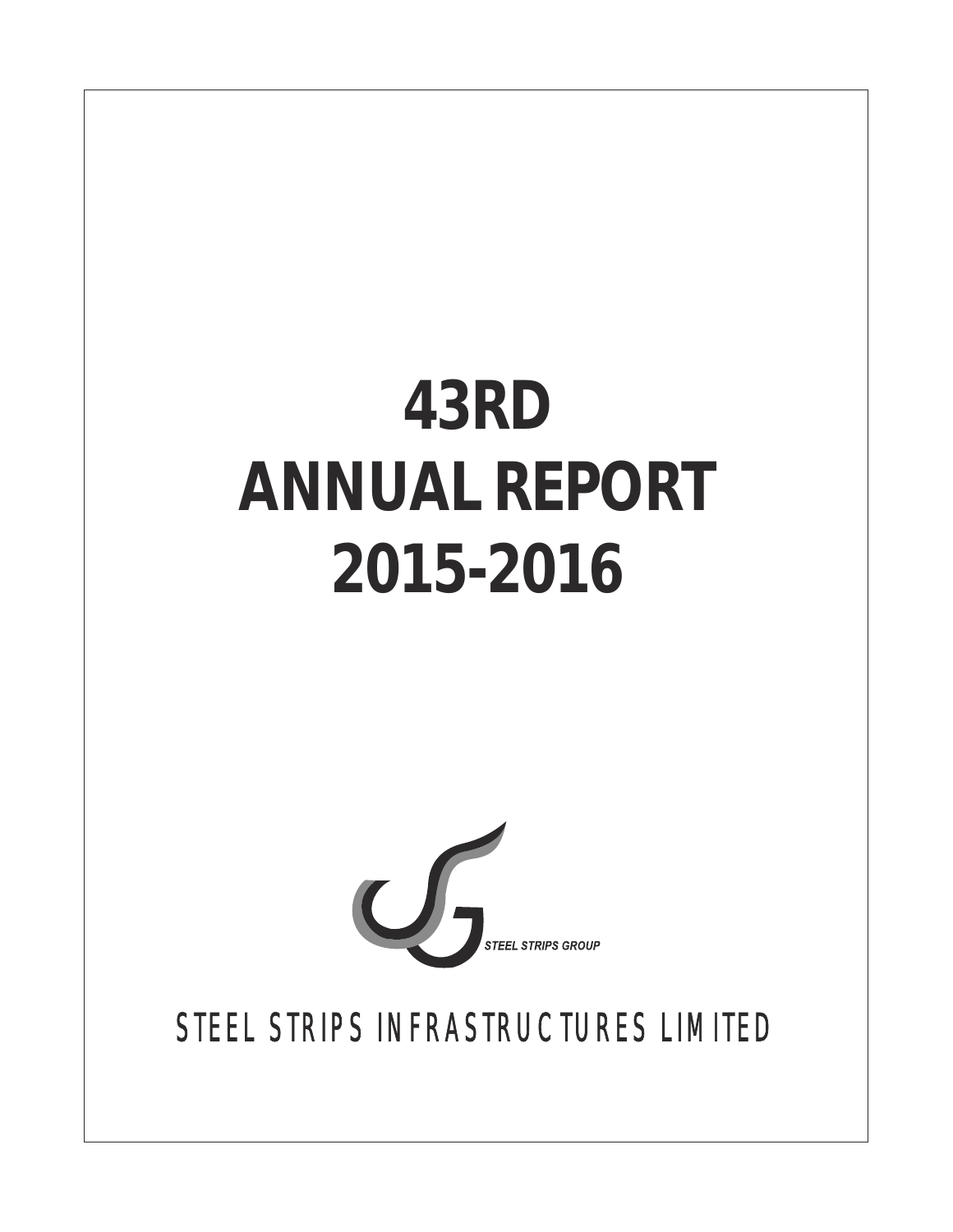# 43RD ANNUAL REPORT 2015-2016

STEEL STRIPS GROUP

STEEL STRIPS INFRASTRUCTURES LIMITED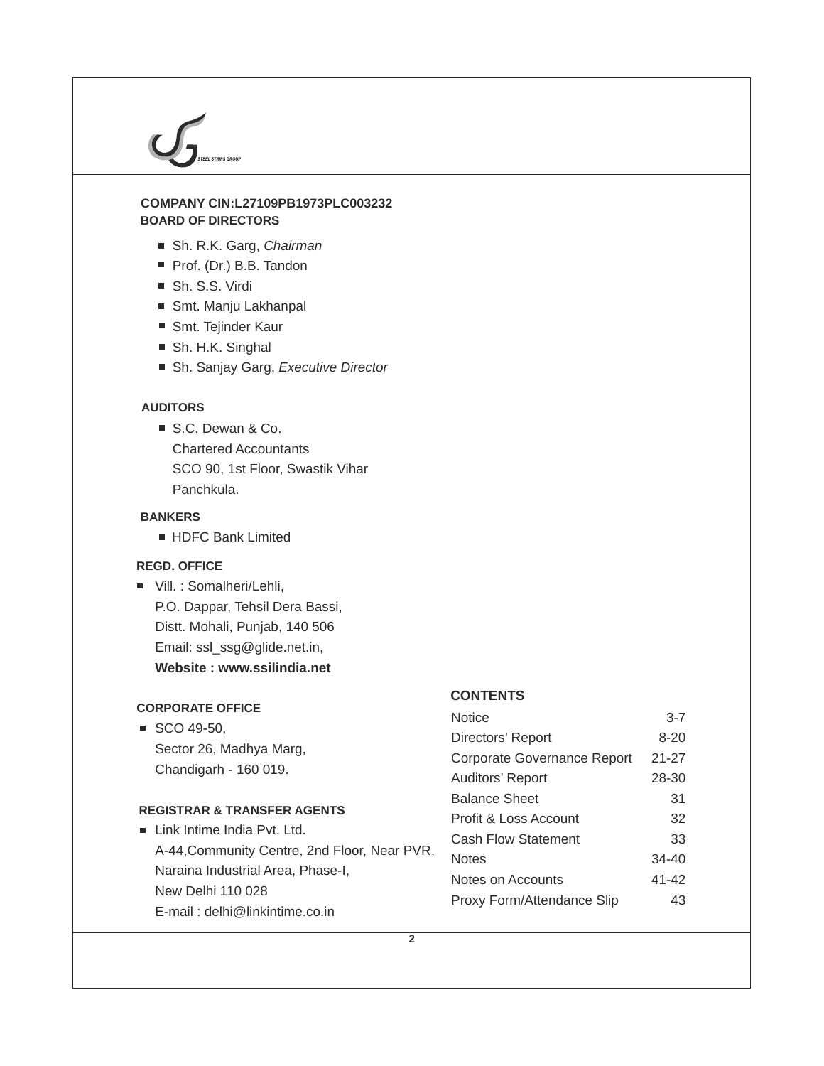STEEL STRIPS GROUP

**COMPANY CIN:L27109PB1973PLC003232**

**BOARD OF DIRECTORS**

- Sh. R.K. Garg, *Chairman*
- Prof. (Dr.) B.B. Tandon
- Sh. S.S. Virdi
- Smt. Manju Lakhanpal
- Smt. Tejinder Kaur
- Sh. H.K. Singhal
- Sh. Sanjay Garg, *Executive Director*

**AUDITORS**

- S.C. Dewan & Co.
  Chartered Accountants
  SCO 90, 1st Floor, Swastik Vihar
  Panchkula.

**BANKERS**

- HDFC Bank Limited

**REGD. OFFICE**

- Vill. : Somalheri/Lehli,
  P.O. Dappar, Tehsil Dera Bassi,
  Distt. Mohali, Punjab, 140 506
  Email: ssl_ssg@glide.net.in,
  **Website : www.ssilindia.net**

**CORPORATE OFFICE**

- SCO 49-50,
  Sector 26, Madhya Marg,
  Chandigarh - 160 019.

**REGISTRAR & TRANSFER AGENTS**

- Link Intime India Pvt. Ltd.
  A-44,Community Centre, 2nd Floor, Near PVR,
  Naraina Industrial Area, Phase-I,
  New Delhi 110 028
  E-mail : delhi@linkintime.co.in

**CONTENTS**

| | |
|---|---|
| Notice | 3-7 |
| Directors' Report | 8-20 |
| Corporate Governance Report | 21-27 |
| Auditors' Report | 28-30 |
| Balance Sheet | 31 |
| Profit & Loss Account | 32 |
| Cash Flow Statement | 33 |
| Notes | 34-40 |
| Notes on Accounts | 41-42 |
| Proxy Form/Attendance Slip | 43 |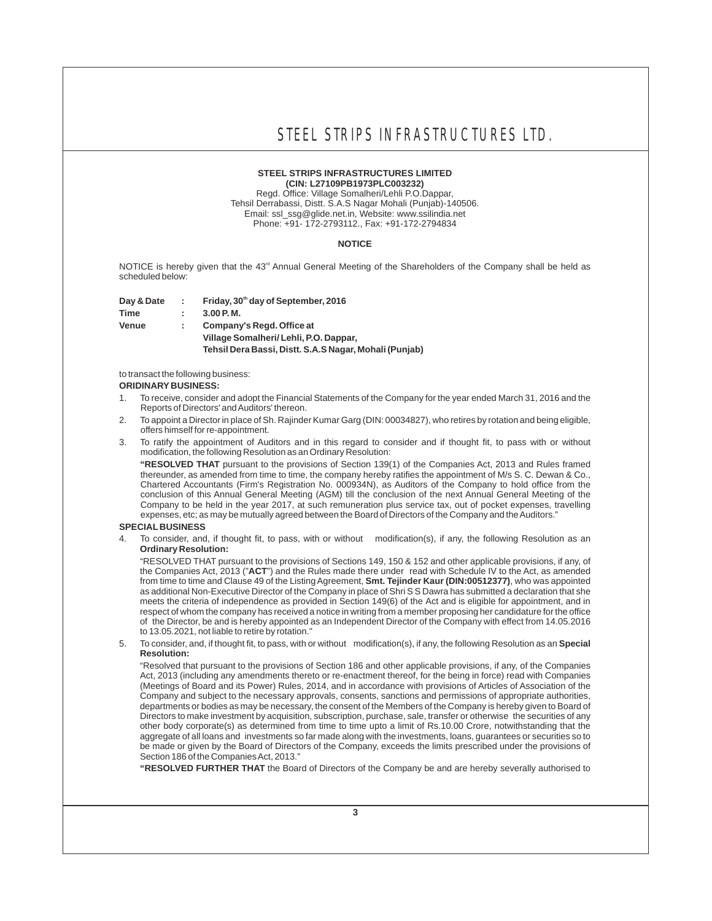**STEEL STRIPS INFRASTRUCTURES LIMITED**
**(CIN: L27109PB1973PLC003232)**
Regd. Office: Village Somalheri/Lehli P.O.Dappar,
Tehsil Derrabassi, Distt. S.A.S Nagar Mohali (Punjab)-140506.
Email: ssl_ssg@glide.net.in, Website: www.ssilindia.net
Phone: +91- 172-2793112., Fax: +91-172-2794834

## NOTICE

NOTICE is hereby given that the 43rd Annual General Meeting of the Shareholders of the Company shall be held as scheduled below:

| | | |
|---|---|---|
| **Day & Date** | : | **Friday, 30th day of September, 2016** |
| **Time** | : | **3.00 P. M.** |
| **Venue** | : | **Company's Regd. Office at Village Somalheri/ Lehli, P.O. Dappar, Tehsil Dera Bassi, Distt. S.A.S Nagar, Mohali (Punjab)** |

to transact the following business:

**ORIDINARY BUSINESS:**

1. To receive, consider and adopt the Financial Statements of the Company for the year ended March 31, 2016 and the Reports of Directors' and Auditors' thereon.
2. To appoint a Director in place of Sh. Rajinder Kumar Garg (DIN: 00034827), who retires by rotation and being eligible, offers himself for re-appointment.
3. To ratify the appointment of Auditors and in this regard to consider and if thought fit, to pass with or without modification, the following Resolution as an Ordinary Resolution:

   **"RESOLVED THAT** pursuant to the provisions of Section 139(1) of the Companies Act, 2013 and Rules framed thereunder, as amended from time to time, the company hereby ratifies the appointment of M/s S. C. Dewan & Co., Chartered Accountants (Firm's Registration No. 000934N), as Auditors of the Company to hold office from the conclusion of this Annual General Meeting (AGM) till the conclusion of the next Annual General Meeting of the Company to be held in the year 2017, at such remuneration plus service tax, out of pocket expenses, travelling expenses, etc; as may be mutually agreed between the Board of Directors of the Company and the Auditors."

**SPECIAL BUSINESS**

4. To consider, and, if thought fit, to pass, with or without modification(s), if any, the following Resolution as an **Ordinary Resolution:**

   "RESOLVED THAT pursuant to the provisions of Sections 149, 150 & 152 and other applicable provisions, if any, of the Companies Act, 2013 ("**ACT**") and the Rules made there under read with Schedule IV to the Act, as amended from time to time and Clause 49 of the Listing Agreement, **Smt. Tejinder Kaur (DIN:00512377)**, who was appointed as additional Non-Executive Director of the Company in place of Shri S S Dawra has submitted a declaration that she meets the criteria of independence as provided in Section 149(6) of the Act and is eligible for appointment, and in respect of whom the company has received a notice in writing from a member proposing her candidature for the office of the Director, be and is hereby appointed as an Independent Director of the Company with effect from 14.05.2016 to 13.05.2021, not liable to retire by rotation."

5. To consider, and, if thought fit, to pass, with or without modification(s), if any, the following Resolution as an **Special Resolution:**

   "Resolved that pursuant to the provisions of Section 186 and other applicable provisions, if any, of the Companies Act, 2013 (including any amendments thereto or re-enactment thereof, for the being in force) read with Companies (Meetings of Board and its Power) Rules, 2014, and in accordance with provisions of Articles of Association of the Company and subject to the necessary approvals, consents, sanctions and permissions of appropriate authorities, departments or bodies as may be necessary, the consent of the Members of the Company is hereby given to Board of Directors to make investment by acquisition, subscription, purchase, sale, transfer or otherwise the securities of any other body corporate(s) as determined from time to time upto a limit of Rs.10.00 Crore, notwithstanding that the aggregate of all loans and investments so far made along with the investments, loans, guarantees or securities so to be made or given by the Board of Directors of the Company, exceeds the limits prescribed under the provisions of Section 186 of the Companies Act, 2013."

   **"RESOLVED FURTHER THAT** the Board of Directors of the Company be and are hereby severally authorised to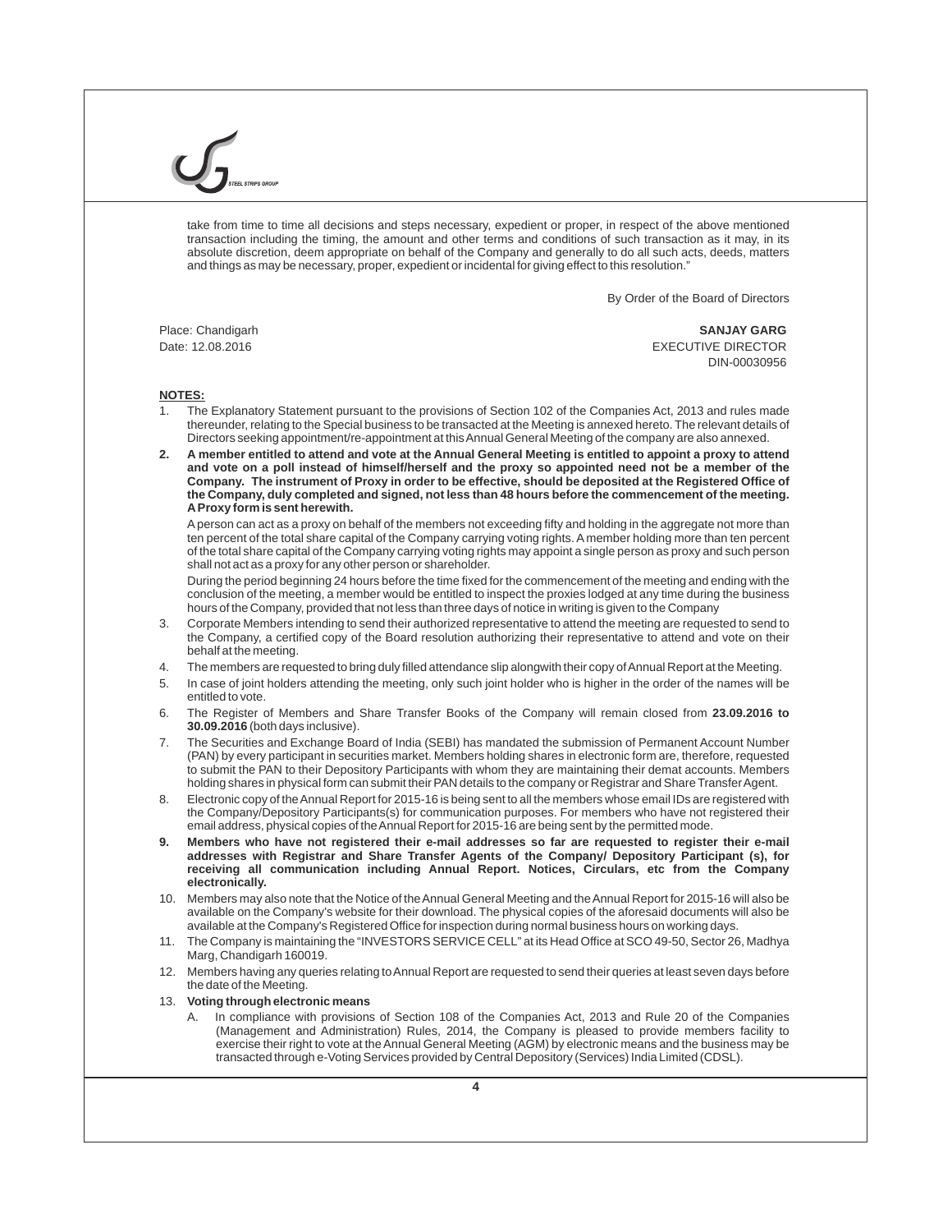take from time to time all decisions and steps necessary, expedient or proper, in respect of the above mentioned transaction including the timing, the amount and other terms and conditions of such transaction as it may, in its absolute discretion, deem appropriate on behalf of the Company and generally to do all such acts, deeds, matters and things as may be necessary, proper, expedient or incidental for giving effect to this resolution."

By Order of the Board of Directors

Place: Chandigarh
Date: 12.08.2016

**SANJAY GARG**
EXECUTIVE DIRECTOR
DIN-00030956

**NOTES:**

1. The Explanatory Statement pursuant to the provisions of Section 102 of the Companies Act, 2013 and rules made thereunder, relating to the Special business to be transacted at the Meeting is annexed hereto. The relevant details of Directors seeking appointment/re-appointment at this Annual General Meeting of the company are also annexed.

2. **A member entitled to attend and vote at the Annual General Meeting is entitled to appoint a proxy to attend and vote on a poll instead of himself/herself and the proxy so appointed need not be a member of the Company. The instrument of Proxy in order to be effective, should be deposited at the Registered Office of the Company, duly completed and signed, not less than 48 hours before the commencement of the meeting. A Proxy form is sent herewith.**

   A person can act as a proxy on behalf of the members not exceeding fifty and holding in the aggregate not more than ten percent of the total share capital of the Company carrying voting rights. A member holding more than ten percent of the total share capital of the Company carrying voting rights may appoint a single person as proxy and such person shall not act as a proxy for any other person or shareholder.

   During the period beginning 24 hours before the time fixed for the commencement of the meeting and ending with the conclusion of the meeting, a member would be entitled to inspect the proxies lodged at any time during the business hours of the Company, provided that not less than three days of notice in writing is given to the Company

3. Corporate Members intending to send their authorized representative to attend the meeting are requested to send to the Company, a certified copy of the Board resolution authorizing their representative to attend and vote on their behalf at the meeting.

4. The members are requested to bring duly filled attendance slip alongwith their copy of Annual Report at the Meeting.

5. In case of joint holders attending the meeting, only such joint holder who is higher in the order of the names will be entitled to vote.

6. The Register of Members and Share Transfer Books of the Company will remain closed from **23.09.2016 to 30.09.2016** (both days inclusive).

7. The Securities and Exchange Board of India (SEBI) has mandated the submission of Permanent Account Number (PAN) by every participant in securities market. Members holding shares in electronic form are, therefore, requested to submit the PAN to their Depository Participants with whom they are maintaining their demat accounts. Members holding shares in physical form can submit their PAN details to the company or Registrar and Share Transfer Agent.

8. Electronic copy of the Annual Report for 2015-16 is being sent to all the members whose email IDs are registered with the Company/Depository Participants(s) for communication purposes. For members who have not registered their email address, physical copies of the Annual Report for 2015-16 are being sent by the permitted mode.

9. **Members who have not registered their e-mail addresses so far are requested to register their e-mail addresses with Registrar and Share Transfer Agents of the Company/ Depository Participant (s), for receiving all communication including Annual Report. Notices, Circulars, etc from the Company electronically.**

10. Members may also note that the Notice of the Annual General Meeting and the Annual Report for 2015-16 will also be available on the Company's website for their download. The physical copies of the aforesaid documents will also be available at the Company's Registered Office for inspection during normal business hours on working days.

11. The Company is maintaining the "INVESTORS SERVICE CELL" at its Head Office at SCO 49-50, Sector 26, Madhya Marg, Chandigarh 160019.

12. Members having any queries relating to Annual Report are requested to send their queries at least seven days before the date of the Meeting.

13. **Voting through electronic means**

    A. In compliance with provisions of Section 108 of the Companies Act, 2013 and Rule 20 of the Companies (Management and Administration) Rules, 2014, the Company is pleased to provide members facility to exercise their right to vote at the Annual General Meeting (AGM) by electronic means and the business may be transacted through e-Voting Services provided by Central Depository (Services) India Limited (CDSL).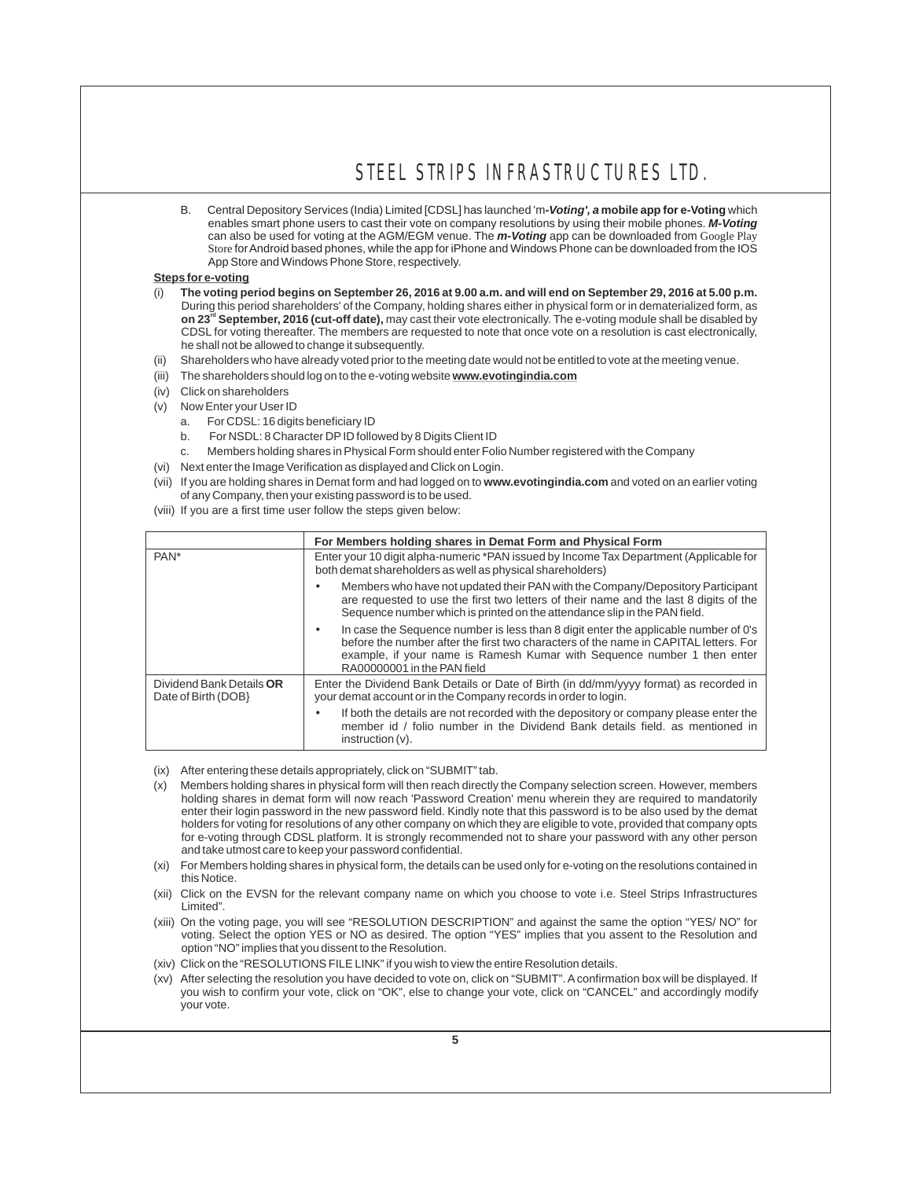B. Central Depository Services (India) Limited [CDSL] has launched 'm***-Voting', a* mobile app for e-Voting** which enables smart phone users to cast their vote on company resolutions by using their mobile phones. ***M-Voting*** can also be used for voting at the AGM/EGM venue. The ***m-Voting*** app can be downloaded from Google Play Store for Android based phones, while the app for iPhone and Windows Phone can be downloaded from the IOS App Store and Windows Phone Store, respectively.

**Steps for e-voting**

(i) **The voting period begins on September 26, 2016 at 9.00 a.m. and will end on September 29, 2016 at 5.00 p.m.** During this period shareholders' of the Company, holding shares either in physical form or in dematerialized form, as **on 23rd September, 2016 (cut-off date),** may cast their vote electronically. The e-voting module shall be disabled by CDSL for voting thereafter. The members are requested to note that once vote on a resolution is cast electronically, he shall not be allowed to change it subsequently.

(ii) Shareholders who have already voted prior to the meeting date would not be entitled to vote at the meeting venue.

(iii) The shareholders should log on to the e-voting website **www.evotingindia.com**

(iv) Click on shareholders

(v) Now Enter your User ID
   a. For CDSL: 16 digits beneficiary ID
   b. For NSDL: 8 Character DP ID followed by 8 Digits Client ID
   c. Members holding shares in Physical Form should enter Folio Number registered with the Company

(vi) Next enter the Image Verification as displayed and Click on Login.

(vii) If you are holding shares in Demat form and had logged on to **www.evotingindia.com** and voted on an earlier voting of any Company, then your existing password is to be used.

(viii) If you are a first time user follow the steps given below:

| | **For Members holding shares in Demat Form and Physical Form** |
|---|---|
| PAN* | Enter your 10 digit alpha-numeric *PAN issued by Income Tax Department (Applicable for both demat shareholders as well as physical shareholders)<br>• Members who have not updated their PAN with the Company/Depository Participant are requested to use the first two letters of their name and the last 8 digits of the Sequence number which is printed on the attendance slip in the PAN field.<br>• In case the Sequence number is less than 8 digit enter the applicable number of 0's before the number after the first two characters of the name in CAPITAL letters. For example, if your name is Ramesh Kumar with Sequence number 1 then enter RA00000001 in the PAN field |
| Dividend Bank Details **OR** Date of Birth (DOB} | Enter the Dividend Bank Details or Date of Birth (in dd/mm/yyyy format) as recorded in your demat account or in the Company records in order to login.<br>• If both the details are not recorded with the depository or company please enter the member id / folio number in the Dividend Bank details field. as mentioned in instruction (v). |

(ix) After entering these details appropriately, click on "SUBMIT" tab.

(x) Members holding shares in physical form will then reach directly the Company selection screen. However, members holding shares in demat form will now reach 'Password Creation' menu wherein they are required to mandatorily enter their login password in the new password field. Kindly note that this password is to be also used by the demat holders for voting for resolutions of any other company on which they are eligible to vote, provided that company opts for e-voting through CDSL platform. It is strongly recommended not to share your password with any other person and take utmost care to keep your password confidential.

(xi) For Members holding shares in physical form, the details can be used only for e-voting on the resolutions contained in this Notice.

(xii) Click on the EVSN for the relevant company name on which you choose to vote i.e. Steel Strips Infrastructures Limited".

(xiii) On the voting page, you will see "RESOLUTION DESCRIPTION" and against the same the option "YES/ NO" for voting. Select the option YES or NO as desired. The option "YES" implies that you assent to the Resolution and option "NO" implies that you dissent to the Resolution.

(xiv) Click on the "RESOLUTIONS FILE LINK" if you wish to view the entire Resolution details.

(xv) After selecting the resolution you have decided to vote on, click on "SUBMIT". A confirmation box will be displayed. If you wish to confirm your vote, click on "OK", else to change your vote, click on "CANCEL" and accordingly modify your vote.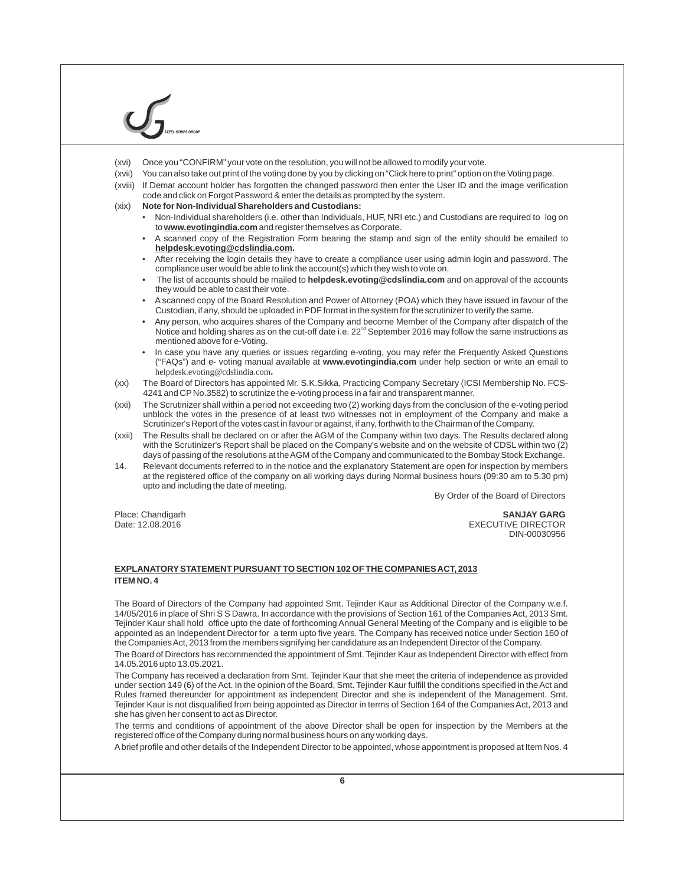(xvi) Once you "CONFIRM" your vote on the resolution, you will not be allowed to modify your vote.

(xvii) You can also take out print of the voting done by you by clicking on "Click here to print" option on the Voting page.

(xviii) If Demat account holder has forgotten the changed password then enter the User ID and the image verification code and click on Forgot Password & enter the details as prompted by the system.

(xix) **Note for Non-Individual Shareholders and Custodians:**

- Non-Individual shareholders (i.e. other than Individuals, HUF, NRI etc.) and Custodians are required to log on to **www.evotingindia.com** and register themselves as Corporate.
- A scanned copy of the Registration Form bearing the stamp and sign of the entity should be emailed to **helpdesk.evoting@cdslindia.com.**
- After receiving the login details they have to create a compliance user using admin login and password. The compliance user would be able to link the account(s) which they wish to vote on.
- The list of accounts should be mailed to **helpdesk.evoting@cdslindia.com** and on approval of the accounts they would be able to cast their vote.
- A scanned copy of the Board Resolution and Power of Attorney (POA) which they have issued in favour of the Custodian, if any, should be uploaded in PDF format in the system for the scrutinizer to verify the same.
- Any person, who acquires shares of the Company and become Member of the Company after dispatch of the Notice and holding shares as on the cut-off date i.e. 22nd September 2016 may follow the same instructions as mentioned above for e-Voting.
- In case you have any queries or issues regarding e-voting, you may refer the Frequently Asked Questions ("FAQs") and e- voting manual available at **www.evotingindia.com** under help section or write an email to helpdesk.evoting@cdslindia.com**.**

(xx) The Board of Directors has appointed Mr. S.K.Sikka, Practicing Company Secretary (ICSI Membership No. FCS-4241 and CP No.3582) to scrutinize the e-voting process in a fair and transparent manner.

(xxi) The Scrutinizer shall within a period not exceeding two (2) working days from the conclusion of the e-voting period unblock the votes in the presence of at least two witnesses not in employment of the Company and make a Scrutinizer's Report of the votes cast in favour or against, if any, forthwith to the Chairman of the Company.

(xxii) The Results shall be declared on or after the AGM of the Company within two days. The Results declared along with the Scrutinizer's Report shall be placed on the Company's website and on the website of CDSL within two (2) days of passing of the resolutions at the AGM of the Company and communicated to the Bombay Stock Exchange.

14. Relevant documents referred to in the notice and the explanatory Statement are open for inspection by members at the registered office of the company on all working days during Normal business hours (09:30 am to 5.30 pm) upto and including the date of meeting.

By Order of the Board of Directors

Place: Chandigarh
Date: 12.08.2016

**SANJAY GARG**
EXECUTIVE DIRECTOR
DIN-00030956

## EXPLANATORY STATEMENT PURSUANT TO SECTION 102 OF THE COMPANIES ACT, 2013

### ITEM NO. 4

The Board of Directors of the Company had appointed Smt. Tejinder Kaur as Additional Director of the Company w.e.f. 14/05/2016 in place of Shri S S Dawra. In accordance with the provisions of Section 161 of the Companies Act, 2013 Smt. Tejinder Kaur shall hold office upto the date of forthcoming Annual General Meeting of the Company and is eligible to be appointed as an Independent Director for a term upto five years. The Company has received notice under Section 160 of the Companies Act, 2013 from the members signifying her candidature as an Independent Director of the Company.

The Board of Directors has recommended the appointment of Smt. Tejinder Kaur as Independent Director with effect from 14.05.2016 upto 13.05.2021.

The Company has received a declaration from Smt. Tejinder Kaur that she meet the criteria of independence as provided under section 149 (6) of the Act. In the opinion of the Board, Smt. Tejinder Kaur fulfill the conditions specified in the Act and Rules framed thereunder for appointment as independent Director and she is independent of the Management. Smt. Tejinder Kaur is not disqualified from being appointed as Director in terms of Section 164 of the Companies Act, 2013 and she has given her consent to act as Director.

The terms and conditions of appointment of the above Director shall be open for inspection by the Members at the registered office of the Company during normal business hours on any working days.

A brief profile and other details of the Independent Director to be appointed, whose appointment is proposed at Item Nos. 4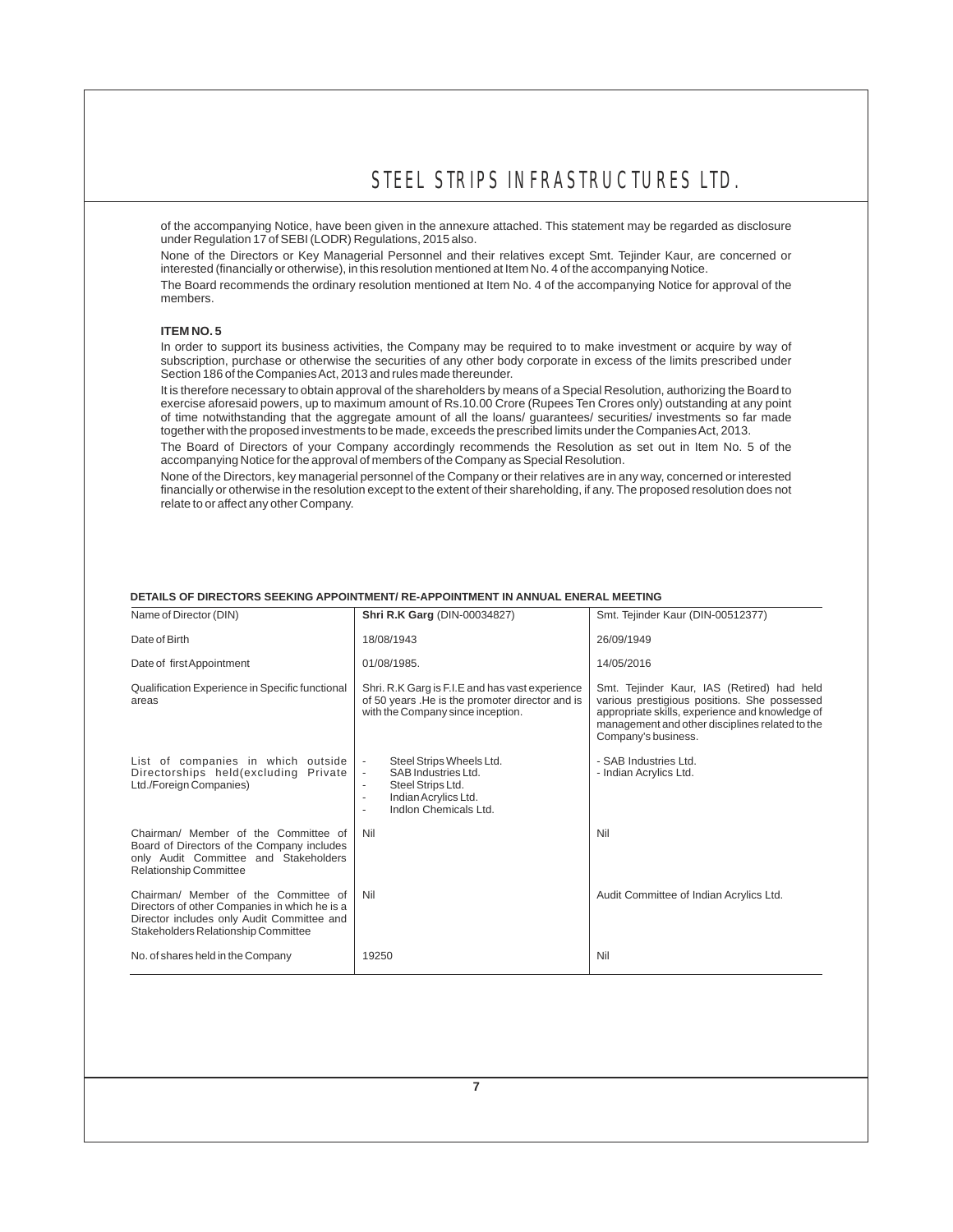of the accompanying Notice, have been given in the annexure attached. This statement may be regarded as disclosure under Regulation 17 of SEBI (LODR) Regulations, 2015 also.

None of the Directors or Key Managerial Personnel and their relatives except Smt. Tejinder Kaur, are concerned or interested (financially or otherwise), in this resolution mentioned at Item No. 4 of the accompanying Notice.

The Board recommends the ordinary resolution mentioned at Item No. 4 of the accompanying Notice for approval of the members.

**ITEM NO. 5**

In order to support its business activities, the Company may be required to to make investment or acquire by way of subscription, purchase or otherwise the securities of any other body corporate in excess of the limits prescribed under Section 186 of the Companies Act, 2013 and rules made thereunder.

It is therefore necessary to obtain approval of the shareholders by means of a Special Resolution, authorizing the Board to exercise aforesaid powers, up to maximum amount of Rs.10.00 Crore (Rupees Ten Crores only) outstanding at any point of time notwithstanding that the aggregate amount of all the loans/ guarantees/ securities/ investments so far made together with the proposed investments to be made, exceeds the prescribed limits under the Companies Act, 2013.

The Board of Directors of your Company accordingly recommends the Resolution as set out in Item No. 5 of the accompanying Notice for the approval of members of the Company as Special Resolution.

None of the Directors, key managerial personnel of the Company or their relatives are in any way, concerned or interested financially or otherwise in the resolution except to the extent of their shareholding, if any. The proposed resolution does not relate to or affect any other Company.

**DETAILS OF DIRECTORS SEEKING APPOINTMENT/ RE-APPOINTMENT IN ANNUAL ENERAL MEETING**

| Name of Director (DIN) | **Shri R.K Garg** (DIN-00034827) | Smt. Tejinder Kaur (DIN-00512377) |
|---|---|---|
| Date of Birth | 18/08/1943 | 26/09/1949 |
| Date of first Appointment | 01/08/1985. | 14/05/2016 |
| Qualification Experience in Specific functional areas | Shri. R.K Garg is F.I.E and has vast experience of 50 years .He is the promoter director and is with the Company since inception. | Smt. Tejinder Kaur, IAS (Retired) had held various prestigious positions. She possessed appropriate skills, experience and knowledge of management and other disciplines related to the Company's business. |
| List of companies in which outside Directorships held(excluding Private Ltd./Foreign Companies) | - Steel Strips Wheels Ltd.<br>- SAB Industries Ltd.<br>- Steel Strips Ltd.<br>- Indian Acrylics Ltd.<br>- Indlon Chemicals Ltd. | - SAB Industries Ltd.<br>- Indian Acrylics Ltd. |
| Chairman/ Member of the Committee of Board of Directors of the Company includes only Audit Committee and Stakeholders Relationship Committee | Nil | Nil |
| Chairman/ Member of the Committee of Directors of other Companies in which he is a Director includes only Audit Committee and Stakeholders Relationship Committee | Nil | Audit Committee of Indian Acrylics Ltd. |
| No. of shares held in the Company | 19250 | Nil |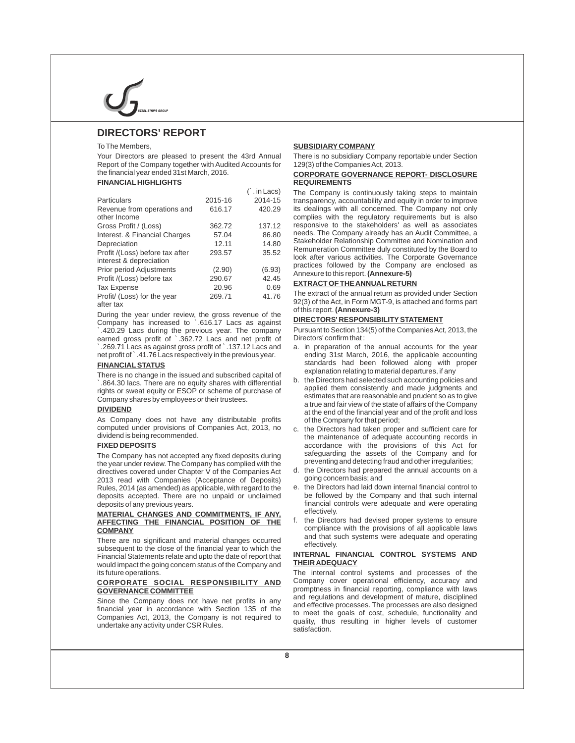# DIRECTORS' REPORT

To The Members,

Your Directors are pleased to present the 43rd Annual Report of the Company together with Audited Accounts for the financial year ended 31st March, 2016.

**FINANCIAL HIGHLIGHTS**

(` . in Lacs)

| Particulars | 2015-16 | 2014-15 |
|---|---|---|
| Revenue from operations and other Income | 616.17 | 420.29 |
| Gross Profit / (Loss) | 362.72 | 137.12 |
| Interest. & Financial Charges | 57.04 | 86.80 |
| Depreciation | 12.11 | 14.80 |
| Profit /(Loss) before tax after interest & depreciation | 293.57 | 35.52 |
| Prior period Adjustments | (2.90) | (6.93) |
| Profit /(Loss) before tax | 290.67 | 42.45 |
| Tax Expense | 20.96 | 0.69 |
| Profit/ (Loss) for the year after tax | 269.71 | 41.76 |

During the year under review, the gross revenue of the Company has increased to ` .616.17 Lacs as against ` .420.29 Lacs during the previous year. The company earned gross profit of ` .362.72 Lacs and net profit of ` .269.71 Lacs as against gross profit of ` .137.12 Lacs and net profit of ` .41.76 Lacs respectively in the previous year.

**FINANCIAL STATUS**

There is no change in the issued and subscribed capital of ` .864.30 lacs. There are no equity shares with differential rights or sweat equity or ESOP or scheme of purchase of Company shares by employees or their trustees.

**DIVIDEND**

As Company does not have any distributable profits computed under provisions of Companies Act, 2013, no dividend is being recommended.

**FIXED DEPOSITS**

The Company has not accepted any fixed deposits during the year under review. The Company has complied with the directives covered under Chapter V of the Companies Act 2013 read with Companies (Acceptance of Deposits) Rules, 2014 (as amended) as applicable, with regard to the deposits accepted. There are no unpaid or unclaimed deposits of any previous years.

**MATERIAL CHANGES AND COMMITMENTS, IF ANY, AFFECTING THE FINANCIAL POSITION OF THE COMPANY**

There are no significant and material changes occurred subsequent to the close of the financial year to which the Financial Statements relate and upto the date of report that would impact the going concern status of the Company and its future operations.

**CORPORATE SOCIAL RESPONSIBILITY AND GOVERNANCE COMMITTEE**

Since the Company does not have net profits in any financial year in accordance with Section 135 of the Companies Act, 2013, the Company is not required to undertake any activity under CSR Rules.

**SUBSIDIARY COMPANY**

There is no subsidiary Company reportable under Section 129(3) of the Companies Act, 2013.

**CORPORATE GOVERNANCE REPORT- DISCLOSURE REQUIREMENTS**

The Company is continuously taking steps to maintain transparency, accountability and equity in order to improve its dealings with all concerned. The Company not only complies with the regulatory requirements but is also responsive to the stakeholders' as well as associates needs. The Company already has an Audit Committee, a Stakeholder Relationship Committee and Nomination and Remuneration Committee duly constituted by the Board to look after various activities. The Corporate Governance practices followed by the Company are enclosed as Annexure to this report. **(Annexure-5)**

**EXTRACT OF THE ANNUAL RETURN**

The extract of the annual return as provided under Section 92(3) of the Act, in Form MGT-9, is attached and forms part of this report. **(Annexure-3)**

**DIRECTORS' RESPONSIBILITY STATEMENT**

Pursuant to Section 134(5) of the Companies Act, 2013, the Directors' confirm that :

a. in preparation of the annual accounts for the year ending 31st March, 2016, the applicable accounting standards had been followed along with proper explanation relating to material departures, if any
b. the Directors had selected such accounting policies and applied them consistently and made judgments and estimates that are reasonable and prudent so as to give a true and fair view of the state of affairs of the Company at the end of the financial year and of the profit and loss of the Company for that period;
c. the Directors had taken proper and sufficient care for the maintenance of adequate accounting records in accordance with the provisions of this Act for safeguarding the assets of the Company and for preventing and detecting fraud and other irregularities;
d. the Directors had prepared the annual accounts on a going concern basis; and
e. the Directors had laid down internal financial control to be followed by the Company and that such internal financial controls were adequate and were operating effectively.
f. the Directors had devised proper systems to ensure compliance with the provisions of all applicable laws and that such systems were adequate and operating effectively.

**INTERNAL FINANCIAL CONTROL SYSTEMS AND THEIR ADEQUACY**

The internal control systems and processes of the Company cover operational efficiency, accuracy and promptness in financial reporting, compliance with laws and regulations and development of mature, disciplined and effective processes. The processes are also designed to meet the goals of cost, schedule, functionality and quality, thus resulting in higher levels of customer satisfaction.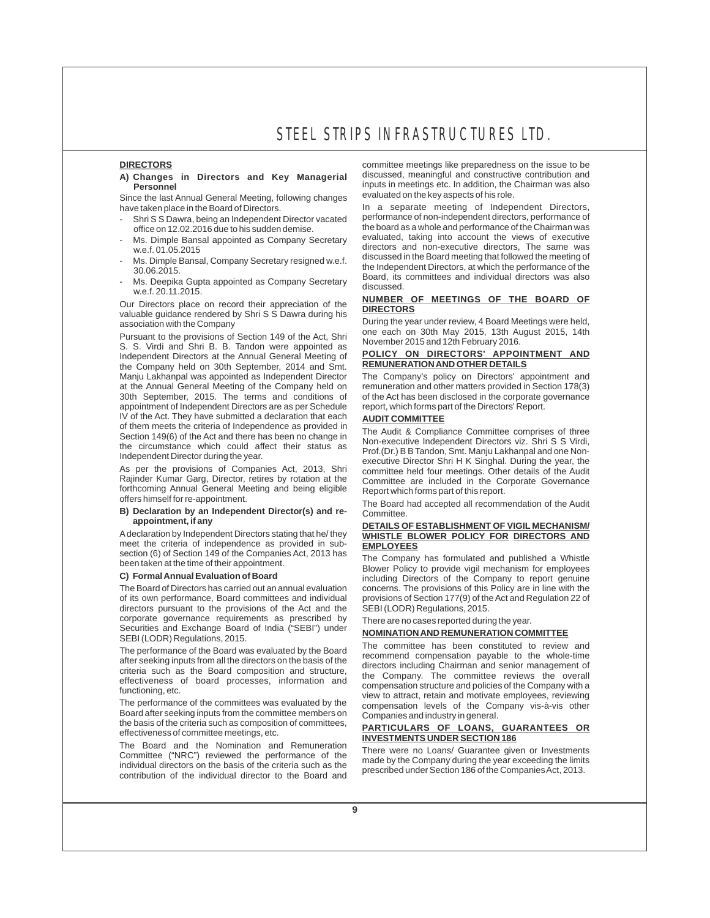## DIRECTORS

### A) Changes in Directors and Key Managerial Personnel

Since the last Annual General Meeting, following changes have taken place in the Board of Directors.

- Shri S S Dawra, being an Independent Director vacated office on 12.02.2016 due to his sudden demise.
- Ms. Dimple Bansal appointed as Company Secretary w.e.f. 01.05.2015
- Ms. Dimple Bansal, Company Secretary resigned w.e.f. 30.06.2015.
- Ms. Deepika Gupta appointed as Company Secretary w.e.f. 20.11.2015.

Our Directors place on record their appreciation of the valuable guidance rendered by Shri S S Dawra during his association with the Company

Pursuant to the provisions of Section 149 of the Act, Shri S. S. Virdi and Shri B. B. Tandon were appointed as Independent Directors at the Annual General Meeting of the Company held on 30th September, 2014 and Smt. Manju Lakhanpal was appointed as Independent Director at the Annual General Meeting of the Company held on 30th September, 2015. The terms and conditions of appointment of Independent Directors are as per Schedule IV of the Act. They have submitted a declaration that each of them meets the criteria of Independence as provided in Section 149(6) of the Act and there has been no change in the circumstance which could affect their status as Independent Director during the year.

As per the provisions of Companies Act, 2013, Shri Rajinder Kumar Garg, Director, retires by rotation at the forthcoming Annual General Meeting and being eligible offers himself for re-appointment.

### B) Declaration by an Independent Director(s) and re-appointment, if any

A declaration by Independent Directors stating that he/ they meet the criteria of independence as provided in sub-section (6) of Section 149 of the Companies Act, 2013 has been taken at the time of their appointment.

### C) Formal Annual Evaluation of Board

The Board of Directors has carried out an annual evaluation of its own performance, Board committees and individual directors pursuant to the provisions of the Act and the corporate governance requirements as prescribed by Securities and Exchange Board of India ("SEBI") under SEBI (LODR) Regulations, 2015.

The performance of the Board was evaluated by the Board after seeking inputs from all the directors on the basis of the criteria such as the Board composition and structure, effectiveness of board processes, information and functioning, etc.

The performance of the committees was evaluated by the Board after seeking inputs from the committee members on the basis of the criteria such as composition of committees, effectiveness of committee meetings, etc.

The Board and the Nomination and Remuneration Committee ("NRC") reviewed the performance of the individual directors on the basis of the criteria such as the contribution of the individual director to the Board and committee meetings like preparedness on the issue to be discussed, meaningful and constructive contribution and inputs in meetings etc. In addition, the Chairman was also evaluated on the key aspects of his role.

In a separate meeting of Independent Directors, performance of non-independent directors, performance of the board as a whole and performance of the Chairman was evaluated, taking into account the views of executive directors and non-executive directors, The same was discussed in the Board meeting that followed the meeting of the Independent Directors, at which the performance of the Board, its committees and individual directors was also discussed.

## NUMBER OF MEETINGS OF THE BOARD OF DIRECTORS

During the year under review, 4 Board Meetings were held, one each on 30th May 2015, 13th August 2015, 14th November 2015 and 12th February 2016.

## POLICY ON DIRECTORS' APPOINTMENT AND REMUNERATION AND OTHER DETAILS

The Company's policy on Directors' appointment and remuneration and other matters provided in Section 178(3) of the Act has been disclosed in the corporate governance report, which forms part of the Directors' Report.

## AUDIT COMMITTEE

The Audit & Compliance Committee comprises of three Non-executive Independent Directors viz. Shri S S Virdi, Prof.(Dr.) B B Tandon, Smt. Manju Lakhanpal and one Non-executive Director Shri H K Singhal. During the year, the committee held four meetings. Other details of the Audit Committee are included in the Corporate Governance Report which forms part of this report.

The Board had accepted all recommendation of the Audit Committee.

## DETAILS OF ESTABLISHMENT OF VIGIL MECHANISM/ WHISTLE BLOWER POLICY FOR DIRECTORS AND EMPLOYEES

The Company has formulated and published a Whistle Blower Policy to provide vigil mechanism for employees including Directors of the Company to report genuine concerns. The provisions of this Policy are in line with the provisions of Section 177(9) of the Act and Regulation 22 of SEBI (LODR) Regulations, 2015.

There are no cases reported during the year.

## NOMINATION AND REMUNERATION COMMITTEE

The committee has been constituted to review and recommend compensation payable to the whole-time directors including Chairman and senior management of the Company. The committee reviews the overall compensation structure and policies of the Company with a view to attract, retain and motivate employees, reviewing compensation levels of the Company vis-à-vis other Companies and industry in general.

## PARTICULARS OF LOANS, GUARANTEES OR INVESTMENTS UNDER SECTION 186

There were no Loans/ Guarantee given or Investments made by the Company during the year exceeding the limits prescribed under Section 186 of the Companies Act, 2013.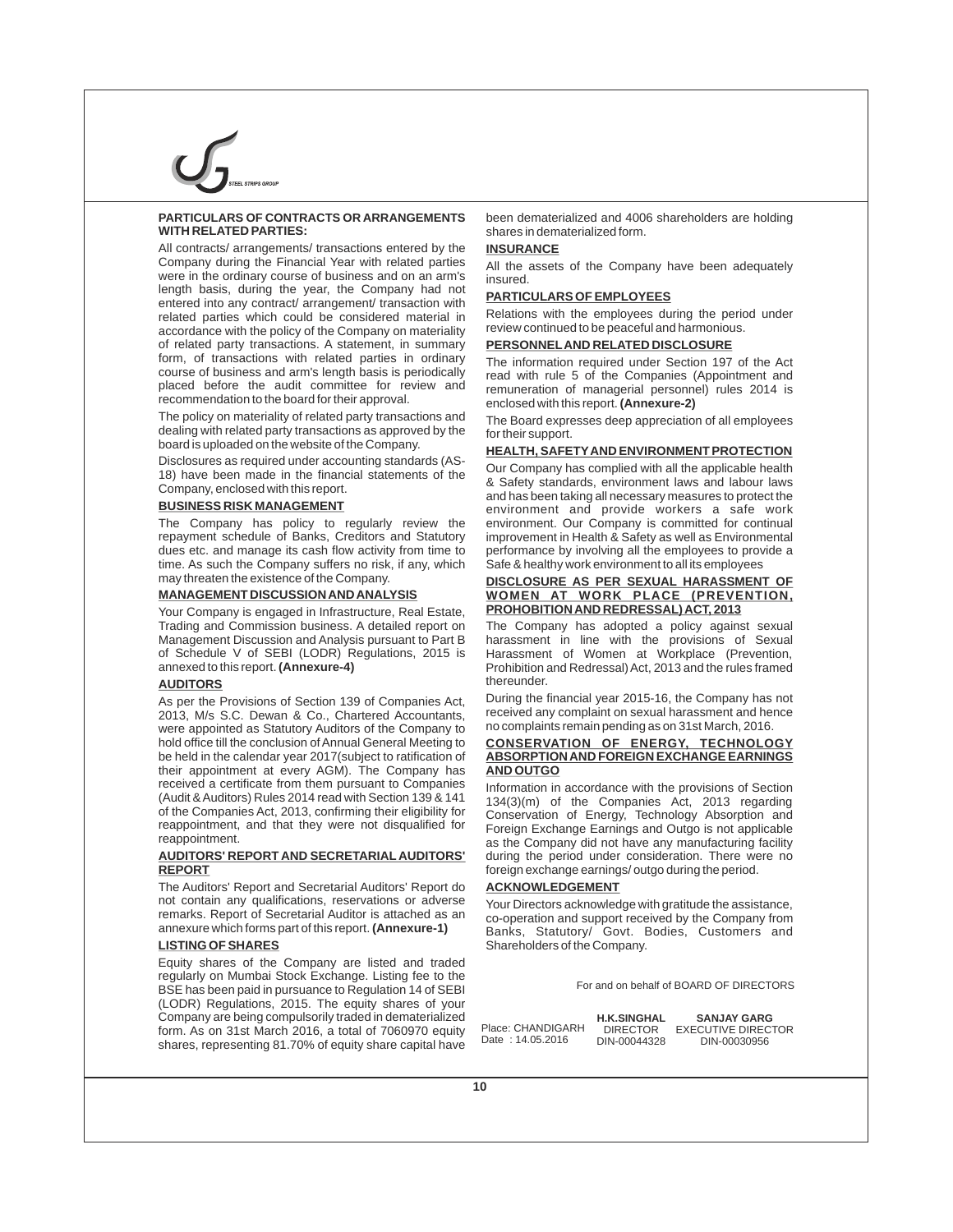**PARTICULARS OF CONTRACTS OR ARRANGEMENTS WITH RELATED PARTIES:**

All contracts/ arrangements/ transactions entered by the Company during the Financial Year with related parties were in the ordinary course of business and on an arm's length basis, during the year, the Company had not entered into any contract/ arrangement/ transaction with related parties which could be considered material in accordance with the policy of the Company on materiality of related party transactions. A statement, in summary form, of transactions with related parties in ordinary course of business and arm's length basis is periodically placed before the audit committee for review and recommendation to the board for their approval.

The policy on materiality of related party transactions and dealing with related party transactions as approved by the board is uploaded on the website of the Company.

Disclosures as required under accounting standards (AS-18) have been made in the financial statements of the Company, enclosed with this report.

**BUSINESS RISK MANAGEMENT**

The Company has policy to regularly review the repayment schedule of Banks, Creditors and Statutory dues etc. and manage its cash flow activity from time to time. As such the Company suffers no risk, if any, which may threaten the existence of the Company.

**MANAGEMENT DISCUSSION AND ANALYSIS**

Your Company is engaged in Infrastructure, Real Estate, Trading and Commission business. A detailed report on Management Discussion and Analysis pursuant to Part B of Schedule V of SEBI (LODR) Regulations, 2015 is annexed to this report. **(Annexure-4)**

**AUDITORS**

As per the Provisions of Section 139 of Companies Act, 2013, M/s S.C. Dewan & Co., Chartered Accountants, were appointed as Statutory Auditors of the Company to hold office till the conclusion of Annual General Meeting to be held in the calendar year 2017(subject to ratification of their appointment at every AGM). The Company has received a certificate from them pursuant to Companies (Audit & Auditors) Rules 2014 read with Section 139 & 141 of the Companies Act, 2013, confirming their eligibility for reappointment, and that they were not disqualified for reappointment.

**AUDITORS' REPORT AND SECRETARIAL AUDITORS' REPORT**

The Auditors' Report and Secretarial Auditors' Report do not contain any qualifications, reservations or adverse remarks. Report of Secretarial Auditor is attached as an annexure which forms part of this report. **(Annexure-1)**

**LISTING OF SHARES**

Equity shares of the Company are listed and traded regularly on Mumbai Stock Exchange. Listing fee to the BSE has been paid in pursuance to Regulation 14 of SEBI (LODR) Regulations, 2015. The equity shares of your Company are being compulsorily traded in dematerialized form. As on 31st March 2016, a total of 7060970 equity shares, representing 81.70% of equity share capital have been dematerialized and 4006 shareholders are holding shares in dematerialized form.

**INSURANCE**

All the assets of the Company have been adequately insured.

**PARTICULARS OF EMPLOYEES**

Relations with the employees during the period under review continued to be peaceful and harmonious.

**PERSONNEL AND RELATED DISCLOSURE**

The information required under Section 197 of the Act read with rule 5 of the Companies (Appointment and remuneration of managerial personnel) rules 2014 is enclosed with this report. **(Annexure-2)**

The Board expresses deep appreciation of all employees for their support.

**HEALTH, SAFETY AND ENVIRONMENT PROTECTION**

Our Company has complied with all the applicable health & Safety standards, environment laws and labour laws and has been taking all necessary measures to protect the environment and provide workers a safe work environment. Our Company is committed for continual improvement in Health & Safety as well as Environmental performance by involving all the employees to provide a Safe & healthy work environment to all its employees

**DISCLOSURE AS PER SEXUAL HARASSMENT OF WOMEN AT WORK PLACE (PREVENTION, PROHOBITION AND REDRESSAL) ACT, 2013**

The Company has adopted a policy against sexual harassment in line with the provisions of Sexual Harassment of Women at Workplace (Prevention, Prohibition and Redressal) Act, 2013 and the rules framed thereunder.

During the financial year 2015-16, the Company has not received any complaint on sexual harassment and hence no complaints remain pending as on 31st March, 2016.

**CONSERVATION OF ENERGY, TECHNOLOGY ABSORPTION AND FOREIGN EXCHANGE EARNINGS AND OUTGO**

Information in accordance with the provisions of Section 134(3)(m) of the Companies Act, 2013 regarding Conservation of Energy, Technology Absorption and Foreign Exchange Earnings and Outgo is not applicable as the Company did not have any manufacturing facility during the period under consideration. There were no foreign exchange earnings/ outgo during the period.

**ACKNOWLEDGEMENT**

Your Directors acknowledge with gratitude the assistance, co-operation and support received by the Company from Banks, Statutory/ Govt. Bodies, Customers and Shareholders of the Company.

For and on behalf of BOARD OF DIRECTORS

| Place: CHANDIGARH<br>Date : 14.05.2016 | **H.K.SINGHAL**<br>DIRECTOR<br>DIN-00044328 | **SANJAY GARG**<br>EXECUTIVE DIRECTOR<br>DIN-00030956 |
|---|---|---|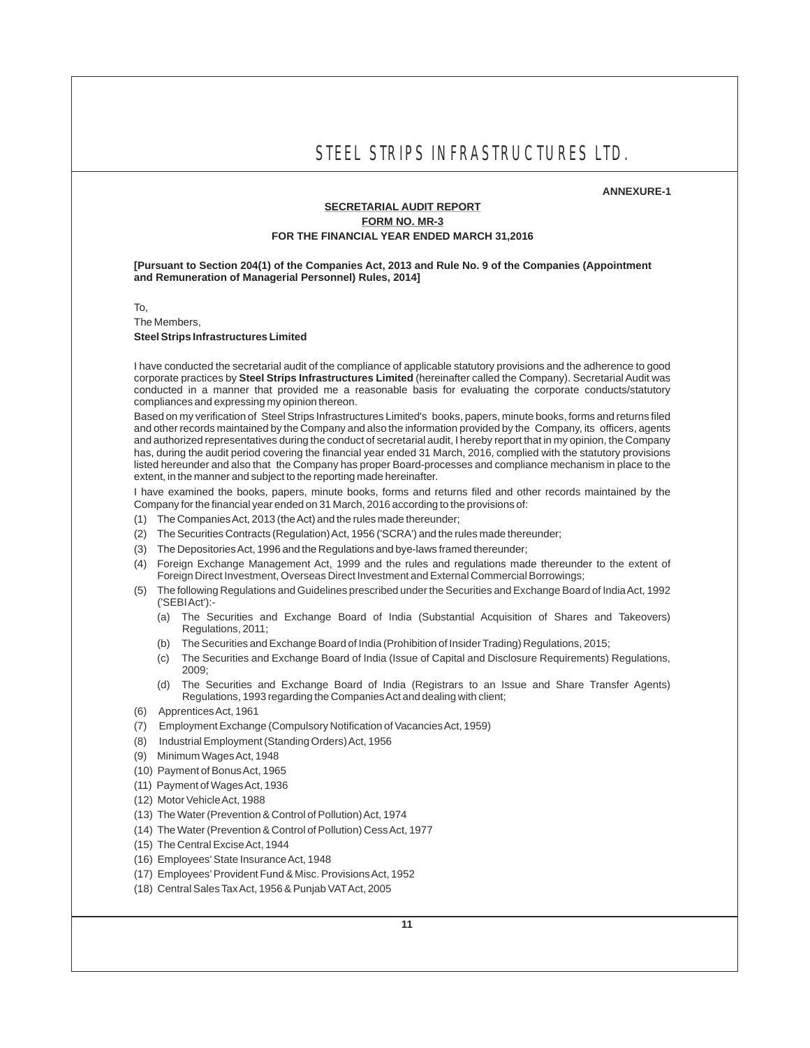**ANNEXURE-1**

**SECRETARIAL AUDIT REPORT**

**FORM NO. MR-3**

**FOR THE FINANCIAL YEAR ENDED MARCH 31,2016**

**[Pursuant to Section 204(1) of the Companies Act, 2013 and Rule No. 9 of the Companies (Appointment and Remuneration of Managerial Personnel) Rules, 2014]**

To,

The Members,

**Steel Strips Infrastructures Limited**

I have conducted the secretarial audit of the compliance of applicable statutory provisions and the adherence to good corporate practices by **Steel Strips Infrastructures Limited** (hereinafter called the Company). Secretarial Audit was conducted in a manner that provided me a reasonable basis for evaluating the corporate conducts/statutory compliances and expressing my opinion thereon.

Based on my verification of Steel Strips Infrastructures Limited's books, papers, minute books, forms and returns filed and other records maintained by the Company and also the information provided by the Company, its officers, agents and authorized representatives during the conduct of secretarial audit, I hereby report that in my opinion, the Company has, during the audit period covering the financial year ended 31 March, 2016, complied with the statutory provisions listed hereunder and also that the Company has proper Board-processes and compliance mechanism in place to the extent, in the manner and subject to the reporting made hereinafter.

I have examined the books, papers, minute books, forms and returns filed and other records maintained by the Company for the financial year ended on 31 March, 2016 according to the provisions of:

(1) The Companies Act, 2013 (the Act) and the rules made thereunder;

(2) The Securities Contracts (Regulation) Act, 1956 ('SCRA') and the rules made thereunder;

(3) The Depositories Act, 1996 and the Regulations and bye-laws framed thereunder;

(4) Foreign Exchange Management Act, 1999 and the rules and regulations made thereunder to the extent of Foreign Direct Investment, Overseas Direct Investment and External Commercial Borrowings;

(5) The following Regulations and Guidelines prescribed under the Securities and Exchange Board of India Act, 1992 ('SEBI Act'):-

   (a) The Securities and Exchange Board of India (Substantial Acquisition of Shares and Takeovers) Regulations, 2011;

   (b) The Securities and Exchange Board of India (Prohibition of Insider Trading) Regulations, 2015;

   (c) The Securities and Exchange Board of India (Issue of Capital and Disclosure Requirements) Regulations, 2009;

   (d) The Securities and Exchange Board of India (Registrars to an Issue and Share Transfer Agents) Regulations, 1993 regarding the Companies Act and dealing with client;

(6) Apprentices Act, 1961

(7) Employment Exchange (Compulsory Notification of Vacancies Act, 1959)

(8) Industrial Employment (Standing Orders) Act, 1956

(9) Minimum Wages Act, 1948

(10) Payment of Bonus Act, 1965

(11) Payment of Wages Act, 1936

(12) Motor Vehicle Act, 1988

(13) The Water (Prevention & Control of Pollution) Act, 1974

(14) The Water (Prevention & Control of Pollution) Cess Act, 1977

(15) The Central Excise Act, 1944

(16) Employees' State Insurance Act, 1948

(17) Employees' Provident Fund & Misc. Provisions Act, 1952

(18) Central Sales Tax Act, 1956 & Punjab VAT Act, 2005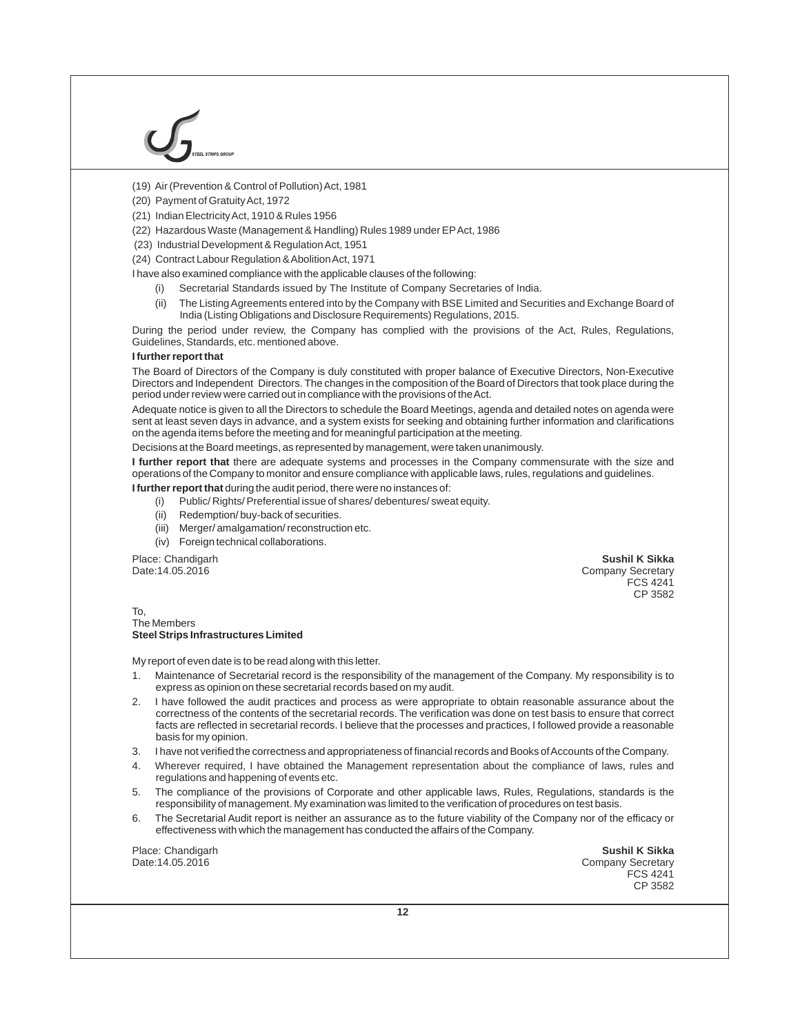(19) Air (Prevention & Control of Pollution) Act, 1981

(20) Payment of Gratuity Act, 1972

(21) Indian Electricity Act, 1910 & Rules 1956

(22) Hazardous Waste (Management & Handling) Rules 1989 under EP Act, 1986

(23) Industrial Development & Regulation Act, 1951

(24) Contract Labour Regulation & Abolition Act, 1971

I have also examined compliance with the applicable clauses of the following:

(i) Secretarial Standards issued by The Institute of Company Secretaries of India.

(ii) The Listing Agreements entered into by the Company with BSE Limited and Securities and Exchange Board of India (Listing Obligations and Disclosure Requirements) Regulations, 2015.

During the period under review, the Company has complied with the provisions of the Act, Rules, Regulations, Guidelines, Standards, etc. mentioned above.

**I further report that**

The Board of Directors of the Company is duly constituted with proper balance of Executive Directors, Non-Executive Directors and Independent Directors. The changes in the composition of the Board of Directors that took place during the period under review were carried out in compliance with the provisions of the Act.

Adequate notice is given to all the Directors to schedule the Board Meetings, agenda and detailed notes on agenda were sent at least seven days in advance, and a system exists for seeking and obtaining further information and clarifications on the agenda items before the meeting and for meaningful participation at the meeting.

Decisions at the Board meetings, as represented by management, were taken unanimously.

**I further report that** there are adequate systems and processes in the Company commensurate with the size and operations of the Company to monitor and ensure compliance with applicable laws, rules, regulations and guidelines.

**I further report that** during the audit period, there were no instances of:

(i) Public/ Rights/ Preferential issue of shares/ debentures/ sweat equity.

(ii) Redemption/ buy-back of securities.

(iii) Merger/ amalgamation/ reconstruction etc.

(iv) Foreign technical collaborations.

Place: Chandigarh
Date:14.05.2016

**Sushil K Sikka**
Company Secretary
FCS 4241
CP 3582

To,
The Members
**Steel Strips Infrastructures Limited**

My report of even date is to be read along with this letter.

1. Maintenance of Secretarial record is the responsibility of the management of the Company. My responsibility is to express as opinion on these secretarial records based on my audit.
2. I have followed the audit practices and process as were appropriate to obtain reasonable assurance about the correctness of the contents of the secretarial records. The verification was done on test basis to ensure that correct facts are reflected in secretarial records. I believe that the processes and practices, I followed provide a reasonable basis for my opinion.
3. I have not verified the correctness and appropriateness of financial records and Books of Accounts of the Company.
4. Wherever required, I have obtained the Management representation about the compliance of laws, rules and regulations and happening of events etc.
5. The compliance of the provisions of Corporate and other applicable laws, Rules, Regulations, standards is the responsibility of management. My examination was limited to the verification of procedures on test basis.
6. The Secretarial Audit report is neither an assurance as to the future viability of the Company nor of the efficacy or effectiveness with which the management has conducted the affairs of the Company.

Place: Chandigarh
Date:14.05.2016

**Sushil K Sikka**
Company Secretary
FCS 4241
CP 3582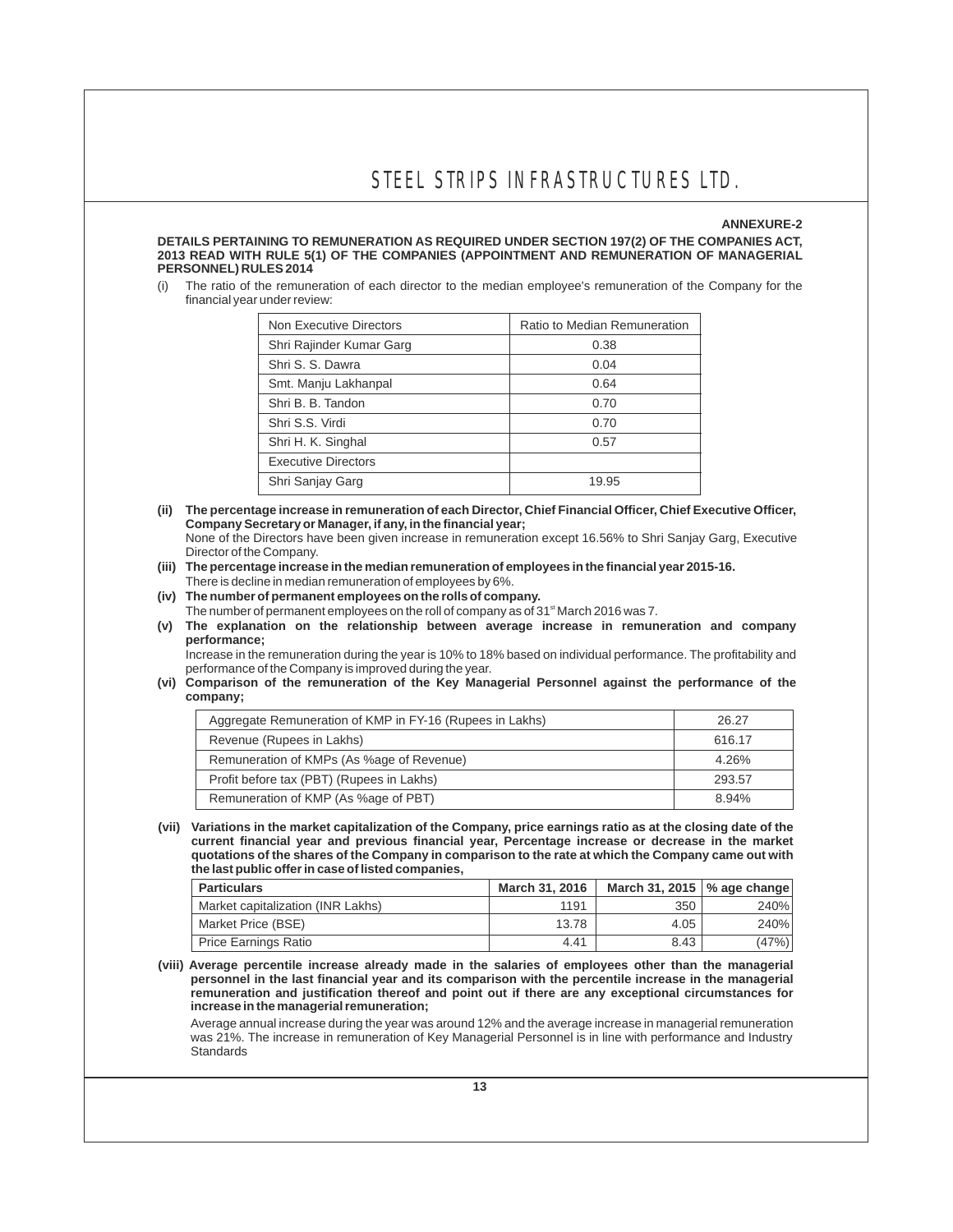**ANNEXURE-2**

**DETAILS PERTAINING TO REMUNERATION AS REQUIRED UNDER SECTION 197(2) OF THE COMPANIES ACT, 2013 READ WITH RULE 5(1) OF THE COMPANIES (APPOINTMENT AND REMUNERATION OF MANAGERIAL PERSONNEL) RULES 2014**

(i) The ratio of the remuneration of each director to the median employee's remuneration of the Company for the financial year under review:

| Non Executive Directors | Ratio to Median Remuneration |
|---|---|
| Shri Rajinder Kumar Garg | 0.38 |
| Shri S. S. Dawra | 0.04 |
| Smt. Manju Lakhanpal | 0.64 |
| Shri B. B. Tandon | 0.70 |
| Shri S.S. Virdi | 0.70 |
| Shri H. K. Singhal | 0.57 |
| Executive Directors | |
| Shri Sanjay Garg | 19.95 |

**(ii) The percentage increase in remuneration of each Director, Chief Financial Officer, Chief Executive Officer, Company Secretary or Manager, if any, in the financial year;**

None of the Directors have been given increase in remuneration except 16.56% to Shri Sanjay Garg, Executive Director of the Company.

**(iii) The percentage increase in the median remuneration of employees in the financial year 2015-16.**

There is decline in median remuneration of employees by 6%.

**(iv) The number of permanent employees on the rolls of company.**

The number of permanent employees on the roll of company as of 31st March 2016 was 7.

**(v) The explanation on the relationship between average increase in remuneration and company performance;**

Increase in the remuneration during the year is 10% to 18% based on individual performance. The profitability and performance of the Company is improved during the year.

**(vi) Comparison of the remuneration of the Key Managerial Personnel against the performance of the company;**

| Aggregate Remuneration of KMP in FY-16 (Rupees in Lakhs) | 26.27 |
|---|---|
| Revenue (Rupees in Lakhs) | 616.17 |
| Remuneration of KMPs (As %age of Revenue) | 4.26% |
| Profit before tax (PBT) (Rupees in Lakhs) | 293.57 |
| Remuneration of KMP (As %age of PBT) | 8.94% |

**(vii) Variations in the market capitalization of the Company, price earnings ratio as at the closing date of the current financial year and previous financial year, Percentage increase or decrease in the market quotations of the shares of the Company in comparison to the rate at which the Company came out with the last public offer in case of listed companies,**

| Particulars | March 31, 2016 | March 31, 2015 | % age change |
|---|---|---|---|
| Market capitalization (INR Lakhs) | 1191 | 350 | 240% |
| Market Price (BSE) | 13.78 | 4.05 | 240% |
| Price Earnings Ratio | 4.41 | 8.43 | (47%) |

**(viii) Average percentile increase already made in the salaries of employees other than the managerial personnel in the last financial year and its comparison with the percentile increase in the managerial remuneration and justification thereof and point out if there are any exceptional circumstances for increase in the managerial remuneration;**

Average annual increase during the year was around 12% and the average increase in managerial remuneration was 21%. The increase in remuneration of Key Managerial Personnel is in line with performance and Industry Standards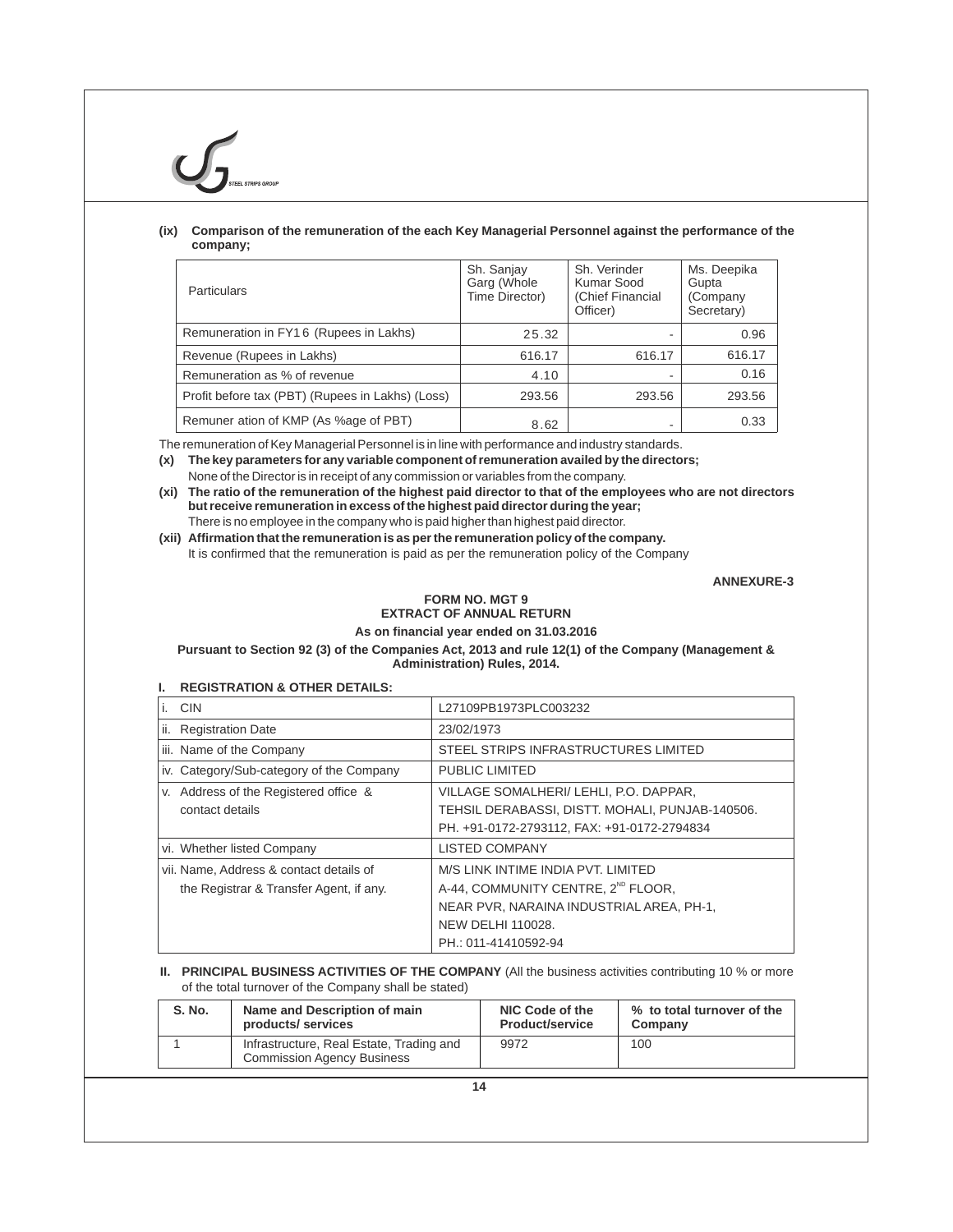**(ix) Comparison of the remuneration of the each Key Managerial Personnel against the performance of the company;**

| Particulars | Sh. Sanjay Garg (Whole Time Director) | Sh. Verinder Kumar Sood (Chief Financial Officer) | Ms. Deepika Gupta (Company Secretary) |
|---|---|---|---|
| Remuneration in FY16 (Rupees in Lakhs) | 25.32 | - | 0.96 |
| Revenue (Rupees in Lakhs) | 616.17 | 616.17 | 616.17 |
| Remuneration as % of revenue | 4.10 | - | 0.16 |
| Profit before tax (PBT) (Rupees in Lakhs) (Loss) | 293.56 | 293.56 | 293.56 |
| Remuner ation of KMP (As %age of PBT) | 8.62 | - | 0.33 |

The remuneration of Key Managerial Personnel is in line with performance and industry standards.

**(x) The key parameters for any variable component of remuneration availed by the directors;**

None of the Director is in receipt of any commission or variables from the company.

**(xi) The ratio of the remuneration of the highest paid director to that of the employees who are not directors but receive remuneration in excess of the highest paid director during the year;**

There is no employee in the company who is paid higher than highest paid director.

**(xii) Affirmation that the remuneration is as per the remuneration policy of the company.**

It is confirmed that the remuneration is paid as per the remuneration policy of the Company

**ANNEXURE-3**

**FORM NO. MGT 9**
**EXTRACT OF ANNUAL RETURN**

**As on financial year ended on 31.03.2016**

**Pursuant to Section 92 (3) of the Companies Act, 2013 and rule 12(1) of the Company (Management & Administration) Rules, 2014.**

## I. REGISTRATION & OTHER DETAILS:

| | |
|---|---|
| i. CIN | L27109PB1973PLC003232 |
| ii. Registration Date | 23/02/1973 |
| iii. Name of the Company | STEEL STRIPS INFRASTRUCTURES LIMITED |
| iv. Category/Sub-category of the Company | PUBLIC LIMITED |
| v. Address of the Registered office & contact details | VILLAGE SOMALHERI/ LEHLI, P.O. DAPPAR, TEHSIL DERABASSI, DISTT. MOHALI, PUNJAB-140506. PH. +91-0172-2793112, FAX: +91-0172-2794834 |
| vi. Whether listed Company | LISTED COMPANY |
| vii. Name, Address & contact details of the Registrar & Transfer Agent, if any. | M/S LINK INTIME INDIA PVT. LIMITED A-44, COMMUNITY CENTRE, 2ND FLOOR, NEAR PVR, NARAINA INDUSTRIAL AREA, PH-1, NEW DELHI 110028. PH.: 011-41410592-94 |

## II. PRINCIPAL BUSINESS ACTIVITIES OF THE COMPANY (All the business activities contributing 10 % or more of the total turnover of the Company shall be stated)

| S. No. | Name and Description of main products/ services | NIC Code of the Product/service | % to total turnover of the Company |
|---|---|---|---|
| 1 | Infrastructure, Real Estate, Trading and Commission Agency Business | 9972 | 100 |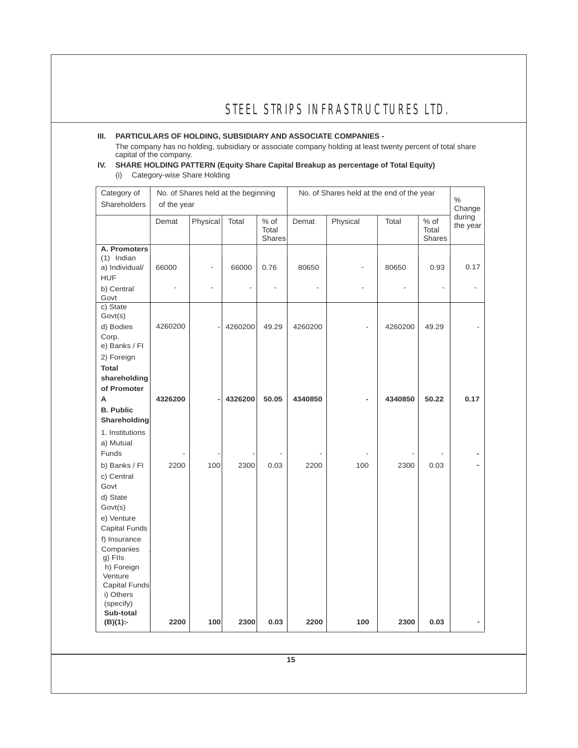**III. PARTICULARS OF HOLDING, SUBSIDIARY AND ASSOCIATE COMPANIES -**

The company has no holding, subsidiary or associate company holding at least twenty percent of total share capital of the company.

**IV. SHARE HOLDING PATTERN (Equity Share Capital Breakup as percentage of Total Equity)**

(i) Category-wise Share Holding

| Category of Shareholders | No. of Shares held at the beginning of the year | | | | No. of Shares held at the end of the year | | | | % Change during the year |
|---|---|---|---|---|---|---|---|---|---|
| | Demat | Physical | Total | % of Total Shares | Demat | Physical | Total | % of Total Shares | |
| **A. Promoters** | | | | | | | | | |
| (1) Indian | | | | | | | | | |
| a) Individual/ HUF | 66000 | - | 66000 | 0.76 | 80650 | - | 80650 | 0.93 | 0.17 |
| b) Central Govt | - | - | - | - | - | - | - | - | - |
| c) State Govt(s) | | | | | | | | | |
| d) Bodies Corp. | 4260200 | - | 4260200 | 49.29 | 4260200 | - | 4260200 | 49.29 | - |
| e) Banks / FI | | | | | | | | | |
| 2) Foreign | | | | | | | | | |
| **Total shareholding of Promoter A** | **4326200** | **-** | **4326200** | **50.05** | **4340850** | **-** | **4340850** | **50.22** | **0.17** |
| **B. Public Shareholding** | | | | | | | | | |
| 1. Institutions | | | | | | | | | |
| a) Mutual Funds | - | - | - | - | - | - | - | - | - |
| b) Banks / FI | 2200 | 100 | 2300 | 0.03 | 2200 | 100 | 2300 | 0.03 | - |
| c) Central Govt | | | | | | | | | |
| d) State Govt(s) | | | | | | | | | |
| e) Venture Capital Funds | | | | | | | | | |
| f) Insurance Companies | | | | | | | | | |
| g) FIIs | | | | | | | | | |
| h) Foreign Venture Capital Funds | | | | | | | | | |
| i) Others (specify) | | | | | | | | | |
| **Sub-total (B)(1):-** | **2200** | **100** | **2300** | **0.03** | **2200** | **100** | **2300** | **0.03** | **-** |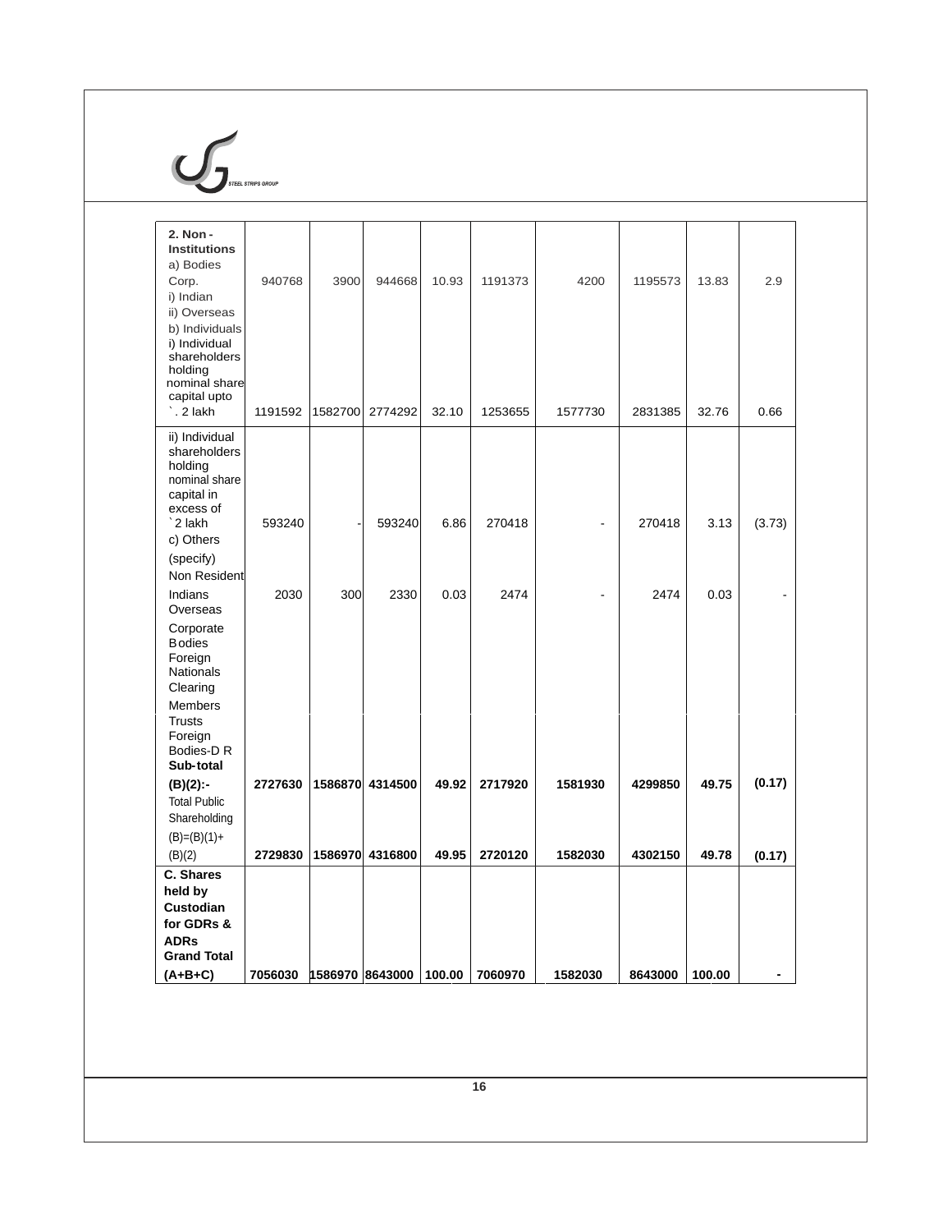| | | | | | | | | | |
|---|---|---|---|---|---|---|---|---|---|
| **2. Non - Institutions** a) Bodies Corp. i) Indian ii) Overseas | 940768 | 3900 | 944668 | 10.93 | 1191373 | 4200 | 1195573 | 13.83 | 2.9 |
| b) Individuals i) Individual shareholders holding nominal share capital upto `. 2 lakh | 1191592 | 1582700 | 2774292 | 32.10 | 1253655 | 1577730 | 2831385 | 32.76 | 0.66 |
| ii) Individual shareholders holding nominal share capital in excess of `2 lakh | 593240 | - | 593240 | 6.86 | 270418 | - | 270418 | 3.13 | (3.73) |
| c) Others (specify) Non Resident Indians | 2030 | 300 | 2330 | 0.03 | 2474 | - | 2474 | 0.03 | - |
| Overseas Corporate Bodies | | | | | | | | | |
| Foreign Nationals | | | | | | | | | |
| Clearing Members | | | | | | | | | |
| Trusts | | | | | | | | | |
| Foreign Bodies-D R | | | | | | | | | |
| **Sub-total (B)(2):-** | **2727630** | **1586870** | **4314500** | **49.92** | **2717920** | **1581930** | **4299850** | **49.75** | **(0.17)** |
| Total Public Shareholding (B)=(B)(1)+ (B)(2) | **2729830** | **1586970** | **4316800** | **49.95** | **2720120** | **1582030** | **4302150** | **49.78** | **(0.17)** |
| **C. Shares held by Custodian for GDRs & ADRs** | | | | | | | | | |
| **Grand Total (A+B+C)** | **7056030** | **1586970** | **8643000** | **100.00** | **7060970** | **1582030** | **8643000** | **100.00** | **-** |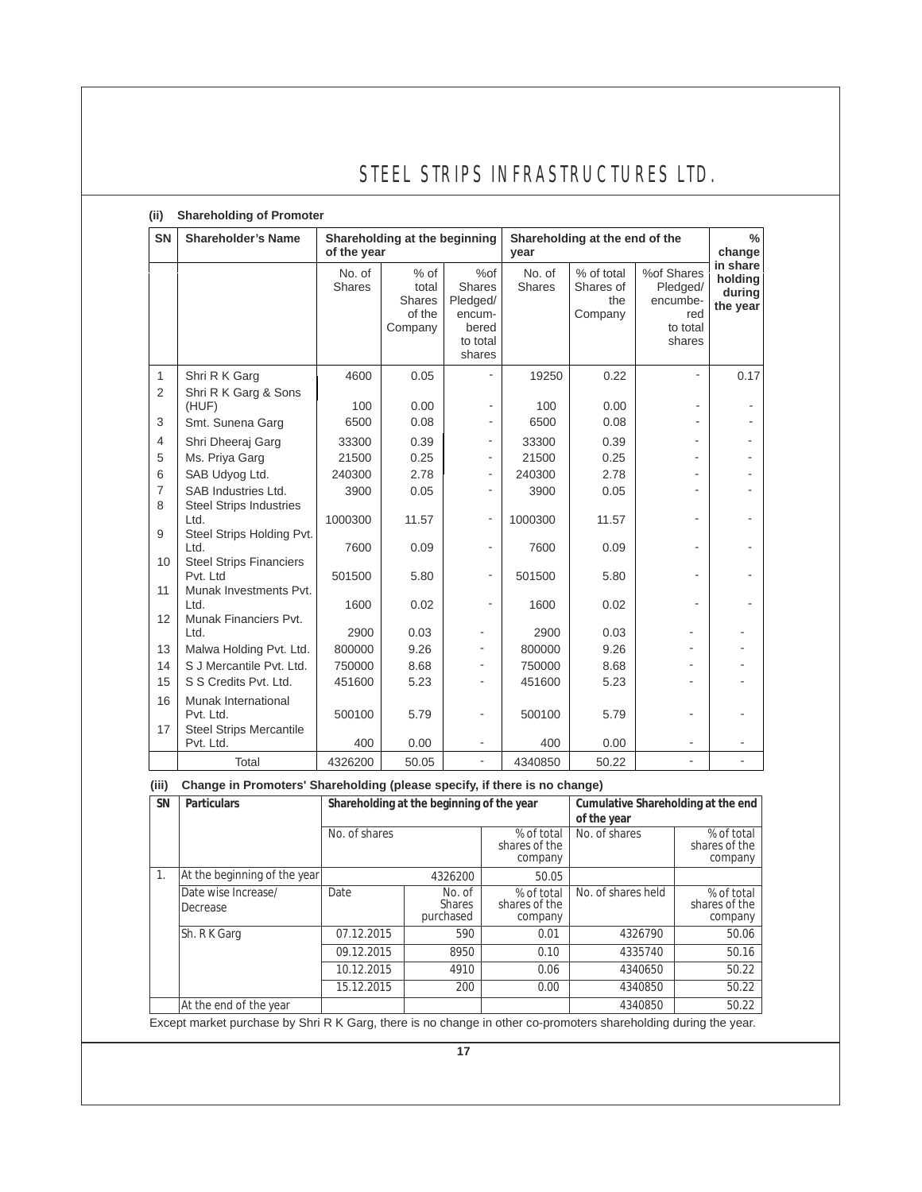### (ii) Shareholding of Promoter

| SN | Shareholder's Name | Shareholding at the beginning of the year | | | Shareholding at the end of the year | | | % change in share holding during the year |
|---|---|---|---|---|---|---|---|---|
| | | No. of Shares | % of total Shares of the Company | %of Shares Pledged/ encum-bered to total shares | No. of Shares | % of total Shares of the Company | %of Shares Pledged/ encumbe-red to total shares | |
| 1 | Shri R K Garg | 4600 | 0.05 | - | 19250 | 0.22 | - | 0.17 |
| 2 | Shri R K Garg & Sons (HUF) | 100 | 0.00 | - | 100 | 0.00 | - | - |
| 3 | Smt. Sunena Garg | 6500 | 0.08 | - | 6500 | 0.08 | - | - |
| 4 | Shri Dheeraj Garg | 33300 | 0.39 | - | 33300 | 0.39 | - | - |
| 5 | Ms. Priya Garg | 21500 | 0.25 | - | 21500 | 0.25 | - | - |
| 6 | SAB Udyog Ltd. | 240300 | 2.78 | - | 240300 | 2.78 | - | - |
| 7 | SAB Industries Ltd. | 3900 | 0.05 | - | 3900 | 0.05 | - | - |
| 8 | Steel Strips Industries Ltd. | 1000300 | 11.57 | - | 1000300 | 11.57 | - | - |
| 9 | Steel Strips Holding Pvt. Ltd. | 7600 | 0.09 | - | 7600 | 0.09 | - | - |
| 10 | Steel Strips Financiers Pvt. Ltd | 501500 | 5.80 | - | 501500 | 5.80 | - | - |
| 11 | Munak Investments Pvt. Ltd. | 1600 | 0.02 | - | 1600 | 0.02 | - | - |
| 12 | Munak Financiers Pvt. Ltd. | 2900 | 0.03 | - | 2900 | 0.03 | - | - |
| 13 | Malwa Holding Pvt. Ltd. | 800000 | 9.26 | - | 800000 | 9.26 | - | - |
| 14 | S J Mercantile Pvt. Ltd. | 750000 | 8.68 | - | 750000 | 8.68 | - | - |
| 15 | S S Credits Pvt. Ltd. | 451600 | 5.23 | - | 451600 | 5.23 | - | - |
| 16 | Munak International Pvt. Ltd. | 500100 | 5.79 | - | 500100 | 5.79 | - | - |
| 17 | Steel Strips Mercantile Pvt. Ltd. | 400 | 0.00 | - | 400 | 0.00 | - | - |
| | Total | 4326200 | 50.05 | - | 4340850 | 50.22 | - | - |

### (iii) Change in Promoters' Shareholding (please specify, if there is no change)

| SN | Particulars | Shareholding at the beginning of the year | | | Cumulative Shareholding at the end of the year | |
|---|---|---|---|---|---|---|
| | | No. of shares | | % of total shares of the company | No. of shares | % of total shares of the company |
| 1. | At the beginning of the year | | 4326200 | 50.05 | | |
| | Date wise Increase/ Decrease | Date | No. of Shares purchased | % of total shares of the company | No. of shares held | % of total shares of the company |
| | Sh. R K Garg | 07.12.2015 | 590 | 0.01 | 4326790 | 50.06 |
| | | 09.12.2015 | 8950 | 0.10 | 4335740 | 50.16 |
| | | 10.12.2015 | 4910 | 0.06 | 4340650 | 50.22 |
| | | 15.12.2015 | 200 | 0.00 | 4340850 | 50.22 |
| | At the end of the year | | | | 4340850 | 50.22 |

Except market purchase by Shri R K Garg, there is no change in other co-promoters shareholding during the year.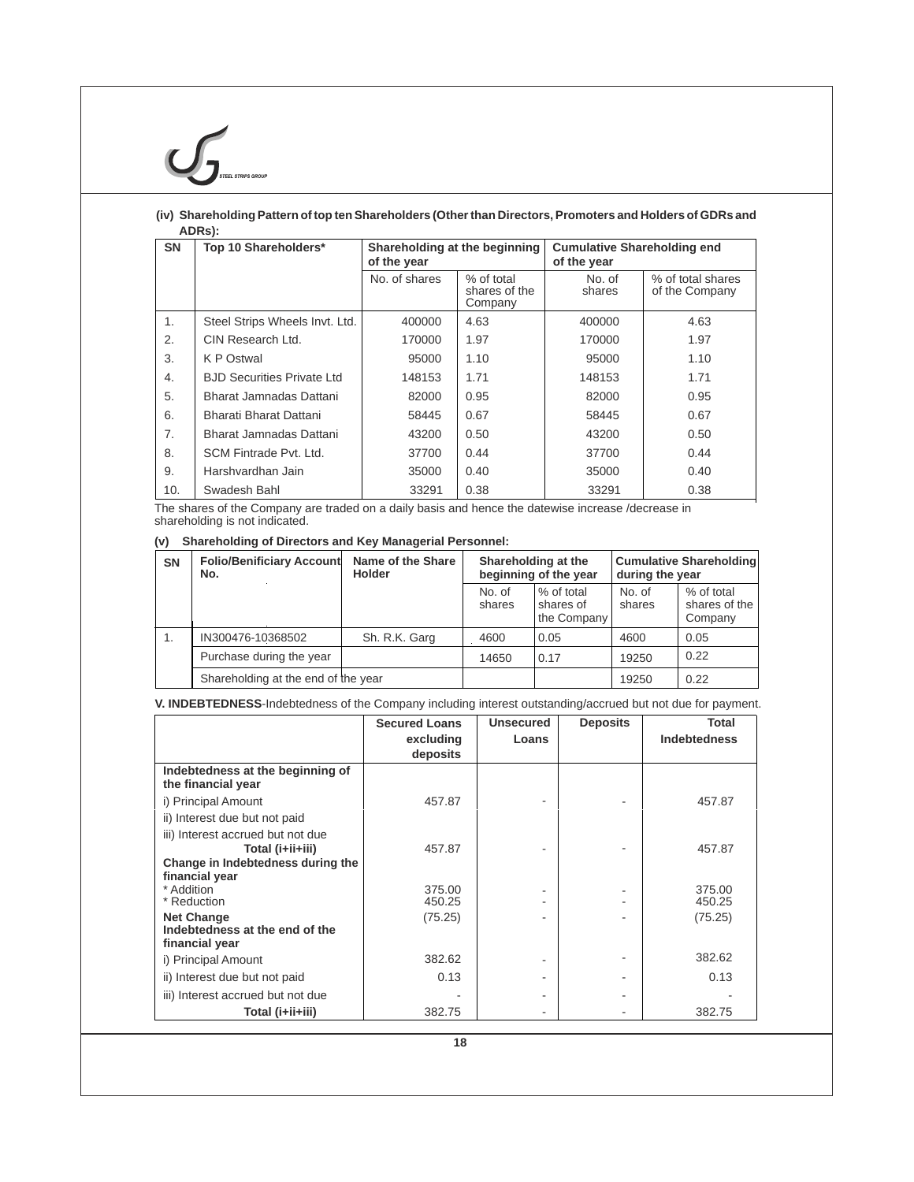**(iv) Shareholding Pattern of top ten Shareholders (Other than Directors, Promoters and Holders of GDRs and ADRs):**

| SN | Top 10 Shareholders* | Shareholding at the beginning of the year | | Cumulative Shareholding end of the year | |
|---|---|---|---|---|---|
| | | No. of shares | % of total shares of the Company | No. of shares | % of total shares of the Company |
| 1. | Steel Strips Wheels Invt. Ltd. | 400000 | 4.63 | 400000 | 4.63 |
| 2. | CIN Research Ltd. | 170000 | 1.97 | 170000 | 1.97 |
| 3. | K P Ostwal | 95000 | 1.10 | 95000 | 1.10 |
| 4. | BJD Securities Private Ltd | 148153 | 1.71 | 148153 | 1.71 |
| 5. | Bharat Jamnadas Dattani | 82000 | 0.95 | 82000 | 0.95 |
| 6. | Bharati Bharat Dattani | 58445 | 0.67 | 58445 | 0.67 |
| 7. | Bharat Jamnadas Dattani | 43200 | 0.50 | 43200 | 0.50 |
| 8. | SCM Fintrade Pvt. Ltd. | 37700 | 0.44 | 37700 | 0.44 |
| 9. | Harshvardhan Jain | 35000 | 0.40 | 35000 | 0.40 |
| 10. | Swadesh Bahl | 33291 | 0.38 | 33291 | 0.38 |

The shares of the Company are traded on a daily basis and hence the datewise increase /decrease in shareholding is not indicated.

**(v) Shareholding of Directors and Key Managerial Personnel:**

| SN | Folio/Benificiary Account No. | Name of the Share Holder | Shareholding at the beginning of the year | | Cumulative Shareholding during the year | |
|---|---|---|---|---|---|---|
| | | | No. of shares | % of total shares of the Company | No. of shares | % of total shares of the Company |
| 1. | IN300476-10368502 | Sh. R.K. Garg | 4600 | 0.05 | 4600 | 0.05 |
| | Purchase during the year | | 14650 | 0.17 | 19250 | 0.22 |
| | Shareholding at the end of the year | | | | 19250 | 0.22 |

**V. INDEBTEDNESS**-Indebtedness of the Company including interest outstanding/accrued but not due for payment.

| | Secured Loans excluding deposits | Unsecured Loans | Deposits | Total Indebtedness |
|---|---|---|---|---|
| **Indebtedness at the beginning of the financial year** | | | | |
| i) Principal Amount | 457.87 | - | - | 457.87 |
| ii) Interest due but not paid | | | | |
| iii) Interest accrued but not due | | | | |
| **Total (i+ii+iii)** | 457.87 | - | - | 457.87 |
| **Change in Indebtedness during the financial year** | | | | |
| * Addition | 375.00 | - | - | 375.00 |
| * Reduction | 450.25 | - | - | 450.25 |
| **Net Change** | (75.25) | - | - | (75.25) |
| **Indebtedness at the end of the financial year** | | | | |
| i) Principal Amount | 382.62 | - | - | 382.62 |
| ii) Interest due but not paid | 0.13 | - | - | 0.13 |
| iii) Interest accrued but not due | - | - | - | - |
| **Total (i+ii+iii)** | 382.75 | - | - | 382.75 |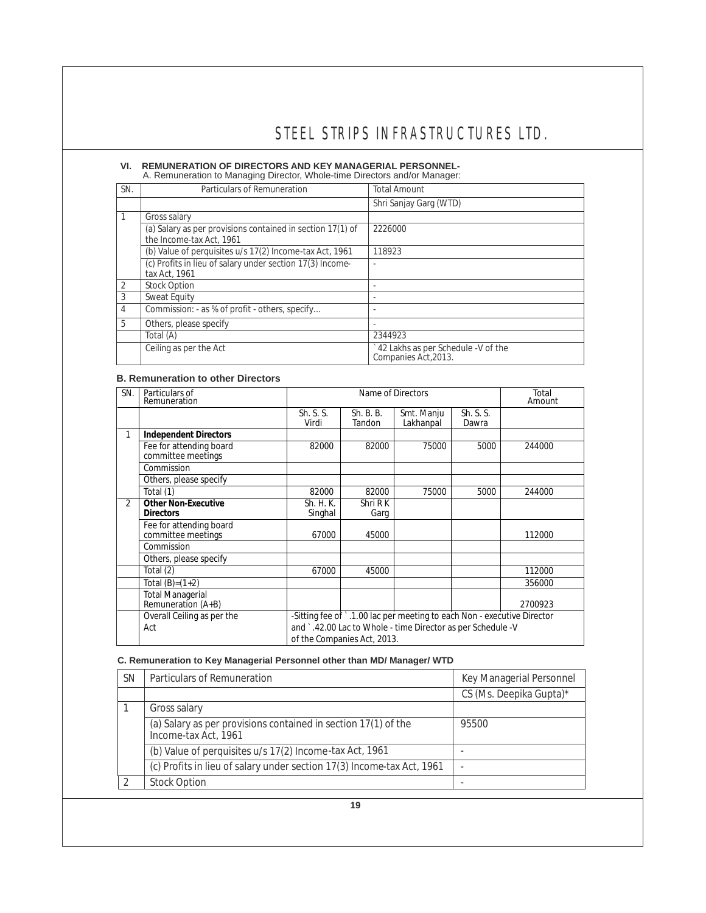## VI. REMUNERATION OF DIRECTORS AND KEY MANAGERIAL PERSONNEL-

A. Remuneration to Managing Director, Whole-time Directors and/or Manager:

| SN. | Particulars of Remuneration | Total Amount |
|---|---|---|
| | | Shri Sanjay Garg (WTD) |
| 1 | Gross salary | |
| | (a) Salary as per provisions contained in section 17(1) of the Income-tax Act, 1961 | 2226000 |
| | (b) Value of perquisites u/s 17(2) Income-tax Act, 1961 | 118923 |
| | (c) Profits in lieu of salary under section 17(3) Income-tax Act, 1961 | - |
| 2 | Stock Option | - |
| 3 | Sweat Equity | - |
| 4 | Commission: - as % of profit - others, specify… | - |
| 5 | Others, please specify | - |
| | Total (A) | 2344923 |
| | Ceiling as per the Act | ` 42 Lakhs as per Schedule -V of the Companies Act,2013. |

### B. Remuneration to other Directors

| SN. | Particulars of Remuneration | Name of Directors | | | | Total Amount |
|---|---|---|---|---|---|---|
| | | Sh. S. S. Virdi | Sh. B. B. Tandon | Smt. Manju Lakhanpal | Sh. S. S. Dawra | |
| 1 | **Independent Directors** | | | | | |
| | Fee for attending board committee meetings | 82000 | 82000 | 75000 | 5000 | 244000 |
| | Commission | | | | | |
| | Others, please specify | | | | | |
| | Total (1) | 82000 | 82000 | 75000 | 5000 | 244000 |
| 2 | **Other Non-Executive Directors** | Sh. H. K. Singhal | Shri R K Garg | | | |
| | Fee for attending board committee meetings | 67000 | 45000 | | | 112000 |
| | Commission | | | | | |
| | Others, please specify | | | | | |
| | Total (2) | 67000 | 45000 | | | 112000 |
| | Total (B)=(1+2) | | | | | 356000 |
| | Total Managerial Remuneration (A+B) | | | | | 2700923 |
| | Overall Ceiling as per the Act | -Sitting fee of ` .1.00 lac per meeting to each Non - executive Director and ` .42.00 Lac to Whole - time Director as per Schedule -V of the Companies Act, 2013. | | | | |

### C. Remuneration to Key Managerial Personnel other than MD/ Manager/ WTD

| SN | Particulars of Remuneration | Key Managerial Personnel |
|---|---|---|
| | | CS (Ms. Deepika Gupta)* |
| 1 | Gross salary | |
| | (a) Salary as per provisions contained in section 17(1) of the Income-tax Act, 1961 | 95500 |
| | (b) Value of perquisites u/s 17(2) Income-tax Act, 1961 | - |
| | (c) Profits in lieu of salary under section 17(3) Income-tax Act, 1961 | - |
| 2 | Stock Option | - |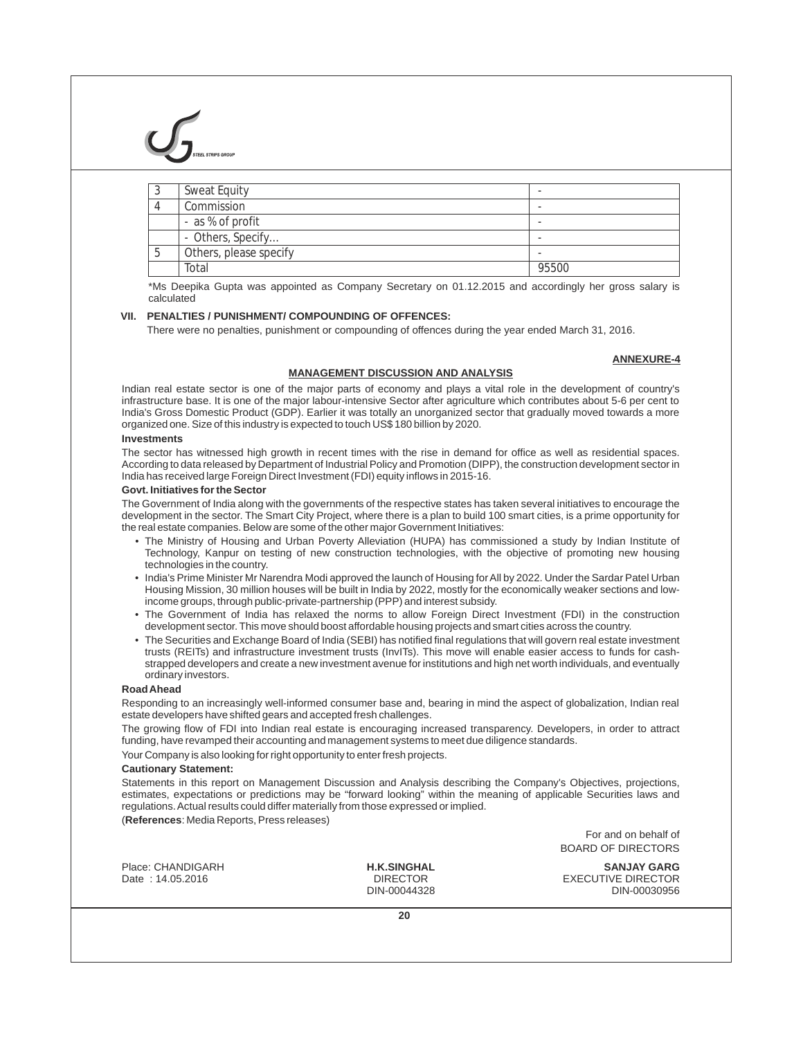| 3 | Sweat Equity | - |
|---|---|---|
| 4 | Commission | - |
| | - as % of profit | - |
| | - Others, Specify... | - |
| 5 | Others, please specify | - |
| | Total | 95500 |

*Ms Deepika Gupta was appointed as Company Secretary on 01.12.2015 and accordingly her gross salary is calculated

### VII. PENALTIES / PUNISHMENT/ COMPOUNDING OF OFFENCES:

There were no penalties, punishment or compounding of offences during the year ended March 31, 2016.

**ANNEXURE-4**

## MANAGEMENT DISCUSSION AND ANALYSIS

Indian real estate sector is one of the major parts of economy and plays a vital role in the development of country's infrastructure base. It is one of the major labour-intensive Sector after agriculture which contributes about 5-6 per cent to India's Gross Domestic Product (GDP). Earlier it was totally an unorganized sector that gradually moved towards a more organized one. Size of this industry is expected to touch US$ 180 billion by 2020.

**Investments**

The sector has witnessed high growth in recent times with the rise in demand for office as well as residential spaces. According to data released by Department of Industrial Policy and Promotion (DIPP), the construction development sector in India has received large Foreign Direct Investment (FDI) equity inflows in 2015-16.

**Govt. Initiatives for the Sector**

The Government of India along with the governments of the respective states has taken several initiatives to encourage the development in the sector. The Smart City Project, where there is a plan to build 100 smart cities, is a prime opportunity for the real estate companies. Below are some of the other major Government Initiatives:

- The Ministry of Housing and Urban Poverty Alleviation (HUPA) has commissioned a study by Indian Institute of Technology, Kanpur on testing of new construction technologies, with the objective of promoting new housing technologies in the country.
- India's Prime Minister Mr Narendra Modi approved the launch of Housing for All by 2022. Under the Sardar Patel Urban Housing Mission, 30 million houses will be built in India by 2022, mostly for the economically weaker sections and low-income groups, through public-private-partnership (PPP) and interest subsidy.
- The Government of India has relaxed the norms to allow Foreign Direct Investment (FDI) in the construction development sector. This move should boost affordable housing projects and smart cities across the country.
- The Securities and Exchange Board of India (SEBI) has notified final regulations that will govern real estate investment trusts (REITs) and infrastructure investment trusts (InvITs). This move will enable easier access to funds for cash-strapped developers and create a new investment avenue for institutions and high net worth individuals, and eventually ordinary investors.

**Road Ahead**

Responding to an increasingly well-informed consumer base and, bearing in mind the aspect of globalization, Indian real estate developers have shifted gears and accepted fresh challenges.

The growing flow of FDI into Indian real estate is encouraging increased transparency. Developers, in order to attract funding, have revamped their accounting and management systems to meet due diligence standards.

Your Company is also looking for right opportunity to enter fresh projects.

**Cautionary Statement:**

Statements in this report on Management Discussion and Analysis describing the Company's Objectives, projections, estimates, expectations or predictions may be "forward looking" within the meaning of applicable Securities laws and regulations. Actual results could differ materially from those expressed or implied.

(**References**: Media Reports, Press releases)

For and on behalf of
BOARD OF DIRECTORS

Place: CHANDIGARH
Date : 14.05.2016

**H.K.SINGHAL**
DIRECTOR
DIN-00044328

**SANJAY GARG**
EXECUTIVE DIRECTOR
DIN-00030956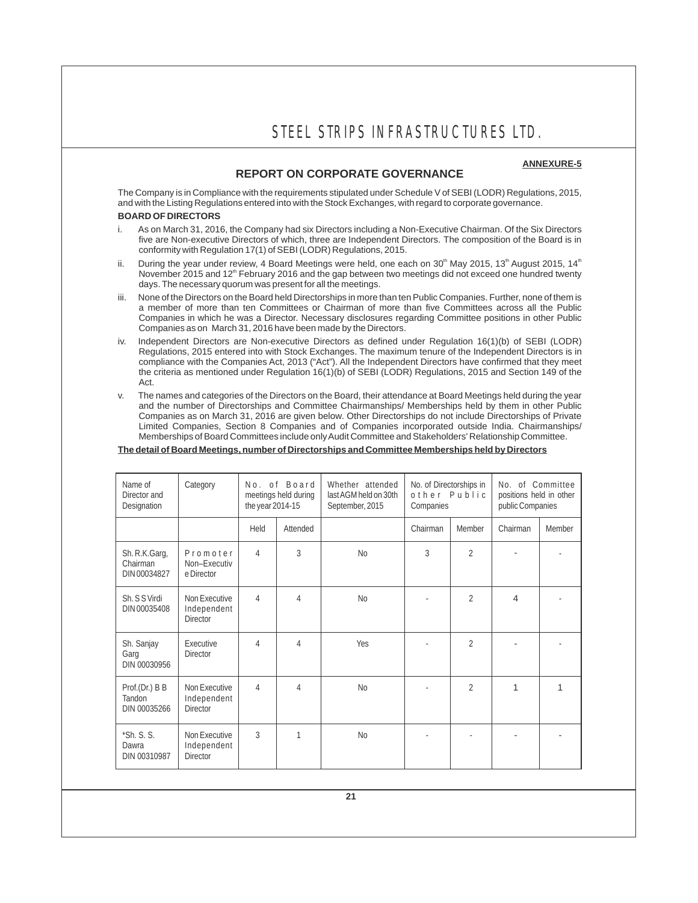**ANNEXURE-5**

## REPORT ON CORPORATE GOVERNANCE

The Company is in Compliance with the requirements stipulated under Schedule V of SEBI (LODR) Regulations, 2015, and with the Listing Regulations entered into with the Stock Exchanges, with regard to corporate governance.

**BOARD OF DIRECTORS**

i. As on March 31, 2016, the Company had six Directors including a Non-Executive Chairman. Of the Six Directors five are Non-executive Directors of which, three are Independent Directors. The composition of the Board is in conformity with Regulation 17(1) of SEBI (LODR) Regulations, 2015.

ii. During the year under review, 4 Board Meetings were held, one each on 30th May 2015, 13th August 2015, 14th November 2015 and 12th February 2016 and the gap between two meetings did not exceed one hundred twenty days. The necessary quorum was present for all the meetings.

iii. None of the Directors on the Board held Directorships in more than ten Public Companies. Further, none of them is a member of more than ten Committees or Chairman of more than five Committees across all the Public Companies in which he was a Director. Necessary disclosures regarding Committee positions in other Public Companies as on March 31, 2016 have been made by the Directors.

iv. Independent Directors are Non-executive Directors as defined under Regulation 16(1)(b) of SEBI (LODR) Regulations, 2015 entered into with Stock Exchanges. The maximum tenure of the Independent Directors is in compliance with the Companies Act, 2013 ("Act"). All the Independent Directors have confirmed that they meet the criteria as mentioned under Regulation 16(1)(b) of SEBI (LODR) Regulations, 2015 and Section 149 of the Act.

v. The names and categories of the Directors on the Board, their attendance at Board Meetings held during the year and the number of Directorships and Committee Chairmanships/ Memberships held by them in other Public Companies as on March 31, 2016 are given below. Other Directorships do not include Directorships of Private Limited Companies, Section 8 Companies and of Companies incorporated outside India. Chairmanships/ Memberships of Board Committees include only Audit Committee and Stakeholders' Relationship Committee.

**The detail of Board Meetings, number of Directorships and Committee Memberships held by Directors**

| Name of Director and Designation | Category | No. of Board meetings held during the year 2014-15 | | Whether attended last AGM held on 30th September, 2015 | No. of Directorships in other Public Companies | | No. of Committee positions held in other public Companies | |
|---|---|---|---|---|---|---|---|---|
| | | Held | Attended | | Chairman | Member | Chairman | Member |
| Sh. R.K.Garg, Chairman DIN 00034827 | Promoter Non–Executive Director | 4 | 3 | No | 3 | 2 | - | - |
| Sh. S S Virdi DIN 00035408 | Non Executive Independent Director | 4 | 4 | No | - | 2 | 4 | - |
| Sh. Sanjay Garg DIN 00030956 | Executive Director | 4 | 4 | Yes | - | 2 | - | - |
| Prof.(Dr.) B B Tandon DIN 00035266 | Non Executive Independent Director | 4 | 4 | No | - | 2 | 1 | 1 |
| *Sh. S. S. Dawra DIN 00310987 | Non Executive Independent Director | 3 | 1 | No | - | - | - | - |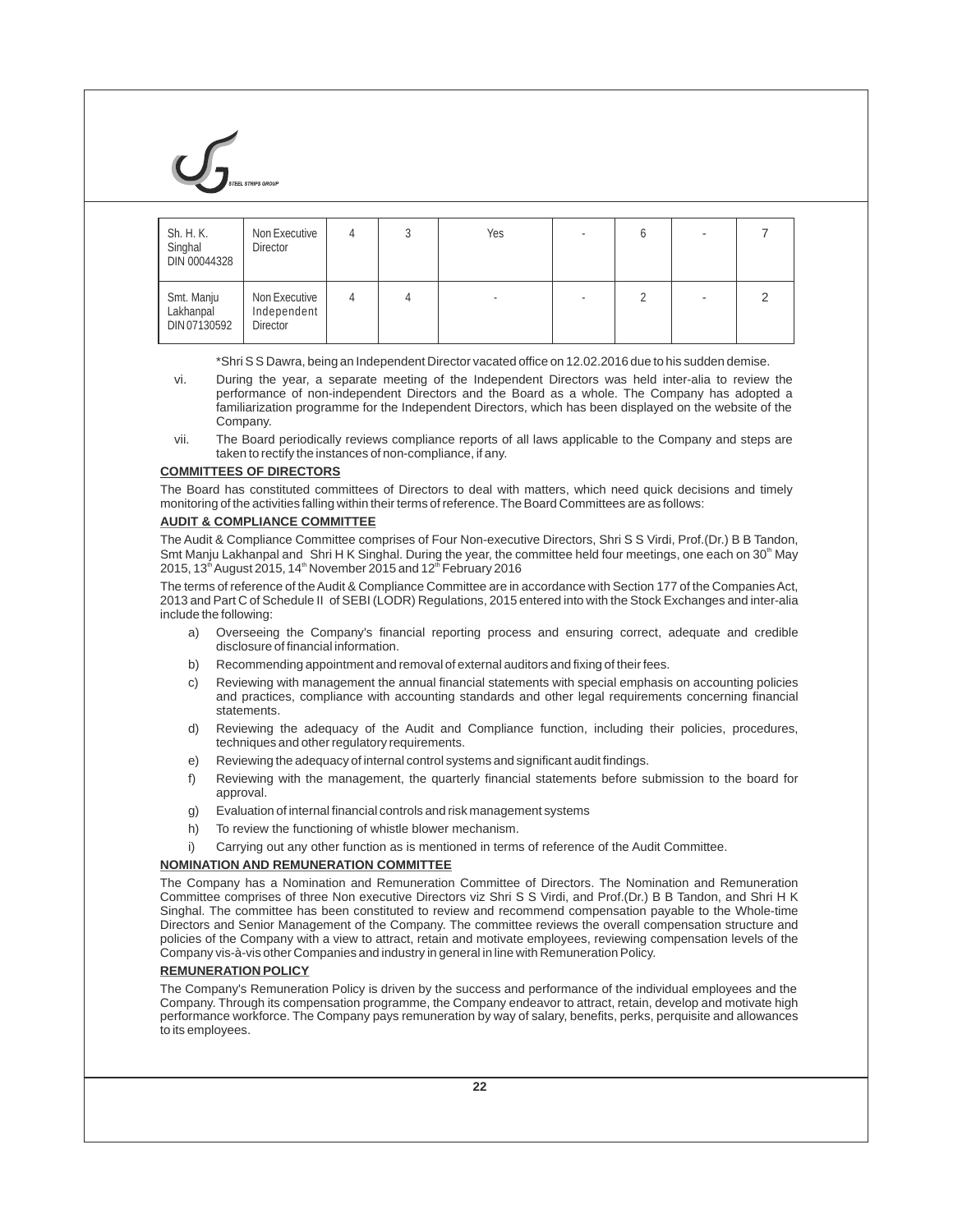| Sh. H. K. Singhal DIN 00044328 | Non Executive Director | 4 | 3 | Yes | - | 6 | - | 7 |
|---|---|---|---|---|---|---|---|---|
| Smt. Manju Lakhanpal DIN 07130592 | Non Executive Independent Director | 4 | 4 | - | - | 2 | - | 2 |

*Shri S S Dawra, being an Independent Director vacated office on 12.02.2016 due to his sudden demise.

vi. During the year, a separate meeting of the Independent Directors was held inter-alia to review the performance of non-independent Directors and the Board as a whole. The Company has adopted a familiarization programme for the Independent Directors, which has been displayed on the website of the Company.

vii. The Board periodically reviews compliance reports of all laws applicable to the Company and steps are taken to rectify the instances of non-compliance, if any.

**COMMITTEES OF DIRECTORS**

The Board has constituted committees of Directors to deal with matters, which need quick decisions and timely monitoring of the activities falling within their terms of reference. The Board Committees are as follows:

**AUDIT & COMPLIANCE COMMITTEE**

The Audit & Compliance Committee comprises of Four Non-executive Directors, Shri S S Virdi, Prof.(Dr.) B B Tandon, Smt Manju Lakhanpal and Shri H K Singhal. During the year, the committee held four meetings, one each on 30th May 2015, 13th August 2015, 14th November 2015 and 12th February 2016

The terms of reference of the Audit & Compliance Committee are in accordance with Section 177 of the Companies Act, 2013 and Part C of Schedule II of SEBI (LODR) Regulations, 2015 entered into with the Stock Exchanges and inter-alia include the following:

a) Overseeing the Company's financial reporting process and ensuring correct, adequate and credible disclosure of financial information.

b) Recommending appointment and removal of external auditors and fixing of their fees.

c) Reviewing with management the annual financial statements with special emphasis on accounting policies and practices, compliance with accounting standards and other legal requirements concerning financial statements.

d) Reviewing the adequacy of the Audit and Compliance function, including their policies, procedures, techniques and other regulatory requirements.

e) Reviewing the adequacy of internal control systems and significant audit findings.

f) Reviewing with the management, the quarterly financial statements before submission to the board for approval.

g) Evaluation of internal financial controls and risk management systems

h) To review the functioning of whistle blower mechanism.

i) Carrying out any other function as is mentioned in terms of reference of the Audit Committee.

**NOMINATION AND REMUNERATION COMMITTEE**

The Company has a Nomination and Remuneration Committee of Directors. The Nomination and Remuneration Committee comprises of three Non executive Directors viz Shri S S Virdi, and Prof.(Dr.) B B Tandon, and Shri H K Singhal. The committee has been constituted to review and recommend compensation payable to the Whole-time Directors and Senior Management of the Company. The committee reviews the overall compensation structure and policies of the Company with a view to attract, retain and motivate employees, reviewing compensation levels of the Company vis-à-vis other Companies and industry in general in line with Remuneration Policy.

**REMUNERATION POLICY**

The Company's Remuneration Policy is driven by the success and performance of the individual employees and the Company. Through its compensation programme, the Company endeavor to attract, retain, develop and motivate high performance workforce. The Company pays remuneration by way of salary, benefits, perks, perquisite and allowances to its employees.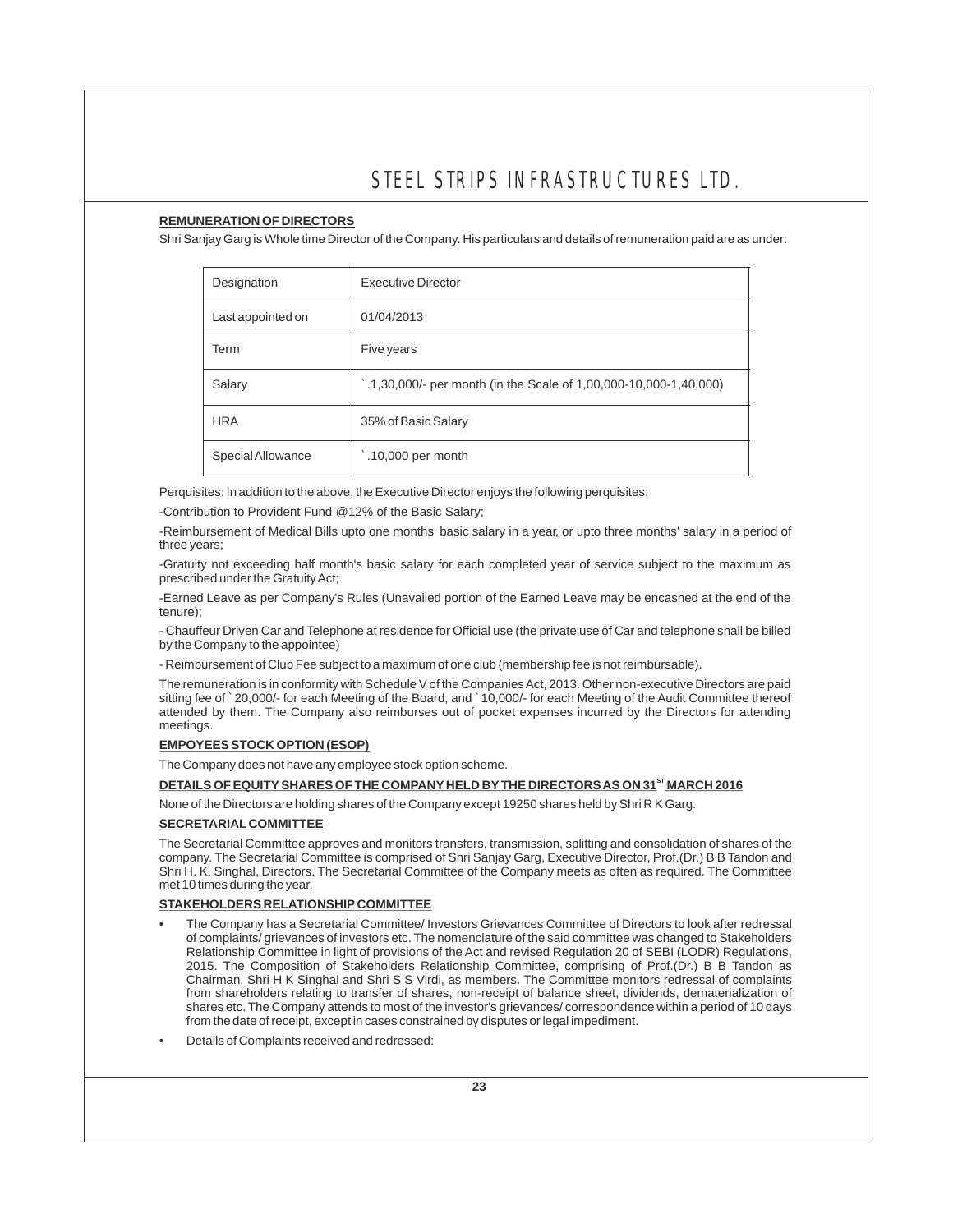### REMUNERATION OF DIRECTORS

Shri Sanjay Garg is Whole time Director of the Company. His particulars and details of remuneration paid are as under:

| Designation | Executive Director |
|---|---|
| Last appointed on | 01/04/2013 |
| Term | Five years |
| Salary | `.1,30,000/- per month (in the Scale of 1,00,000-10,000-1,40,000) |
| HRA | 35% of Basic Salary |
| Special Allowance | `.10,000 per month |

Perquisites: In addition to the above, the Executive Director enjoys the following perquisites:

-Contribution to Provident Fund @12% of the Basic Salary;

-Reimbursement of Medical Bills upto one months' basic salary in a year, or upto three months' salary in a period of three years;

-Gratuity not exceeding half month's basic salary for each completed year of service subject to the maximum as prescribed under the Gratuity Act;

-Earned Leave as per Company's Rules (Unavailed portion of the Earned Leave may be encashed at the end of the tenure);

- Chauffeur Driven Car and Telephone at residence for Official use (the private use of Car and telephone shall be billed by the Company to the appointee)

- Reimbursement of Club Fee subject to a maximum of one club (membership fee is not reimbursable).

The remuneration is in conformity with Schedule V of the Companies Act, 2013. Other non-executive Directors are paid sitting fee of ` 20,000/- for each Meeting of the Board, and ` 10,000/- for each Meeting of the Audit Committee thereof attended by them. The Company also reimburses out of pocket expenses incurred by the Directors for attending meetings.

### EMPOYEES STOCK OPTION (ESOP)

The Company does not have any employee stock option scheme.

### DETAILS OF EQUITY SHARES OF THE COMPANY HELD BY THE DIRECTORS AS ON 31ST MARCH 2016

None of the Directors are holding shares of the Company except 19250 shares held by Shri R K Garg.

### SECRETARIAL COMMITTEE

The Secretarial Committee approves and monitors transfers, transmission, splitting and consolidation of shares of the company. The Secretarial Committee is comprised of Shri Sanjay Garg, Executive Director, Prof.(Dr.) B B Tandon and Shri H. K. Singhal, Directors. The Secretarial Committee of the Company meets as often as required. The Committee met 10 times during the year.

### STAKEHOLDERS RELATIONSHIP COMMITTEE

- The Company has a Secretarial Committee/ Investors Grievances Committee of Directors to look after redressal of complaints/ grievances of investors etc. The nomenclature of the said committee was changed to Stakeholders Relationship Committee in light of provisions of the Act and revised Regulation 20 of SEBI (LODR) Regulations, 2015. The Composition of Stakeholders Relationship Committee, comprising of Prof.(Dr.) B B Tandon as Chairman, Shri H K Singhal and Shri S S Virdi, as members. The Committee monitors redressal of complaints from shareholders relating to transfer of shares, non-receipt of balance sheet, dividends, dematerialization of shares etc. The Company attends to most of the investor's grievances/ correspondence within a period of 10 days from the date of receipt, except in cases constrained by disputes or legal impediment.
- Details of Complaints received and redressed: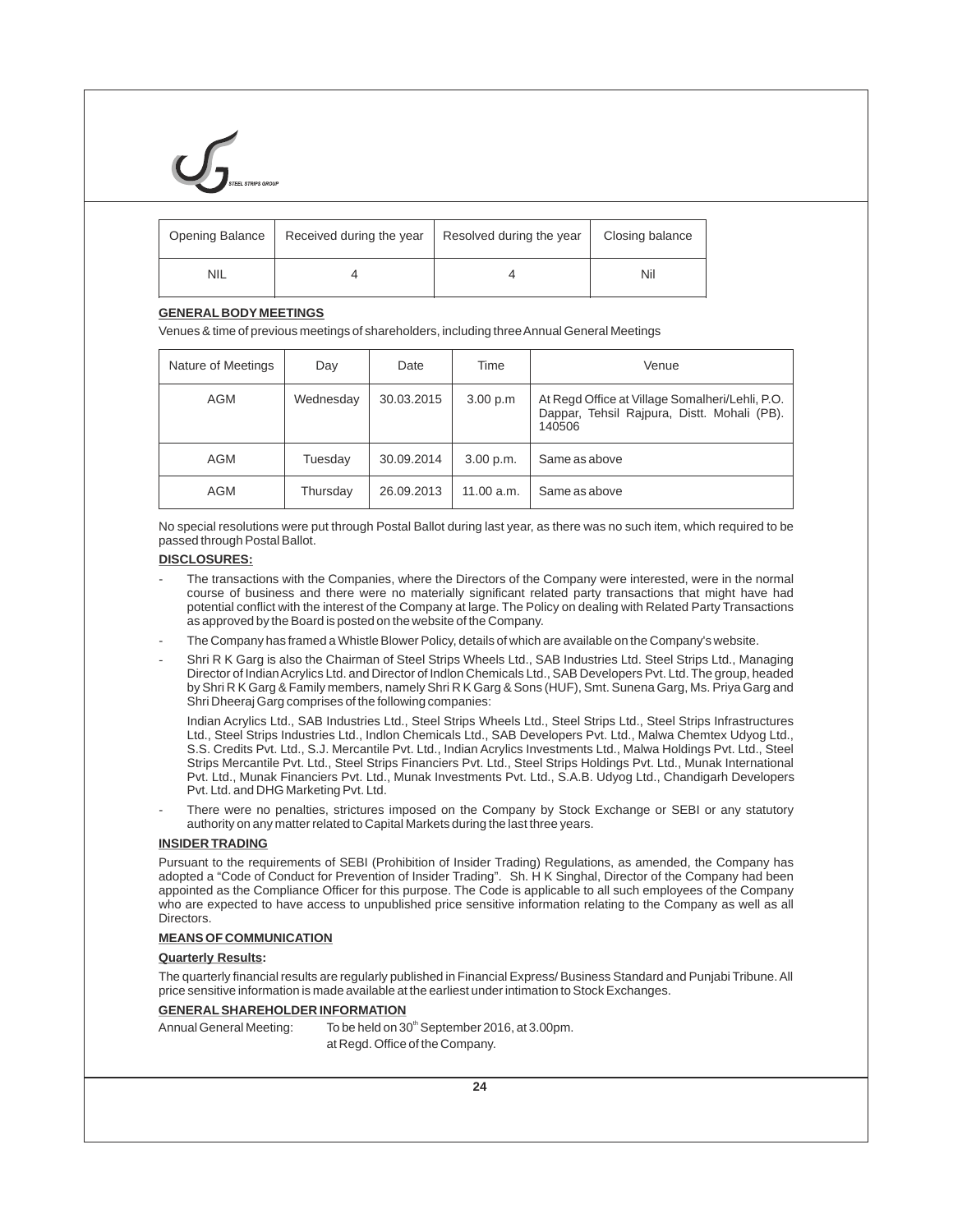| Opening Balance | Received during the year | Resolved during the year | Closing balance |
|---|---|---|---|
| NIL | 4 | 4 | Nil |

**GENERAL BODY MEETINGS**

Venues & time of previous meetings of shareholders, including three Annual General Meetings

| Nature of Meetings | Day | Date | Time | Venue |
|---|---|---|---|---|
| AGM | Wednesday | 30.03.2015 | 3.00 p.m | At Regd Office at Village Somalheri/Lehli, P.O. Dappar, Tehsil Rajpura, Distt. Mohali (PB). 140506 |
| AGM | Tuesday | 30.09.2014 | 3.00 p.m. | Same as above |
| AGM | Thursday | 26.09.2013 | 11.00 a.m. | Same as above |

No special resolutions were put through Postal Ballot during last year, as there was no such item, which required to be passed through Postal Ballot.

**DISCLOSURES:**

- The transactions with the Companies, where the Directors of the Company were interested, were in the normal course of business and there were no materially significant related party transactions that might have had potential conflict with the interest of the Company at large. The Policy on dealing with Related Party Transactions as approved by the Board is posted on the website of the Company.
- The Company has framed a Whistle Blower Policy, details of which are available on the Company's website.
- Shri R K Garg is also the Chairman of Steel Strips Wheels Ltd., SAB Industries Ltd. Steel Strips Ltd., Managing Director of Indian Acrylics Ltd. and Director of Indlon Chemicals Ltd., SAB Developers Pvt. Ltd. The group, headed by Shri R K Garg & Family members, namely Shri R K Garg & Sons (HUF), Smt. Sunena Garg, Ms. Priya Garg and Shri Dheeraj Garg comprises of the following companies:

  Indian Acrylics Ltd., SAB Industries Ltd., Steel Strips Wheels Ltd., Steel Strips Ltd., Steel Strips Infrastructures Ltd., Steel Strips Industries Ltd., Indlon Chemicals Ltd., SAB Developers Pvt. Ltd., Malwa Chemtex Udyog Ltd., S.S. Credits Pvt. Ltd., S.J. Mercantile Pvt. Ltd., Indian Acrylics Investments Ltd., Malwa Holdings Pvt. Ltd., Steel Strips Mercantile Pvt. Ltd., Steel Strips Financiers Pvt. Ltd., Steel Strips Holdings Pvt. Ltd., Munak International Pvt. Ltd., Munak Financiers Pvt. Ltd., Munak Investments Pvt. Ltd., S.A.B. Udyog Ltd., Chandigarh Developers Pvt. Ltd. and DHG Marketing Pvt. Ltd.

- There were no penalties, strictures imposed on the Company by Stock Exchange or SEBI or any statutory authority on any matter related to Capital Markets during the last three years.

**INSIDER TRADING**

Pursuant to the requirements of SEBI (Prohibition of Insider Trading) Regulations, as amended, the Company has adopted a "Code of Conduct for Prevention of Insider Trading". Sh. H K Singhal, Director of the Company had been appointed as the Compliance Officer for this purpose. The Code is applicable to all such employees of the Company who are expected to have access to unpublished price sensitive information relating to the Company as well as all Directors.

**MEANS OF COMMUNICATION**

**Quarterly Results:**

The quarterly financial results are regularly published in Financial Express/ Business Standard and Punjabi Tribune. All price sensitive information is made available at the earliest under intimation to Stock Exchanges.

**GENERAL SHAREHOLDER INFORMATION**

Annual General Meeting: To be held on 30th September 2016, at 3.00pm. at Regd. Office of the Company.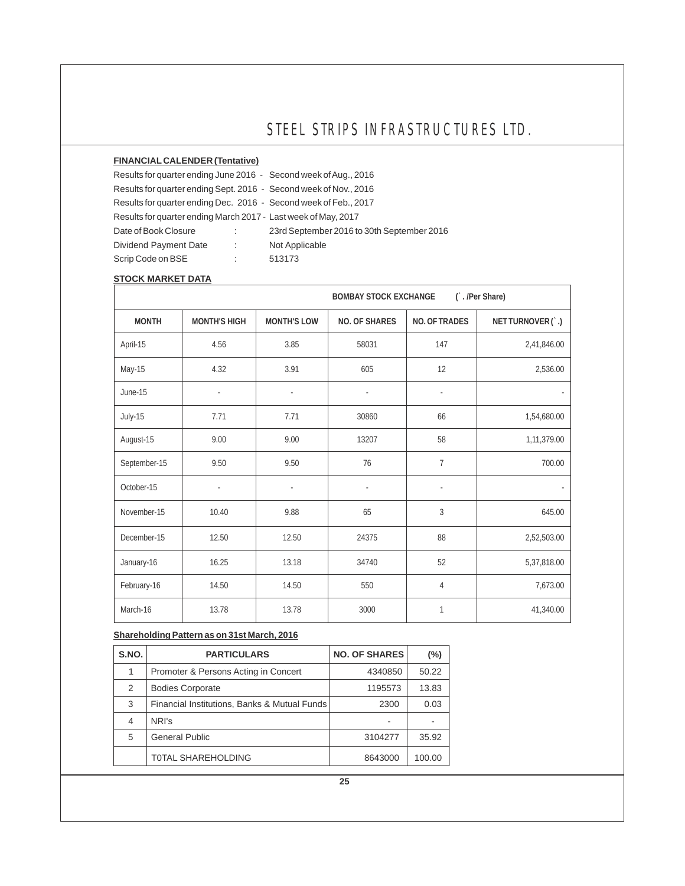**FINANCIAL CALENDER (Tentative)**

Results for quarter ending June 2016 - Second week of Aug., 2016

Results for quarter ending Sept. 2016 - Second week of Nov., 2016

Results for quarter ending Dec. 2016 - Second week of Feb., 2017

Results for quarter ending March 2017 - Last week of May, 2017

Date of Book Closure : 23rd September 2016 to 30th September 2016

Dividend Payment Date : Not Applicable

Scrip Code on BSE : 513173

**STOCK MARKET DATA**

| BOMBAY STOCK EXCHANGE (`. /Per Share) | | | | | |
|---|---|---|---|---|---|
| **MONTH** | **MONTH'S HIGH** | **MONTH'S LOW** | **NO. OF SHARES** | **NO. OF TRADES** | **NET TURNOVER (`.)** |
| April-15 | 4.56 | 3.85 | 58031 | 147 | 2,41,846.00 |
| May-15 | 4.32 | 3.91 | 605 | 12 | 2,536.00 |
| June-15 | - | - | - | - | - |
| July-15 | 7.71 | 7.71 | 30860 | 66 | 1,54,680.00 |
| August-15 | 9.00 | 9.00 | 13207 | 58 | 1,11,379.00 |
| September-15 | 9.50 | 9.50 | 76 | 7 | 700.00 |
| October-15 | - | - | - | - | - |
| November-15 | 10.40 | 9.88 | 65 | 3 | 645.00 |
| December-15 | 12.50 | 12.50 | 24375 | 88 | 2,52,503.00 |
| January-16 | 16.25 | 13.18 | 34740 | 52 | 5,37,818.00 |
| February-16 | 14.50 | 14.50 | 550 | 4 | 7,673.00 |
| March-16 | 13.78 | 13.78 | 3000 | 1 | 41,340.00 |

**Shareholding Pattern as on 31st March, 2016**

| S.NO. | PARTICULARS | NO. OF SHARES | (%) |
|---|---|---|---|
| 1 | Promoter & Persons Acting in Concert | 4340850 | 50.22 |
| 2 | Bodies Corporate | 1195573 | 13.83 |
| 3 | Financial Institutions, Banks & Mutual Funds | 2300 | 0.03 |
| 4 | NRI's | - | - |
| 5 | General Public | 3104277 | 35.92 |
| | T0TAL SHAREHOLDING | 8643000 | 100.00 |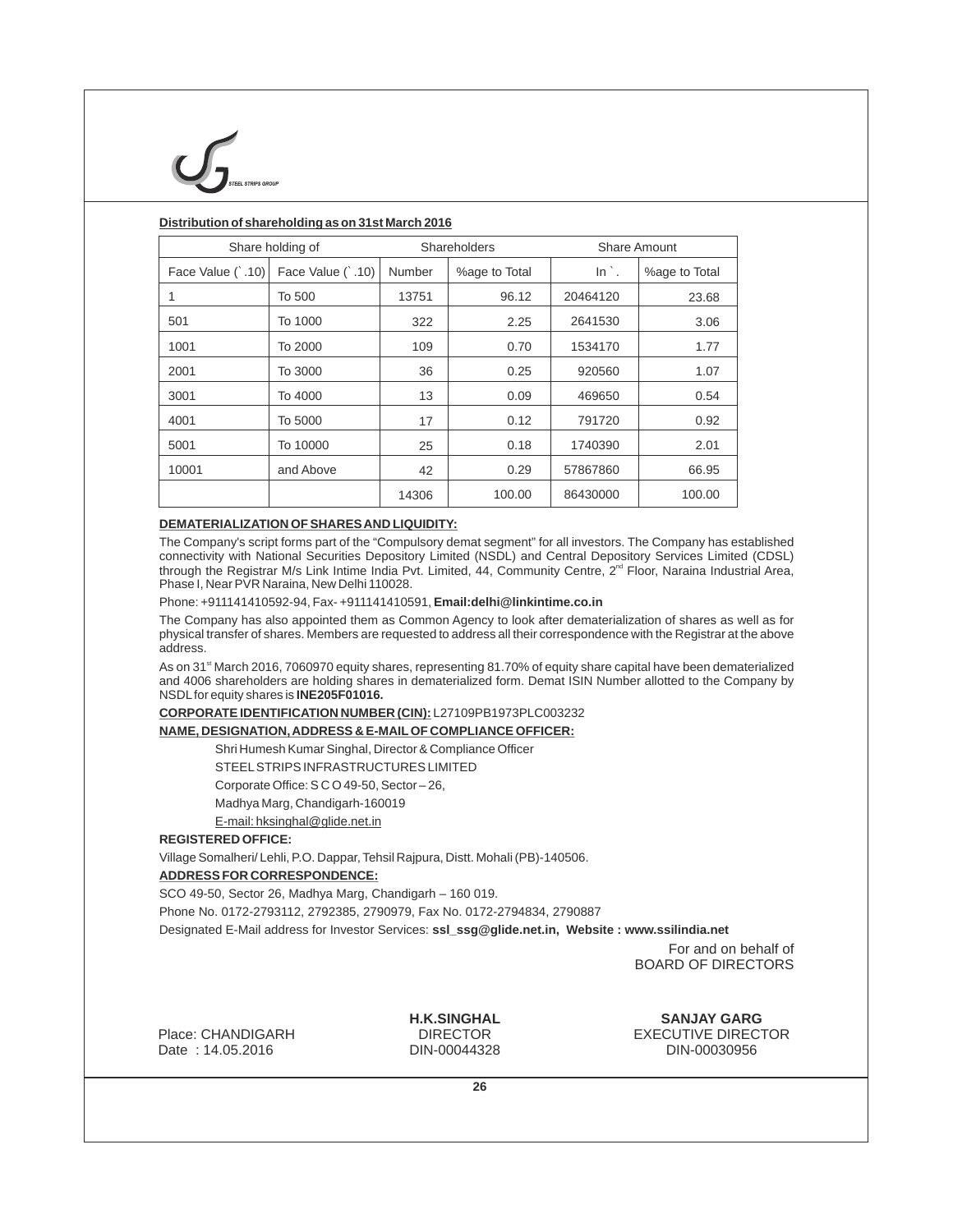**Distribution of shareholding as on 31st March 2016**

| Share holding of | | Shareholders | | Share Amount | |
|---|---|---|---|---|---|
| Face Value (`.10) | Face Value (`.10) | Number | %age to Total | In `. | %age to Total |
| 1 | To 500 | 13751 | 96.12 | 20464120 | 23.68 |
| 501 | To 1000 | 322 | 2.25 | 2641530 | 3.06 |
| 1001 | To 2000 | 109 | 0.70 | 1534170 | 1.77 |
| 2001 | To 3000 | 36 | 0.25 | 920560 | 1.07 |
| 3001 | To 4000 | 13 | 0.09 | 469650 | 0.54 |
| 4001 | To 5000 | 17 | 0.12 | 791720 | 0.92 |
| 5001 | To 10000 | 25 | 0.18 | 1740390 | 2.01 |
| 10001 | and Above | 42 | 0.29 | 57867860 | 66.95 |
| | | 14306 | 100.00 | 86430000 | 100.00 |

**DEMATERIALIZATION OF SHARES AND LIQUIDITY:**

The Company's script forms part of the "Compulsory demat segment" for all investors. The Company has established connectivity with National Securities Depository Limited (NSDL) and Central Depository Services Limited (CDSL) through the Registrar M/s Link Intime India Pvt. Limited, 44, Community Centre, 2nd Floor, Naraina Industrial Area, Phase I, Near PVR Naraina, New Delhi 110028.

Phone: +911141410592-94, Fax- +911141410591, **Email:delhi@linkintime.co.in**

The Company has also appointed them as Common Agency to look after dematerialization of shares as well as for physical transfer of shares. Members are requested to address all their correspondence with the Registrar at the above address.

As on 31st March 2016, 7060970 equity shares, representing 81.70% of equity share capital have been dematerialized and 4006 shareholders are holding shares in dematerialized form. Demat ISIN Number allotted to the Company by NSDL for equity shares is **INE205F01016.**

**CORPORATE IDENTIFICATION NUMBER (CIN):** L27109PB1973PLC003232

**NAME, DESIGNATION, ADDRESS & E-MAIL OF COMPLIANCE OFFICER:**

Shri Humesh Kumar Singhal, Director & Compliance Officer
STEEL STRIPS INFRASTRUCTURES LIMITED
Corporate Office: S C O 49-50, Sector – 26,
Madhya Marg, Chandigarh-160019
E-mail: hksinghal@glide.net.in

**REGISTERED OFFICE:**

Village Somalheri/ Lehli, P.O. Dappar, Tehsil Rajpura, Distt. Mohali (PB)-140506.

**ADDRESS FOR CORRESPONDENCE:**

SCO 49-50, Sector 26, Madhya Marg, Chandigarh – 160 019.

Phone No. 0172-2793112, 2792385, 2790979, Fax No. 0172-2794834, 2790887

Designated E-Mail address for Investor Services: **ssl_ssg@glide.net.in, Website : www.ssilindia.net**

For and on behalf of
BOARD OF DIRECTORS

Place: CHANDIGARH
Date : 14.05.2016

**H.K.SINGHAL**
DIRECTOR
DIN-00044328

**SANJAY GARG**
EXECUTIVE DIRECTOR
DIN-00030956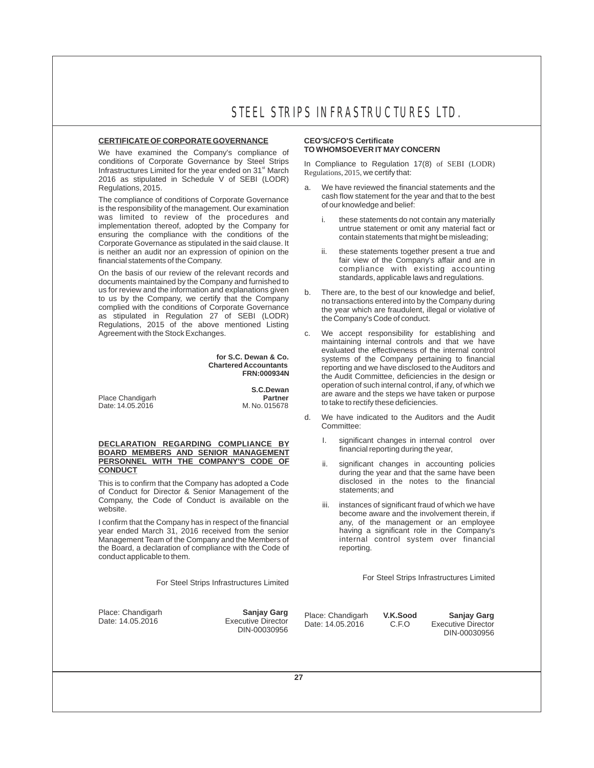## CERTIFICATE OF CORPORATE GOVERNANCE

We have examined the Company's compliance of conditions of Corporate Governance by Steel Strips Infrastructures Limited for the year ended on 31st March 2016 as stipulated in Schedule V of SEBI (LODR) Regulations, 2015.

The compliance of conditions of Corporate Governance is the responsibility of the management. Our examination was limited to review of the procedures and implementation thereof, adopted by the Company for ensuring the compliance with the conditions of the Corporate Governance as stipulated in the said clause. It is neither an audit nor an expression of opinion on the financial statements of the Company.

On the basis of our review of the relevant records and documents maintained by the Company and furnished to us for review and the information and explanations given to us by the Company, we certify that the Company complied with the conditions of Corporate Governance as stipulated in Regulation 27 of SEBI (LODR) Regulations, 2015 of the above mentioned Listing Agreement with the Stock Exchanges.

**for S.C. Dewan & Co.**
**Chartered Accountants**
**FRN:000934N**

Place Chandigarh
Date: 14.05.2016

**S.C.Dewan**
**Partner**
M. No. 015678

## DECLARATION REGARDING COMPLIANCE BY BOARD MEMBERS AND SENIOR MANAGEMENT PERSONNEL WITH THE COMPANY'S CODE OF CONDUCT

This is to confirm that the Company has adopted a Code of Conduct for Director & Senior Management of the Company, the Code of Conduct is available on the website.

I confirm that the Company has in respect of the financial year ended March 31, 2016 received from the senior Management Team of the Company and the Members of the Board, a declaration of compliance with the Code of conduct applicable to them.

For Steel Strips Infrastructures Limited

Place: Chandigarh
Date: 14.05.2016

**Sanjay Garg**
Executive Director
DIN-00030956

## CEO'S/CFO'S Certificate
## TO WHOMSOEVER IT MAY CONCERN

In Compliance to Regulation 17(8) of SEBI (LODR) Regulations, 2015, we certify that:

a. We have reviewed the financial statements and the cash flow statement for the year and that to the best of our knowledge and belief:

   i. these statements do not contain any materially untrue statement or omit any material fact or contain statements that might be misleading;

   ii. these statements together present a true and fair view of the Company's affair and are in compliance with existing accounting standards, applicable laws and regulations.

b. There are, to the best of our knowledge and belief, no transactions entered into by the Company during the year which are fraudulent, illegal or violative of the Company's Code of conduct.

c. We accept responsibility for establishing and maintaining internal controls and that we have evaluated the effectiveness of the internal control systems of the Company pertaining to financial reporting and we have disclosed to the Auditors and the Audit Committee, deficiencies in the design or operation of such internal control, if any, of which we are aware and the steps we have taken or purpose to take to rectify these deficiencies.

d. We have indicated to the Auditors and the Audit Committee:

   I. significant changes in internal control over financial reporting during the year,

   ii. significant changes in accounting policies during the year and that the same have been disclosed in the notes to the financial statements; and

   iii. instances of significant fraud of which we have become aware and the involvement therein, if any, of the management or an employee having a significant role in the Company's internal control system over financial reporting.

For Steel Strips Infrastructures Limited

Place: Chandigarh
Date: 14.05.2016

**V.K.Sood**
C.F.O

**Sanjay Garg**
Executive Director
DIN-00030956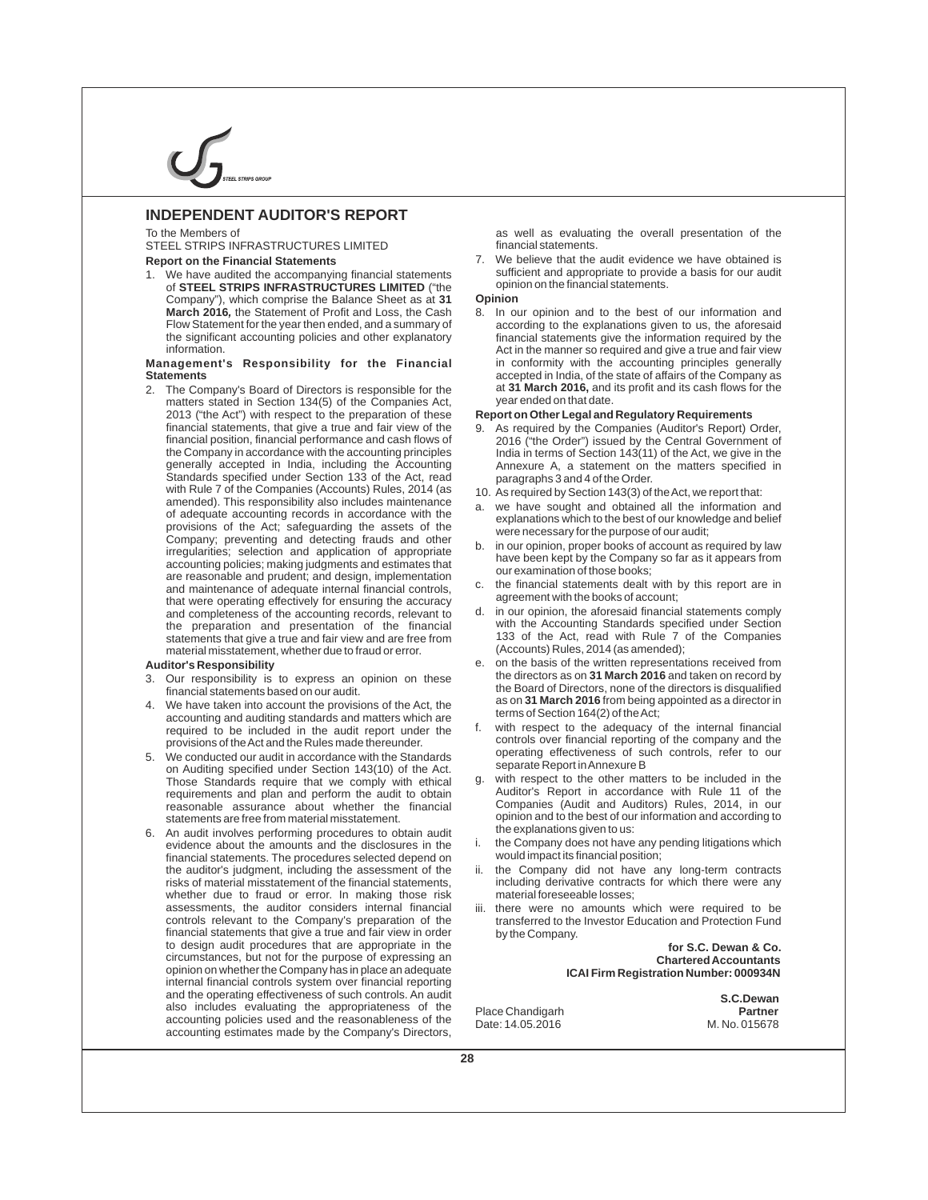# INDEPENDENT AUDITOR'S REPORT

To the Members of
STEEL STRIPS INFRASTRUCTURES LIMITED

**Report on the Financial Statements**

1. We have audited the accompanying financial statements of **STEEL STRIPS INFRASTRUCTURES LIMITED** ("the Company"), which comprise the Balance Sheet as at **31 March 2016,** the Statement of Profit and Loss, the Cash Flow Statement for the year then ended, and a summary of the significant accounting policies and other explanatory information.

**Management's Responsibility for the Financial Statements**

2. The Company's Board of Directors is responsible for the matters stated in Section 134(5) of the Companies Act, 2013 ("the Act") with respect to the preparation of these financial statements, that give a true and fair view of the financial position, financial performance and cash flows of the Company in accordance with the accounting principles generally accepted in India, including the Accounting Standards specified under Section 133 of the Act, read with Rule 7 of the Companies (Accounts) Rules, 2014 (as amended). This responsibility also includes maintenance of adequate accounting records in accordance with the provisions of the Act; safeguarding the assets of the Company; preventing and detecting frauds and other irregularities; selection and application of appropriate accounting policies; making judgments and estimates that are reasonable and prudent; and design, implementation and maintenance of adequate internal financial controls, that were operating effectively for ensuring the accuracy and completeness of the accounting records, relevant to the preparation and presentation of the financial statements that give a true and fair view and are free from material misstatement, whether due to fraud or error.

**Auditor's Responsibility**

3. Our responsibility is to express an opinion on these financial statements based on our audit.
4. We have taken into account the provisions of the Act, the accounting and auditing standards and matters which are required to be included in the audit report under the provisions of the Act and the Rules made thereunder.
5. We conducted our audit in accordance with the Standards on Auditing specified under Section 143(10) of the Act. Those Standards require that we comply with ethical requirements and plan and perform the audit to obtain reasonable assurance about whether the financial statements are free from material misstatement.
6. An audit involves performing procedures to obtain audit evidence about the amounts and the disclosures in the financial statements. The procedures selected depend on the auditor's judgment, including the assessment of the risks of material misstatement of the financial statements, whether due to fraud or error. In making those risk assessments, the auditor considers internal financial controls relevant to the Company's preparation of the financial statements that give a true and fair view in order to design audit procedures that are appropriate in the circumstances, but not for the purpose of expressing an opinion on whether the Company has in place an adequate internal financial controls system over financial reporting and the operating effectiveness of such controls. An audit also includes evaluating the appropriateness of the accounting policies used and the reasonableness of the accounting estimates made by the Company's Directors, as well as evaluating the overall presentation of the financial statements.
7. We believe that the audit evidence we have obtained is sufficient and appropriate to provide a basis for our audit opinion on the financial statements.

**Opinion**

8. In our opinion and to the best of our information and according to the explanations given to us, the aforesaid financial statements give the information required by the Act in the manner so required and give a true and fair view in conformity with the accounting principles generally accepted in India, of the state of affairs of the Company as at **31 March 2016,** and its profit and its cash flows for the year ended on that date.

**Report on Other Legal and Regulatory Requirements**

9. As required by the Companies (Auditor's Report) Order, 2016 ("the Order") issued by the Central Government of India in terms of Section 143(11) of the Act, we give in the Annexure A, a statement on the matters specified in paragraphs 3 and 4 of the Order.
10. As required by Section 143(3) of the Act, we report that:

a. we have sought and obtained all the information and explanations which to the best of our knowledge and belief were necessary for the purpose of our audit;

b. in our opinion, proper books of account as required by law have been kept by the Company so far as it appears from our examination of those books;

c. the financial statements dealt with by this report are in agreement with the books of account;

d. in our opinion, the aforesaid financial statements comply with the Accounting Standards specified under Section 133 of the Act, read with Rule 7 of the Companies (Accounts) Rules, 2014 (as amended);

e. on the basis of the written representations received from the directors as on **31 March 2016** and taken on record by the Board of Directors, none of the directors is disqualified as on **31 March 2016** from being appointed as a director in terms of Section 164(2) of the Act;

f. with respect to the adequacy of the internal financial controls over financial reporting of the company and the operating effectiveness of such controls, refer to our separate Report in Annexure B

g. with respect to the other matters to be included in the Auditor's Report in accordance with Rule 11 of the Companies (Audit and Auditors) Rules, 2014, in our opinion and to the best of our information and according to the explanations given to us:

i. the Company does not have any pending litigations which would impact its financial position;

ii. the Company did not have any long-term contracts including derivative contracts for which there were any material foreseeable losses;

iii. there were no amounts which were required to be transferred to the Investor Education and Protection Fund by the Company.

**for S.C. Dewan & Co.**
**Chartered Accountants**
**ICAI Firm Registration Number: 000934N**

**S.C.Dewan**
**Partner**
M. No. 015678

Place Chandigarh
Date: 14.05.2016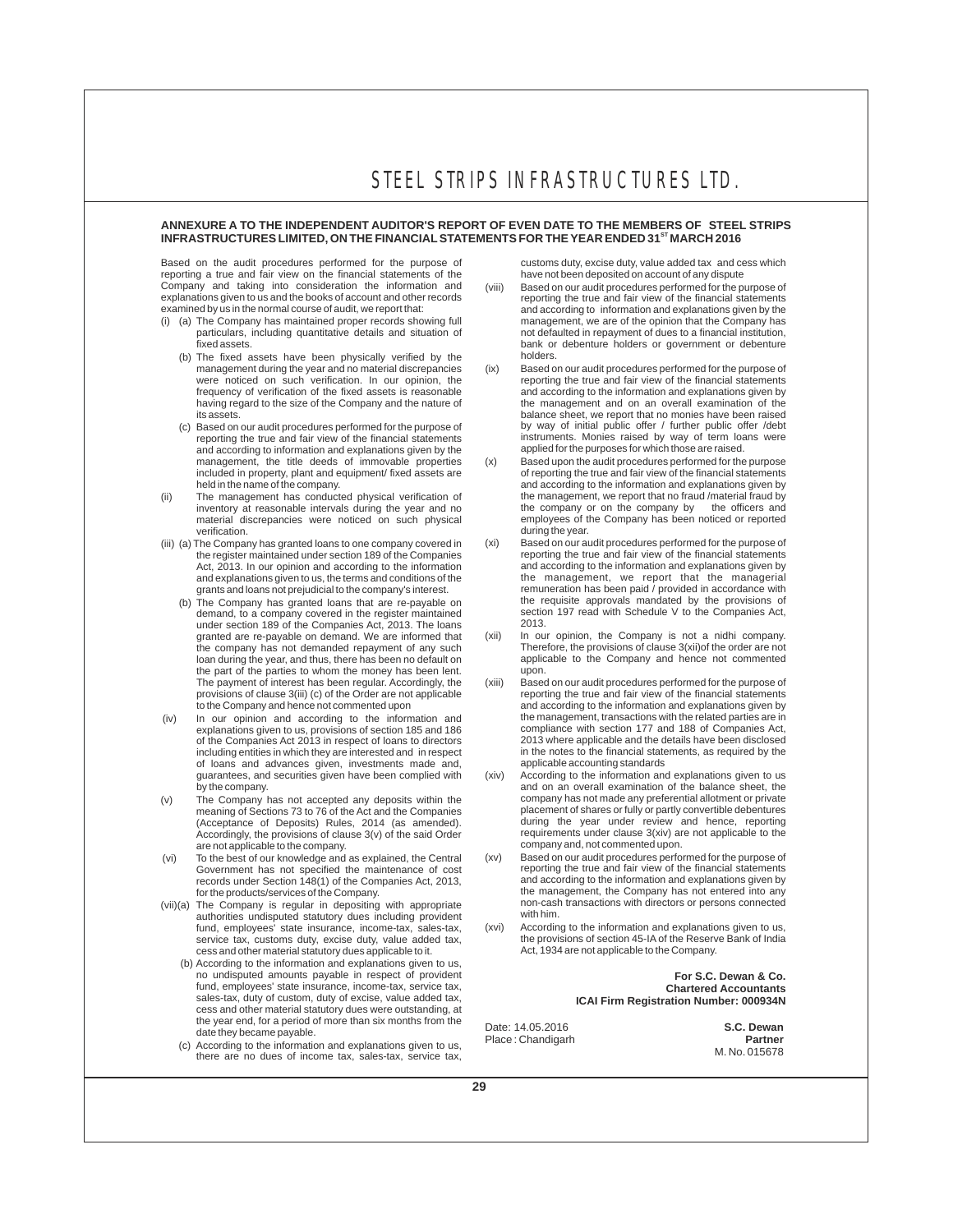## ANNEXURE A TO THE INDEPENDENT AUDITOR'S REPORT OF EVEN DATE TO THE MEMBERS OF STEEL STRIPS INFRASTRUCTURES LIMITED, ON THE FINANCIAL STATEMENTS FOR THE YEAR ENDED 31ST MARCH 2016

Based on the audit procedures performed for the purpose of reporting a true and fair view on the financial statements of the Company and taking into consideration the information and explanations given to us and the books of account and other records examined by us in the normal course of audit, we report that:

(i) (a) The Company has maintained proper records showing full particulars, including quantitative details and situation of fixed assets.

(b) The fixed assets have been physically verified by the management during the year and no material discrepancies were noticed on such verification. In our opinion, the frequency of verification of the fixed assets is reasonable having regard to the size of the Company and the nature of its assets.

(c) Based on our audit procedures performed for the purpose of reporting the true and fair view of the financial statements and according to information and explanations given by the management, the title deeds of immovable properties included in property, plant and equipment/ fixed assets are held in the name of the company.

(ii) The management has conducted physical verification of inventory at reasonable intervals during the year and no material discrepancies were noticed on such physical verification.

(iii) (a) The Company has granted loans to one company covered in the register maintained under section 189 of the Companies Act, 2013. In our opinion and according to the information and explanations given to us, the terms and conditions of the grants and loans not prejudicial to the company's interest.

(b) The Company has granted loans that are re-payable on demand, to a company covered in the register maintained under section 189 of the Companies Act, 2013. The loans granted are re-payable on demand. We are informed that the company has not demanded repayment of any such loan during the year, and thus, there has been no default on the part of the parties to whom the money has been lent. The payment of interest has been regular. Accordingly, the provisions of clause 3(iii) (c) of the Order are not applicable to the Company and hence not commented upon

(iv) In our opinion and according to the information and explanations given to us, provisions of section 185 and 186 of the Companies Act 2013 in respect of loans to directors including entities in which they are interested and in respect of loans and advances given, investments made and, guarantees, and securities given have been complied with by the company.

(v) The Company has not accepted any deposits within the meaning of Sections 73 to 76 of the Act and the Companies (Acceptance of Deposits) Rules, 2014 (as amended). Accordingly, the provisions of clause 3(v) of the said Order are not applicable to the company.

(vi) To the best of our knowledge and as explained, the Central Government has not specified the maintenance of cost records under Section 148(1) of the Companies Act, 2013, for the products/services of the Company.

(vii)(a) The Company is regular in depositing with appropriate authorities undisputed statutory dues including provident fund, employees' state insurance, income-tax, sales-tax, service tax, customs duty, excise duty, value added tax, cess and other material statutory dues applicable to it.

(b) According to the information and explanations given to us, no undisputed amounts payable in respect of provident fund, employees' state insurance, income-tax, service tax, sales-tax, duty of custom, duty of excise, value added tax, cess and other material statutory dues were outstanding, at the year end, for a period of more than six months from the date they became payable.

(c) According to the information and explanations given to us, there are no dues of income tax, sales-tax, service tax, customs duty, excise duty, value added tax and cess which have not been deposited on account of any dispute

(viii) Based on our audit procedures performed for the purpose of reporting the true and fair view of the financial statements and according to information and explanations given by the management, we are of the opinion that the Company has not defaulted in repayment of dues to a financial institution, bank or debenture holders or government or debenture holders.

(ix) Based on our audit procedures performed for the purpose of reporting the true and fair view of the financial statements and according to the information and explanations given by the management and on an overall examination of the balance sheet, we report that no monies have been raised by way of initial public offer / further public offer /debt instruments. Monies raised by way of term loans were applied for the purposes for which those are raised.

(x) Based upon the audit procedures performed for the purpose of reporting the true and fair view of the financial statements and according to the information and explanations given by the management, we report that no fraud /material fraud by the company or on the company by the officers and employees of the Company has been noticed or reported during the year.

(xi) Based on our audit procedures performed for the purpose of reporting the true and fair view of the financial statements and according to the information and explanations given by the management, we report that the managerial remuneration has been paid / provided in accordance with the requisite approvals mandated by the provisions of section 197 read with Schedule V to the Companies Act, 2013.

(xii) In our opinion, the Company is not a nidhi company. Therefore, the provisions of clause 3(xii)of the order are not applicable to the Company and hence not commented upon.

(xiii) Based on our audit procedures performed for the purpose of reporting the true and fair view of the financial statements and according to the information and explanations given by the management, transactions with the related parties are in compliance with section 177 and 188 of Companies Act, 2013 where applicable and the details have been disclosed in the notes to the financial statements, as required by the applicable accounting standards

(xiv) According to the information and explanations given to us and on an overall examination of the balance sheet, the company has not made any preferential allotment or private placement of shares or fully or partly convertible debentures during the year under review and hence, reporting requirements under clause 3(xiv) are not applicable to the company and, not commented upon.

(xv) Based on our audit procedures performed for the purpose of reporting the true and fair view of the financial statements and according to the information and explanations given by the management, the Company has not entered into any non-cash transactions with directors or persons connected with him.

(xvi) According to the information and explanations given to us, the provisions of section 45-IA of the Reserve Bank of India Act, 1934 are not applicable to the Company.

**For S.C. Dewan & Co.**
**Chartered Accountants**
**ICAI Firm Registration Number: 000934N**

Date: 14.05.2016
Place : Chandigarh

**S.C. Dewan**
**Partner**
M. No. 015678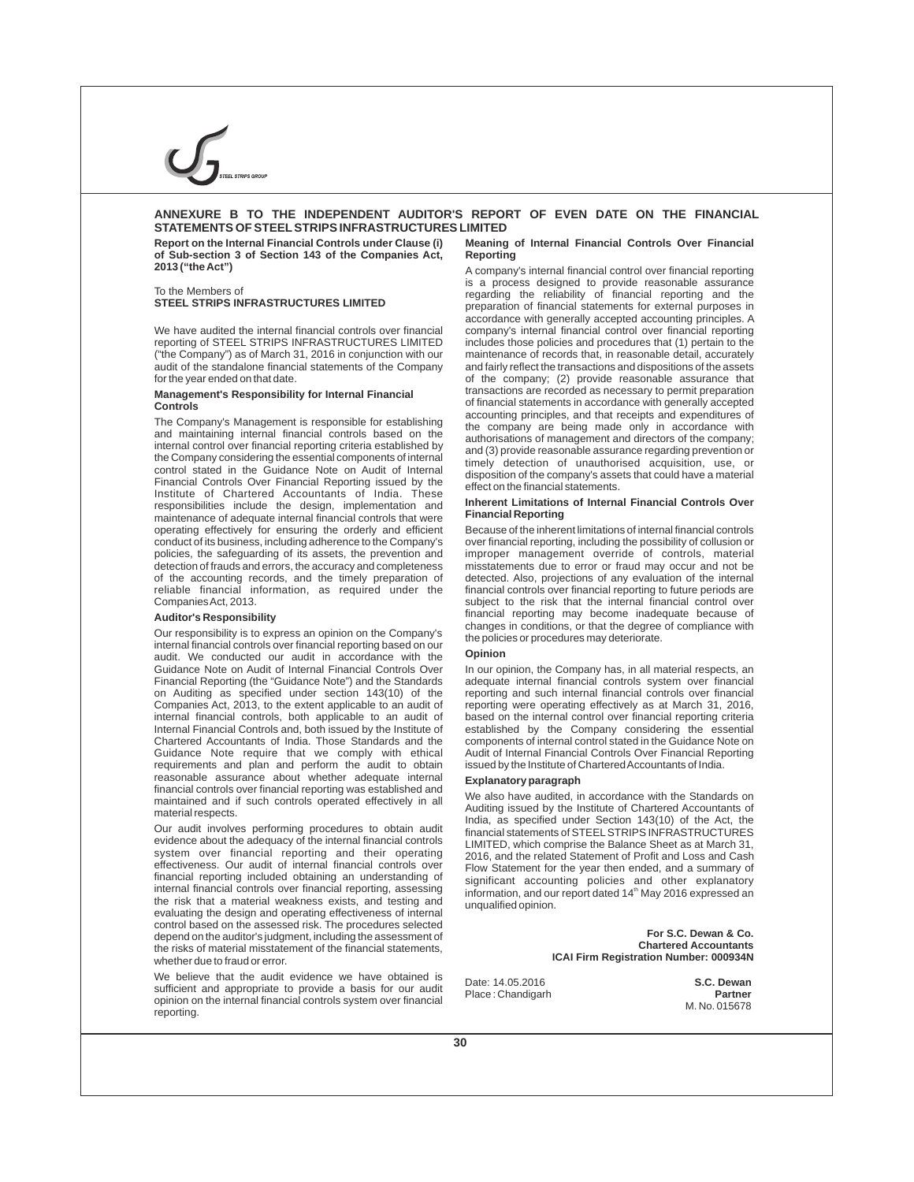## ANNEXURE B TO THE INDEPENDENT AUDITOR'S REPORT OF EVEN DATE ON THE FINANCIAL STATEMENTS OF STEEL STRIPS INFRASTRUCTURES LIMITED

**Report on the Internal Financial Controls under Clause (i) of Sub-section 3 of Section 143 of the Companies Act, 2013 ("the Act")**

To the Members of
**STEEL STRIPS INFRASTRUCTURES LIMITED**

We have audited the internal financial controls over financial reporting of STEEL STRIPS INFRASTRUCTURES LIMITED ("the Company") as of March 31, 2016 in conjunction with our audit of the standalone financial statements of the Company for the year ended on that date.

### Management's Responsibility for Internal Financial Controls

The Company's Management is responsible for establishing and maintaining internal financial controls based on the internal control over financial reporting criteria established by the Company considering the essential components of internal control stated in the Guidance Note on Audit of Internal Financial Controls Over Financial Reporting issued by the Institute of Chartered Accountants of India. These responsibilities include the design, implementation and maintenance of adequate internal financial controls that were operating effectively for ensuring the orderly and efficient conduct of its business, including adherence to the Company's policies, the safeguarding of its assets, the prevention and detection of frauds and errors, the accuracy and completeness of the accounting records, and the timely preparation of reliable financial information, as required under the Companies Act, 2013.

### Auditor's Responsibility

Our responsibility is to express an opinion on the Company's internal financial controls over financial reporting based on our audit. We conducted our audit in accordance with the Guidance Note on Audit of Internal Financial Controls Over Financial Reporting (the "Guidance Note") and the Standards on Auditing as specified under section 143(10) of the Companies Act, 2013, to the extent applicable to an audit of internal financial controls, both applicable to an audit of Internal Financial Controls and, both issued by the Institute of Chartered Accountants of India. Those Standards and the Guidance Note require that we comply with ethical requirements and plan and perform the audit to obtain reasonable assurance about whether adequate internal financial controls over financial reporting was established and maintained and if such controls operated effectively in all material respects.

Our audit involves performing procedures to obtain audit evidence about the adequacy of the internal financial controls system over financial reporting and their operating effectiveness. Our audit of internal financial controls over financial reporting included obtaining an understanding of internal financial controls over financial reporting, assessing the risk that a material weakness exists, and testing and evaluating the design and operating effectiveness of internal control based on the assessed risk. The procedures selected depend on the auditor's judgment, including the assessment of the risks of material misstatement of the financial statements, whether due to fraud or error.

We believe that the audit evidence we have obtained is sufficient and appropriate to provide a basis for our audit opinion on the internal financial controls system over financial reporting.

### Meaning of Internal Financial Controls Over Financial Reporting

A company's internal financial control over financial reporting is a process designed to provide reasonable assurance regarding the reliability of financial reporting and the preparation of financial statements for external purposes in accordance with generally accepted accounting principles. A company's internal financial control over financial reporting includes those policies and procedures that (1) pertain to the maintenance of records that, in reasonable detail, accurately and fairly reflect the transactions and dispositions of the assets of the company; (2) provide reasonable assurance that transactions are recorded as necessary to permit preparation of financial statements in accordance with generally accepted accounting principles, and that receipts and expenditures of the company are being made only in accordance with authorisations of management and directors of the company; and (3) provide reasonable assurance regarding prevention or timely detection of unauthorised acquisition, use, or disposition of the company's assets that could have a material effect on the financial statements.

### Inherent Limitations of Internal Financial Controls Over Financial Reporting

Because of the inherent limitations of internal financial controls over financial reporting, including the possibility of collusion or improper management override of controls, material misstatements due to error or fraud may occur and not be detected. Also, projections of any evaluation of the internal financial controls over financial reporting to future periods are subject to the risk that the internal financial control over financial reporting may become inadequate because of changes in conditions, or that the degree of compliance with the policies or procedures may deteriorate.

### Opinion

In our opinion, the Company has, in all material respects, an adequate internal financial controls system over financial reporting and such internal financial controls over financial reporting were operating effectively as at March 31, 2016, based on the internal control over financial reporting criteria established by the Company considering the essential components of internal control stated in the Guidance Note on Audit of Internal Financial Controls Over Financial Reporting issued by the Institute of Chartered Accountants of India.

### Explanatory paragraph

We also have audited, in accordance with the Standards on Auditing issued by the Institute of Chartered Accountants of India, as specified under Section 143(10) of the Act, the financial statements of STEEL STRIPS INFRASTRUCTURES LIMITED, which comprise the Balance Sheet as at March 31, 2016, and the related Statement of Profit and Loss and Cash Flow Statement for the year then ended, and a summary of significant accounting policies and other explanatory information, and our report dated 14th May 2016 expressed an unqualified opinion.

**For S.C. Dewan & Co.**
**Chartered Accountants**
**ICAI Firm Registration Number: 000934N**

Date: 14.05.2016
Place : Chandigarh

**S.C. Dewan**
**Partner**
M. No. 015678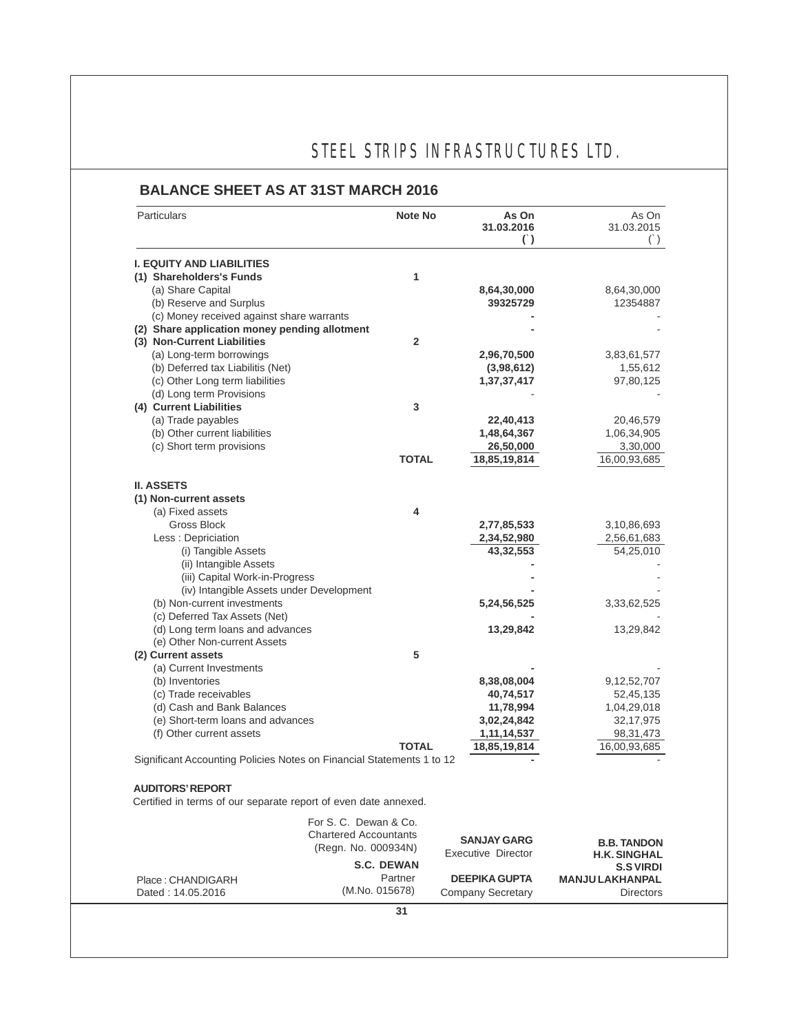# STEEL STRIPS INFRASTRUCTURES LTD.

## BALANCE SHEET AS AT 31ST MARCH 2016

| Particulars | Note No | As On 31.03.2016 (`) | As On 31.03.2015 (`) |
|---|---|---|---|
| **I. EQUITY AND LIABILITIES** | | | |
| **(1) Shareholders's Funds** | 1 | | |
| (a) Share Capital | | **8,64,30,000** | 8,64,30,000 |
| (b) Reserve and Surplus | | **39325729** | 12354887 |
| (c) Money received against share warrants | | **-** | - |
| **(2) Share application money pending allotment** | | **-** | - |
| **(3) Non-Current Liabilities** | 2 | | |
| (a) Long-term borrowings | | **2,96,70,500** | 3,83,61,577 |
| (b) Deferred tax Liabilitis (Net) | | **(3,98,612)** | 1,55,612 |
| (c) Other Long term liabilities | | **1,37,37,417** | 97,80,125 |
| (d) Long term Provisions | | - | - |
| **(4) Current Liabilities** | 3 | | |
| (a) Trade payables | | **22,40,413** | 20,46,579 |
| (b) Other current liabilities | | **1,48,64,367** | 1,06,34,905 |
| (c) Short term provisions | | **26,50,000** | 3,30,000 |
| | **TOTAL** | **18,85,19,814** | 16,00,93,685 |
| **II. ASSETS** | | | |
| **(1) Non-current assets** | | | |
| (a) Fixed assets | 4 | | |
| Gross Block | | **2,77,85,533** | 3,10,86,693 |
| Less : Depriciation | | **2,34,52,980** | 2,56,61,683 |
| (i) Tangible Assets | | **43,32,553** | 54,25,010 |
| (ii) Intangible Assets | | **-** | - |
| (iii) Capital Work-in-Progress | | **-** | - |
| (iv) Intangible Assets under Development | | **-** | - |
| (b) Non-current investments | | **5,24,56,525** | 3,33,62,525 |
| (c) Deferred Tax Assets (Net) | | **-** | - |
| (d) Long term loans and advances | | **13,29,842** | 13,29,842 |
| (e) Other Non-current Assets | | | |
| **(2) Current assets** | 5 | | |
| (a) Current Investments | | **-** | - |
| (b) Inventories | | **8,38,08,004** | 9,12,52,707 |
| (c) Trade receivables | | **40,74,517** | 52,45,135 |
| (d) Cash and Bank Balances | | **11,78,994** | 1,04,29,018 |
| (e) Short-term loans and advances | | **3,02,24,842** | 32,17,975 |
| (f) Other current assets | | **1,11,14,537** | 98,31,473 |
| | **TOTAL** | **18,85,19,814** | 16,00,93,685 |
| Significant Accounting Policies Notes on Financial Statements 1 to 12 | | **-** | - |

**AUDITORS' REPORT**

Certified in terms of our separate report of even date annexed.

For S. C. Dewan & Co.
Chartered Accountants
(Regn. No. 000934N)

**S.C. DEWAN**
Partner
(M.No. 015678)

Place : CHANDIGARH
Dated : 14.05.2016

**SANJAY GARG**
Executive Director

**DEEPIKA GUPTA**
Company Secretary

**B.B. TANDON**
**H.K. SINGHAL**
**S.S VIRDI**
**MANJU LAKHANPAL**
Directors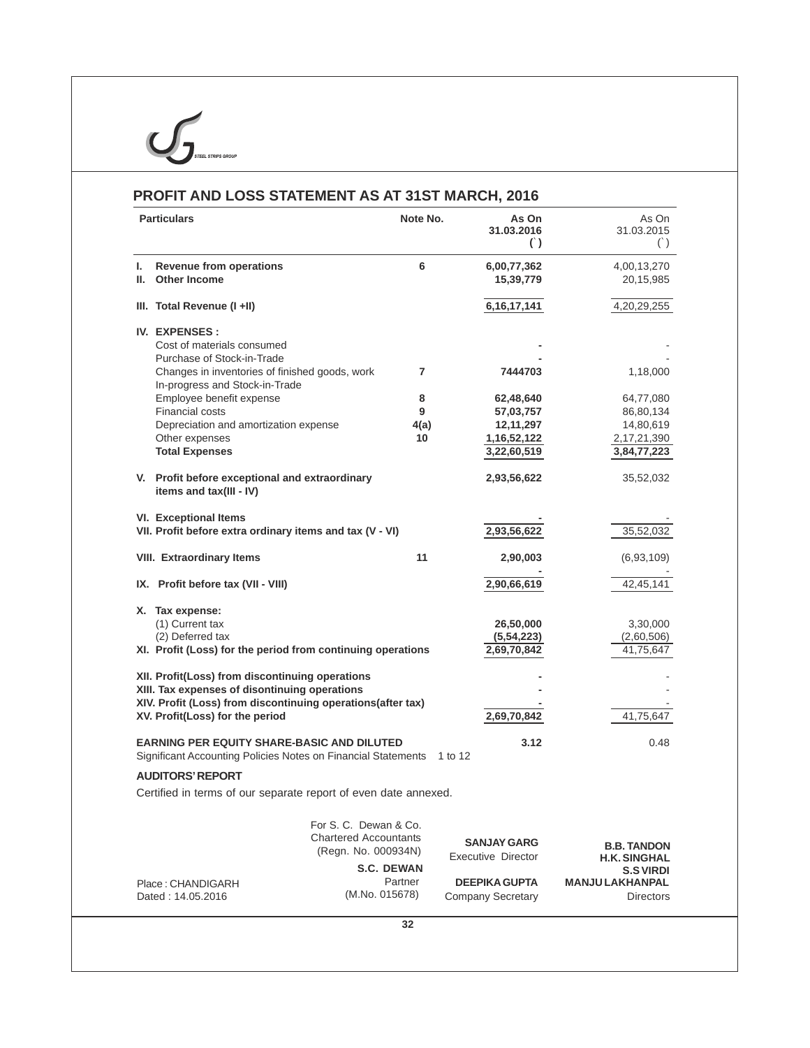## PROFIT AND LOSS STATEMENT AS AT 31ST MARCH, 2016

| Particulars | Note No. | As On 31.03.2016 (`) | As On 31.03.2015 (`) |
|---|---|---|---|
| **I. Revenue from operations** | 6 | **6,00,77,362** | 4,00,13,270 |
| **II. Other Income** | | **15,39,779** | 20,15,985 |
| **III. Total Revenue (I +II)** | | **6,16,17,141** | 4,20,29,255 |
| **IV. EXPENSES :** | | | |
| Cost of materials consumed | | **-** | - |
| Purchase of Stock-in-Trade | | **-** | - |
| Changes in inventories of finished goods, work In-progress and Stock-in-Trade | 7 | **7444703** | 1,18,000 |
| Employee benefit expense | 8 | **62,48,640** | 64,77,080 |
| Financial costs | 9 | **57,03,757** | 86,80,134 |
| Depreciation and amortization expense | 4(a) | **12,11,297** | 14,80,619 |
| Other expenses | 10 | **1,16,52,122** | 2,17,21,390 |
| **Total Expenses** | | **3,22,60,519** | **3,84,77,223** |
| **V. Profit before exceptional and extraordinary items and tax(III - IV)** | | **2,93,56,622** | 35,52,032 |
| **VI. Exceptional Items** | | **-** | - |
| **VII. Profit before extra ordinary items and tax (V - VI)** | | **2,93,56,622** | 35,52,032 |
| **VIII. Extraordinary Items** | 11 | **2,90,003** | (6,93,109) |
| | | **-** | - |
| **IX. Profit before tax (VII - VIII)** | | **2,90,66,619** | 42,45,141 |
| **X. Tax expense:** | | | |
| (1) Current tax | | **26,50,000** | 3,30,000 |
| (2) Deferred tax | | **(5,54,223)** | (2,60,506) |
| **XI. Profit (Loss) for the period from continuing operations** | | **2,69,70,842** | 41,75,647 |
| **XII. Profit(Loss) from discontinuing operations** | | **-** | - |
| **XIII. Tax expenses of disontinuing operations** | | **-** | - |
| **XIV. Profit (Loss) from discontinuing operations(after tax)** | | **-** | - |
| **XV. Profit(Loss) for the period** | | **2,69,70,842** | 41,75,647 |
| **EARNING PER EQUITY SHARE-BASIC AND DILUTED** | | **3.12** | 0.48 |
| Significant Accounting Policies Notes on Financial Statements | 1 to 12 | | |

**AUDITORS' REPORT**

Certified in terms of our separate report of even date annexed.

For S. C. Dewan & Co.
Chartered Accountants
(Regn. No. 000934N)

**S.C. DEWAN**
Partner
(M.No. 015678)

**SANJAY GARG**
Executive Director

**DEEPIKA GUPTA**
Company Secretary

**B.B. TANDON**
**H.K. SINGHAL**
**S.S VIRDI**
**MANJU LAKHANPAL**
Directors

Place : CHANDIGARH
Dated : 14.05.2016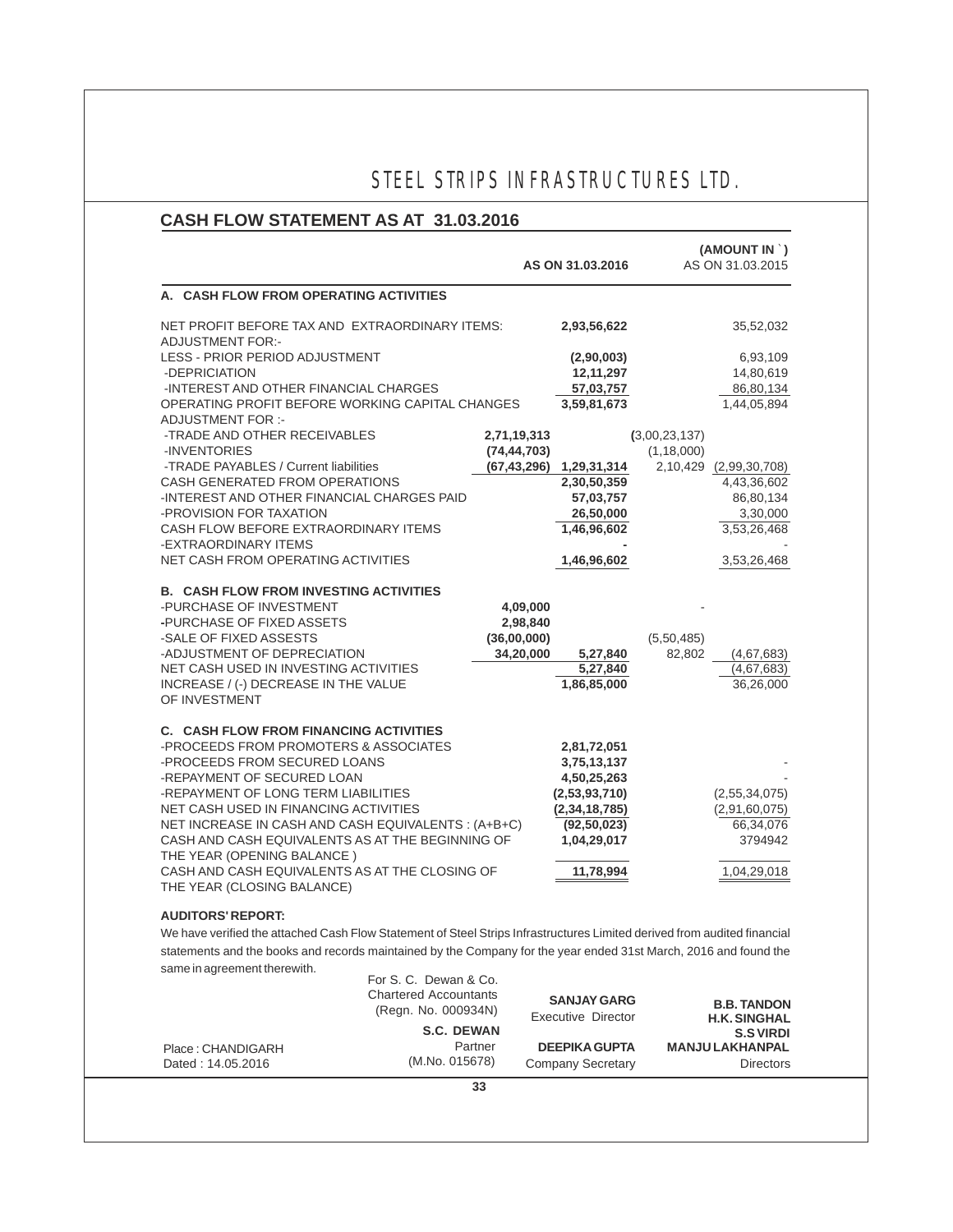# STEEL STRIPS INFRASTRUCTURES LTD.

## CASH FLOW STATEMENT AS AT 31.03.2016

(AMOUNT IN ` )

| | | AS ON 31.03.2016 | | AS ON 31.03.2015 |
|---|---|---|---|---|
| **A. CASH FLOW FROM OPERATING ACTIVITIES** | | | | |
| NET PROFIT BEFORE TAX AND EXTRAORDINARY ITEMS: | | **2,93,56,622** | | 35,52,032 |
| ADJUSTMENT FOR:- | | | | |
| LESS - PRIOR PERIOD ADJUSTMENT | | **(2,90,003)** | | 6,93,109 |
| -DEPRICIATION | | **12,11,297** | | 14,80,619 |
| -INTEREST AND OTHER FINANCIAL CHARGES | | **57,03,757** | | 86,80,134 |
| OPERATING PROFIT BEFORE WORKING CAPITAL CHANGES | | **3,59,81,673** | | 1,44,05,894 |
| ADJUSTMENT FOR :- | | | | |
| -TRADE AND OTHER RECEIVABLES | **2,71,19,313** | | (3,00,23,137) | |
| -INVENTORIES | **(74,44,703)** | | (1,18,000) | |
| -TRADE PAYABLES / Current liabilities | **(67,43,296)** | **1,29,31,314** | 2,10,429 | (2,99,30,708) |
| CASH GENERATED FROM OPERATIONS | | **2,30,50,359** | | 4,43,36,602 |
| -INTEREST AND OTHER FINANCIAL CHARGES PAID | | **57,03,757** | | 86,80,134 |
| -PROVISION FOR TAXATION | | **26,50,000** | | 3,30,000 |
| CASH FLOW BEFORE EXTRAORDINARY ITEMS | | **1,46,96,602** | | 3,53,26,468 |
| -EXTRAORDINARY ITEMS | | **-** | | - |
| NET CASH FROM OPERATING ACTIVITIES | | **1,46,96,602** | | 3,53,26,468 |
| **B. CASH FLOW FROM INVESTING ACTIVITIES** | | | | |
| -PURCHASE OF INVESTMENT | **4,09,000** | | - | |
| -PURCHASE OF FIXED ASSETS | **2,98,840** | | | |
| -SALE OF FIXED ASSESTS | **(36,00,000)** | | (5,50,485) | |
| -ADJUSTMENT OF DEPRECIATION | **34,20,000** | **5,27,840** | 82,802 | (4,67,683) |
| NET CASH USED IN INVESTING ACTIVITIES | | **5,27,840** | | (4,67,683) |
| INCREASE / (-) DECREASE IN THE VALUE OF INVESTMENT | | **1,86,85,000** | | 36,26,000 |
| **C. CASH FLOW FROM FINANCING ACTIVITIES** | | | | |
| -PROCEEDS FROM PROMOTERS & ASSOCIATES | | **2,81,72,051** | | |
| -PROCEEDS FROM SECURED LOANS | | **3,75,13,137** | | - |
| -REPAYMENT OF SECURED LOAN | | **4,50,25,263** | | - |
| -REPAYMENT OF LONG TERM LIABILITIES | | **(2,53,93,710)** | | (2,55,34,075) |
| NET CASH USED IN FINANCING ACTIVITIES | | **(2,34,18,785)** | | (2,91,60,075) |
| NET INCREASE IN CASH AND CASH EQUIVALENTS : (A+B+C) | | **(92,50,023)** | | 66,34,076 |
| CASH AND CASH EQUIVALENTS AS AT THE BEGINNING OF THE YEAR (OPENING BALANCE ) | | **1,04,29,017** | | 3794942 |
| CASH AND CASH EQUIVALENTS AS AT THE CLOSING OF THE YEAR (CLOSING BALANCE) | | **11,78,994** | | 1,04,29,018 |

**AUDITORS' REPORT:**

We have verified the attached Cash Flow Statement of Steel Strips Infrastructures Limited derived from audited financial statements and the books and records maintained by the Company for the year ended 31st March, 2016 and found the same in agreement therewith.

For S. C. Dewan & Co.
Chartered Accountants
(Regn. No. 000934N)

**S.C. DEWAN**
Partner
(M.No. 015678)

Place : CHANDIGARH
Dated : 14.05.2016

**SANJAY GARG**
Executive Director

**DEEPIKA GUPTA**
Company Secretary

**B.B. TANDON**
**H.K. SINGHAL**
**S.S VIRDI**
**MANJU LAKHANPAL**
Directors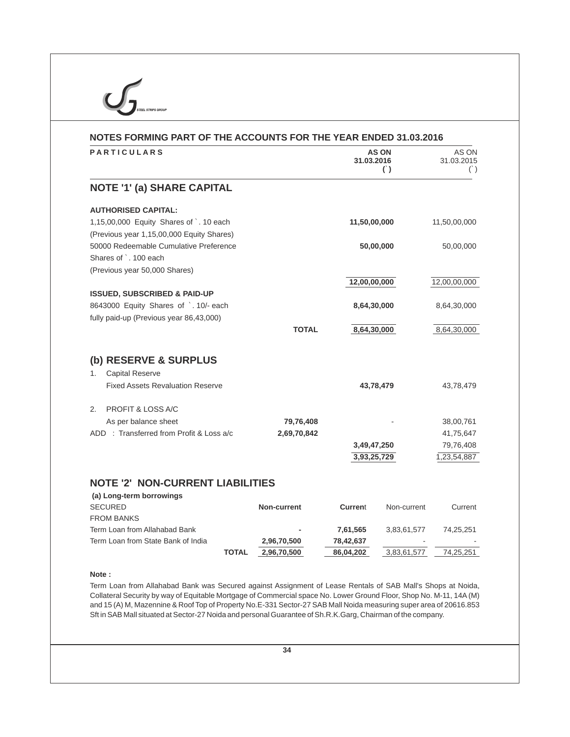## NOTES FORMING PART OF THE ACCOUNTS FOR THE YEAR ENDED 31.03.2016

| PARTICULARS | | AS ON 31.03.2016 (`) | AS ON 31.03.2015 (`) |
|---|---|---|---|
| **NOTE '1' (a) SHARE CAPITAL** | | | |
| **AUTHORISED CAPITAL:** | | | |
| 1,15,00,000 Equity Shares of `. 10 each (Previous year 1,15,00,000 Equity Shares) | | **11,50,00,000** | 11,50,00,000 |
| 50000 Redeemable Cumulative Preference Shares of `. 100 each (Previous year 50,000 Shares) | | **50,00,000** | 50,00,000 |
| | | **12,00,00,000** | 12,00,00,000 |
| **ISSUED, SUBSCRIBED & PAID-UP** | | | |
| 8643000 Equity Shares of `. 10/- each fully paid-up (Previous year 86,43,000) | | **8,64,30,000** | 8,64,30,000 |
| | **TOTAL** | **8,64,30,000** | 8,64,30,000 |
| **(b) RESERVE & SURPLUS** | | | |
| 1. Capital Reserve | | | |
| Fixed Assets Revaluation Reserve | | **43,78,479** | 43,78,479 |
| 2. PROFIT & LOSS A/C | | | |
| As per balance sheet | **79,76,408** | - | 38,00,761 |
| ADD : Transferred from Profit & Loss a/c | **2,69,70,842** | | 41,75,647 |
| | | **3,49,47,250** | 79,76,408 |
| | | **3,93,25,729** | 1,23,54,887 |

## NOTE '2' NON-CURRENT LIABILITIES

**(a) Long-term borrowings**

| SECURED | Non-current | Current | Non-current | Current |
|---|---|---|---|---|
| FROM BANKS | | | | |
| Term Loan from Allahabad Bank | **-** | **7,61,565** | 3,83,61,577 | 74,25,251 |
| Term Loan from State Bank of India | **2,96,70,500** | **78,42,637** | - | - |
| **TOTAL** | **2,96,70,500** | **86,04,202** | 3,83,61,577 | 74,25,251 |

**Note :**

Term Loan from Allahabad Bank was Secured against Assignment of Lease Rentals of SAB Mall's Shops at Noida, Collateral Security by way of Equitable Mortgage of Commercial space No. Lower Ground Floor, Shop No. M-11, 14A (M) and 15 (A) M, Mazennine & Roof Top of Property No.E-331 Sector-27 SAB Mall Noida measuring super area of 20616.853 Sft in SAB Mall situated at Sector-27 Noida and personal Guarantee of Sh.R.K.Garg, Chairman of the company.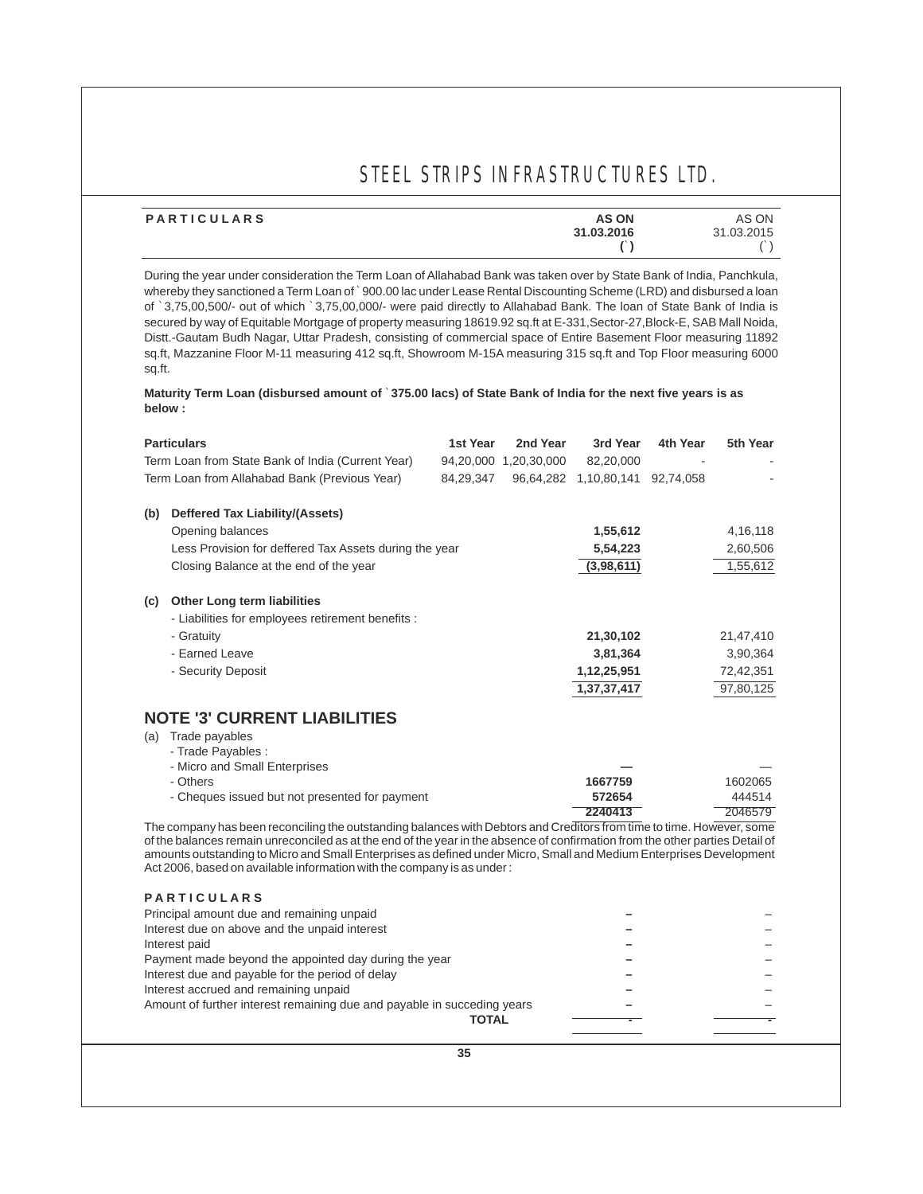| PARTICULARS | AS ON 31.03.2016 (`) | AS ON 31.03.2015 (`) |
|---|---|---|

During the year under consideration the Term Loan of Allahabad Bank was taken over by State Bank of India, Panchkula, whereby they sanctioned a Term Loan of ` 900.00 lac under Lease Rental Discounting Scheme (LRD) and disbursed a loan of ` 3,75,00,500/- out of which ` 3,75,00,000/- were paid directly to Allahabad Bank. The loan of State Bank of India is secured by way of Equitable Mortgage of property measuring 18619.92 sq.ft at E-331,Sector-27,Block-E, SAB Mall Noida, Distt.-Gautam Budh Nagar, Uttar Pradesh, consisting of commercial space of Entire Basement Floor measuring 11892 sq.ft, Mazzanine Floor M-11 measuring 412 sq.ft, Showroom M-15A measuring 315 sq.ft and Top Floor measuring 6000 sq.ft.

**Maturity Term Loan (disbursed amount of ` 375.00 lacs) of State Bank of India for the next five years is as below :**

| Particulars | 1st Year | 2nd Year | 3rd Year | 4th Year | 5th Year |
|---|---|---|---|---|---|
| Term Loan from State Bank of India (Current Year) | 94,20,000 | 1,20,30,000 | 82,20,000 | - | - |
| Term Loan from Allahabad Bank (Previous Year) | 84,29,347 | 96,64,282 | 1,10,80,141 | 92,74,058 | - |

| | | AS ON 31.03.2016 | AS ON 31.03.2015 |
|---|---|---|---|
| **(b)** | **Deffered Tax Liability/(Assets)** | | |
| | Opening balances | **1,55,612** | 4,16,118 |
| | Less Provision for deffered Tax Assets during the year | **5,54,223** | 2,60,506 |
| | Closing Balance at the end of the year | **(3,98,611)** | 1,55,612 |
| **(c)** | **Other Long term liabilities** | | |
| | - Liabilities for employees retirement benefits : | | |
| | - Gratuity | **21,30,102** | 21,47,410 |
| | - Earned Leave | **3,81,364** | 3,90,364 |
| | - Security Deposit | **1,12,25,951** | 72,42,351 |
| | | **1,37,37,417** | 97,80,125 |

## NOTE '3' CURRENT LIABILITIES

| | AS ON 31.03.2016 | AS ON 31.03.2015 |
|---|---|---|
| (a) Trade payables | | |
| - Trade Payables : | | |
| - Micro and Small Enterprises | **—** | — |
| - Others | **1667759** | 1602065 |
| - Cheques issued but not presented for payment | **572654** | 444514 |
| | **2240413** | 2046579 |

The company has been reconciling the outstanding balances with Debtors and Creditors from time to time. However, some of the balances remain unreconciled as at the end of the year in the absence of confirmation from the other parties Detail of amounts outstanding to Micro and Small Enterprises as defined under Micro, Small and Medium Enterprises Development Act 2006, based on available information with the company is as under :

| PARTICULARS | | |
|---|---|---|
| Principal amount due and remaining unpaid | **–** | – |
| Interest due on above and the unpaid interest | **–** | – |
| Interest paid | **–** | – |
| Payment made beyond the appointed day during the year | **–** | – |
| Interest due and payable for the period of delay | **–** | – |
| Interest accrued and remaining unpaid | **–** | – |
| Amount of further interest remaining due and payable in succeding years | **–** | – |
| **TOTAL** | **-** | - |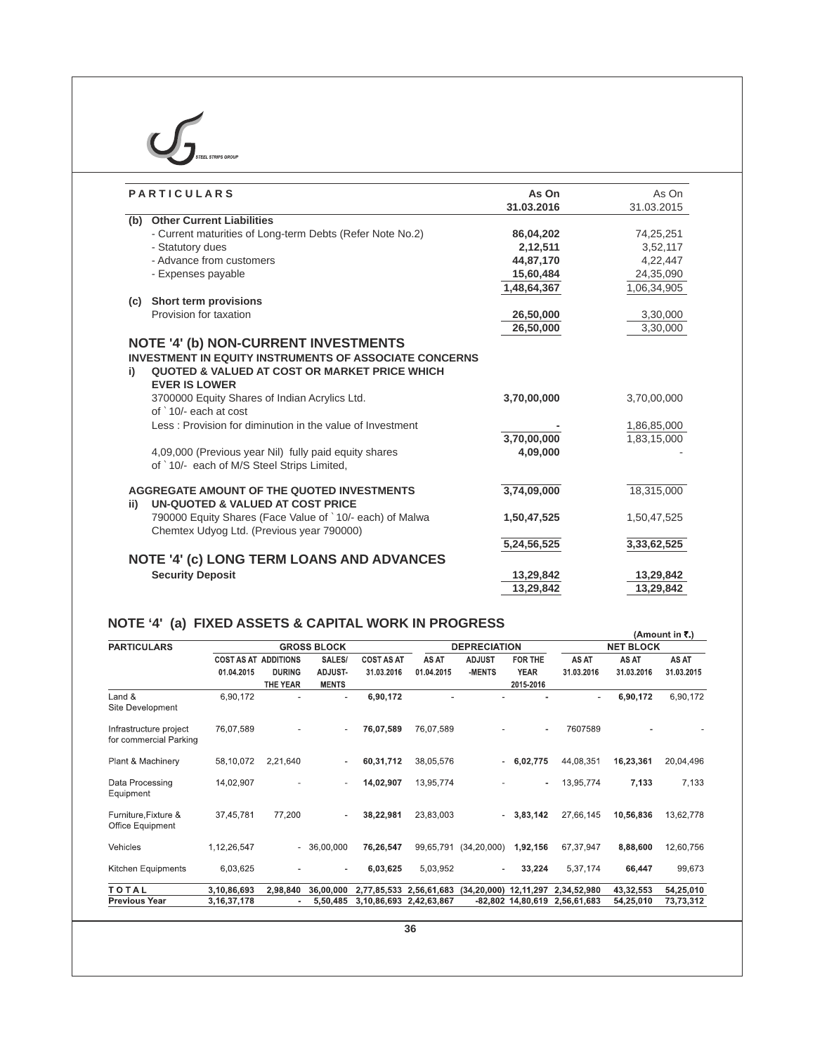| PARTICULARS | As On 31.03.2016 | As On 31.03.2015 |
|---|---|---|
| **(b) Other Current Liabilities** | | |
| - Current maturities of Long-term Debts (Refer Note No.2) | **86,04,202** | 74,25,251 |
| - Statutory dues | **2,12,511** | 3,52,117 |
| - Advance from customers | **44,87,170** | 4,22,447 |
| - Expenses payable | **15,60,484** | 24,35,090 |
| | **1,48,64,367** | 1,06,34,905 |
| **(c) Short term provisions** | | |
| Provision for taxation | **26,50,000** | 3,30,000 |
| | **26,50,000** | 3,30,000 |

## NOTE '4' (b) NON-CURRENT INVESTMENTS

| | As On 31.03.2016 | As On 31.03.2015 |
|---|---|---|
| **INVESTMENT IN EQUITY INSTRUMENTS OF ASSOCIATE CONCERNS** | | |
| **i) QUOTED & VALUED AT COST OR MARKET PRICE WHICH EVER IS LOWER** | | |
| 3700000 Equity Shares of Indian Acrylics Ltd. of ` 10/- each at cost | **3,70,00,000** | 3,70,00,000 |
| Less : Provision for diminution in the value of Investment | **-** | 1,86,85,000 |
| | **3,70,00,000** | 1,83,15,000 |
| 4,09,000 (Previous year Nil) fully paid equity shares of ` 10/- each of M/S Steel Strips Limited, | **4,09,000** | - |
| **AGGREGATE AMOUNT OF THE QUOTED INVESTMENTS** | **3,74,09,000** | 18,315,000 |
| **ii) UN-QUOTED & VALUED AT COST PRICE** | | |
| 790000 Equity Shares (Face Value of ` 10/- each) of Malwa Chemtex Udyog Ltd. (Previous year 790000) | **1,50,47,525** | 1,50,47,525 |
| | **5,24,56,525** | **3,33,62,525** |

## NOTE '4' (c) LONG TERM LOANS AND ADVANCES

| | As On 31.03.2016 | As On 31.03.2015 |
|---|---|---|
| **Security Deposit** | **13,29,842** | **13,29,842** |
| | **13,29,842** | **13,29,842** |

## NOTE '4' (a) FIXED ASSETS & CAPITAL WORK IN PROGRESS

(Amount in ₹.)

| PARTICULARS | GROSS BLOCK | | | | DEPRECIATION | | | | NET BLOCK | |
|---|---|---|---|---|---|---|---|---|---|---|
| | COST AS AT 01.04.2015 | ADDITIONS DURING THE YEAR | SALES/ ADJUST-MENTS | COST AS AT 31.03.2016 | AS AT 01.04.2015 | ADJUST -MENTS | FOR THE YEAR 2015-2016 | AS AT 31.03.2016 | AS AT 31.03.2016 | AS AT 31.03.2015 |
| Land & Site Development | 6,90,172 | - | - | **6,90,172** | - | - | - | - | **6,90,172** | 6,90,172 |
| Infrastructure project for commercial Parking | 76,07,589 | - | - | **76,07,589** | 76,07,589 | - | - | 7607589 | - | - |
| Plant & Machinery | 58,10,072 | 2,21,640 | - | **60,31,712** | 38,05,576 | - | **6,02,775** | 44,08,351 | **16,23,361** | 20,04,496 |
| Data Processing Equipment | 14,02,907 | - | - | **14,02,907** | 13,95,774 | - | - | 13,95,774 | **7,133** | 7,133 |
| Furniture,Fixture & Office Equipment | 37,45,781 | 77,200 | - | **38,22,981** | 23,83,003 | - | **3,83,142** | 27,66,145 | **10,56,836** | 13,62,778 |
| Vehicles | 1,12,26,547 | - | 36,00,000 | **76,26,547** | 99,65,791 | (34,20,000) | **1,92,156** | 67,37,947 | **8,88,600** | 12,60,756 |
| Kitchen Equipments | 6,03,625 | - | - | **6,03,625** | 5,03,952 | - | **33,224** | 5,37,174 | **66,447** | 99,673 |
| **TOTAL** | **3,10,86,693** | **2,98,840** | **36,00,000** | **2,77,85,533** | **2,56,61,683** | **(34,20,000)** | **12,11,297** | **2,34,52,980** | **43,32,553** | **54,25,010** |
| **Previous Year** | **3,16,37,178** | **-** | **5,50,485** | **3,10,86,693** | **2,42,63,867** | **-82,802** | **14,80,619** | **2,56,61,683** | **54,25,010** | **73,73,312** |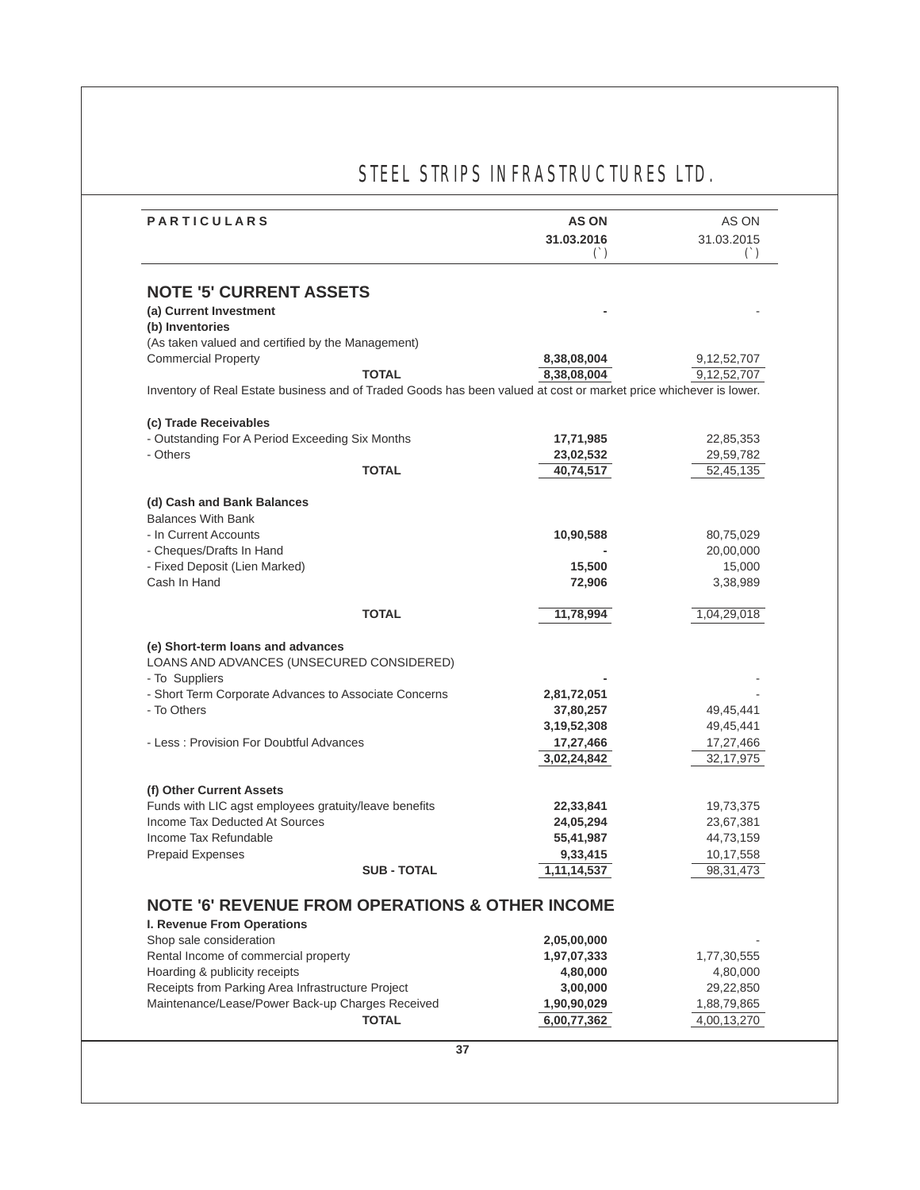# STEEL STRIPS INFRASTRUCTURES LTD.

| PARTICULARS | AS ON 31.03.2016 (`) | AS ON 31.03.2015 (`) |
|---|---|---|
| **NOTE '5' CURRENT ASSETS** | | |
| **(a) Current Investment** | - | - |
| **(b) Inventories** | | |
| (As taken valued and certified by the Management) | | |
| Commercial Property | 8,38,08,004 | 9,12,52,707 |
| **TOTAL** | 8,38,08,004 | 9,12,52,707 |
| Inventory of Real Estate business and of Traded Goods has been valued at cost or market price whichever is lower. | | |
| **(c) Trade Receivables** | | |
| - Outstanding For A Period Exceeding Six Months | 17,71,985 | 22,85,353 |
| - Others | 23,02,532 | 29,59,782 |
| **TOTAL** | 40,74,517 | 52,45,135 |
| **(d) Cash and Bank Balances** | | |
| Balances With Bank | | |
| - In Current Accounts | 10,90,588 | 80,75,029 |
| - Cheques/Drafts In Hand | - | 20,00,000 |
| - Fixed Deposit (Lien Marked) | 15,500 | 15,000 |
| Cash In Hand | 72,906 | 3,38,989 |
| **TOTAL** | 11,78,994 | 1,04,29,018 |
| **(e) Short-term loans and advances** | | |
| LOANS AND ADVANCES (UNSECURED CONSIDERED) | | |
| - To Suppliers | - | - |
| - Short Term Corporate Advances to Associate Concerns | 2,81,72,051 | - |
| - To Others | 37,80,257 | 49,45,441 |
| | 3,19,52,308 | 49,45,441 |
| - Less : Provision For Doubtful Advances | 17,27,466 | 17,27,466 |
| | 3,02,24,842 | 32,17,975 |
| **(f) Other Current Assets** | | |
| Funds with LIC agst employees gratuity/leave benefits | 22,33,841 | 19,73,375 |
| Income Tax Deducted At Sources | 24,05,294 | 23,67,381 |
| Income Tax Refundable | 55,41,987 | 44,73,159 |
| Prepaid Expenses | 9,33,415 | 10,17,558 |
| **SUB - TOTAL** | 1,11,14,537 | 98,31,473 |
| **NOTE '6' REVENUE FROM OPERATIONS & OTHER INCOME** | | |
| **I. Revenue From Operations** | | |
| Shop sale consideration | 2,05,00,000 | - |
| Rental Income of commercial property | 1,97,07,333 | 1,77,30,555 |
| Hoarding & publicity receipts | 4,80,000 | 4,80,000 |
| Receipts from Parking Area Infrastructure Project | 3,00,000 | 29,22,850 |
| Maintenance/Lease/Power Back-up Charges Received | 1,90,90,029 | 1,88,79,865 |
| **TOTAL** | 6,00,77,362 | 4,00,13,270 |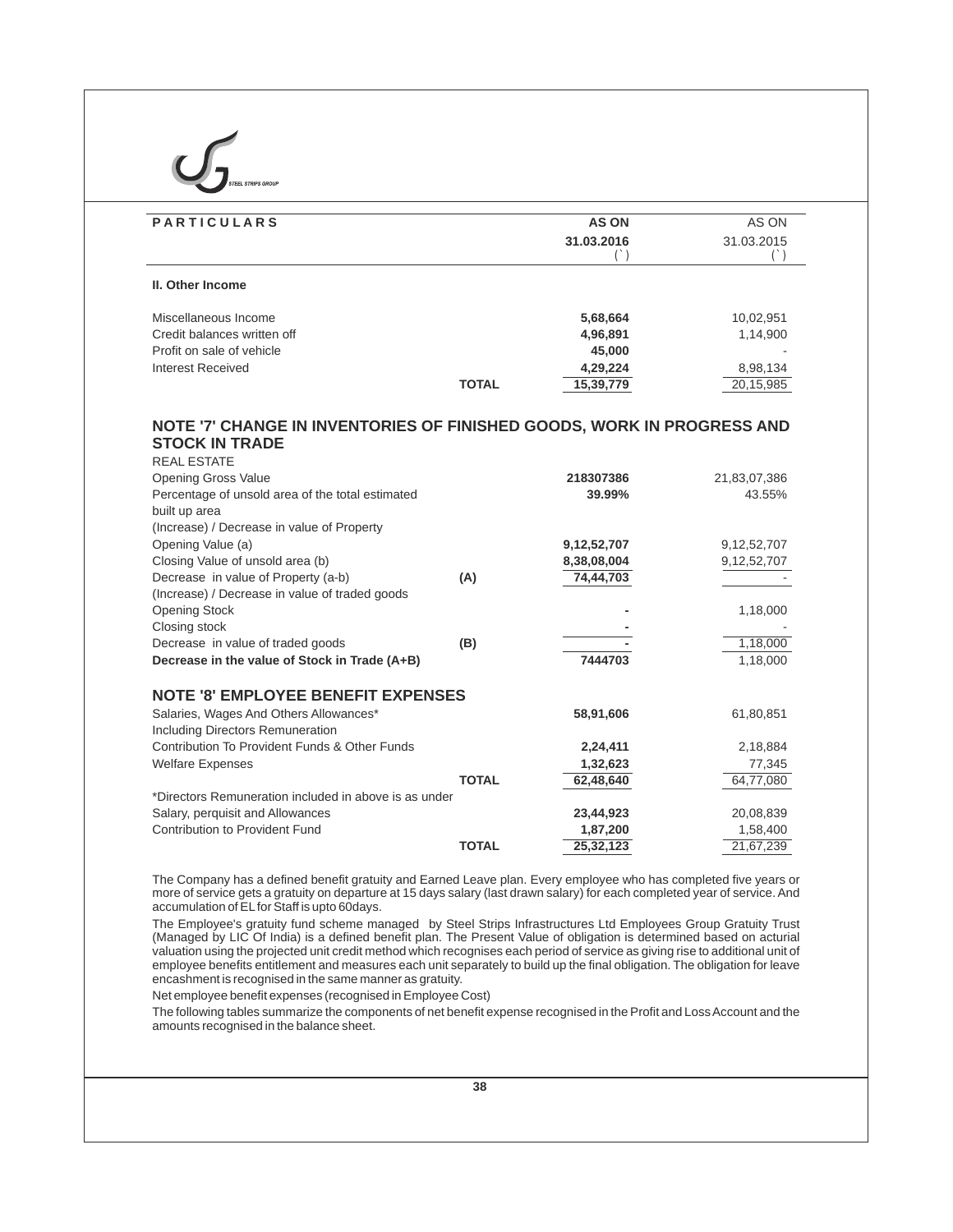| PARTICULARS | | AS ON 31.03.2016 (`) | AS ON 31.03.2015 (`) |
|---|---|---|---|
| **II. Other Income** | | | |
| Miscellaneous Income | | **5,68,664** | 10,02,951 |
| Credit balances written off | | **4,96,891** | 1,14,900 |
| Profit on sale of vehicle | | **45,000** | - |
| Interest Received | | **4,29,224** | 8,98,134 |
| | **TOTAL** | **15,39,779** | 20,15,985 |

## NOTE '7' CHANGE IN INVENTORIES OF FINISHED GOODS, WORK IN PROGRESS AND STOCK IN TRADE

| | | 31.03.2016 | 31.03.2015 |
|---|---|---|---|
| REAL ESTATE | | | |
| Opening Gross Value | | **218307386** | 21,83,07,386 |
| Percentage of unsold area of the total estimated built up area | | **39.99%** | 43.55% |
| (Increase) / Decrease in value of Property | | | |
| Opening Value (a) | | **9,12,52,707** | 9,12,52,707 |
| Closing Value of unsold area (b) | | **8,38,08,004** | 9,12,52,707 |
| Decrease in value of Property (a-b) | **(A)** | **74,44,703** | - |
| (Increase) / Decrease in value of traded goods | | | |
| Opening Stock | | **-** | 1,18,000 |
| Closing stock | | **-** | - |
| Decrease in value of traded goods | **(B)** | **-** | 1,18,000 |
| **Decrease in the value of Stock in Trade (A+B)** | | **7444703** | 1,18,000 |

## NOTE '8' EMPLOYEE BENEFIT EXPENSES

| | | 31.03.2016 | 31.03.2015 |
|---|---|---|---|
| Salaries, Wages And Others Allowances* Including Directors Remuneration | | **58,91,606** | 61,80,851 |
| Contribution To Provident Funds & Other Funds | | **2,24,411** | 2,18,884 |
| Welfare Expenses | | **1,32,623** | 77,345 |
| | **TOTAL** | **62,48,640** | 64,77,080 |
| *Directors Remuneration included in above is as under | | | |
| Salary, perquisit and Allowances | | **23,44,923** | 20,08,839 |
| Contribution to Provident Fund | | **1,87,200** | 1,58,400 |
| | **TOTAL** | **25,32,123** | 21,67,239 |

The Company has a defined benefit gratuity and Earned Leave plan. Every employee who has completed five years or more of service gets a gratuity on departure at 15 days salary (last drawn salary) for each completed year of service. And accumulation of EL for Staff is upto 60days.

The Employee's gratuity fund scheme managed by Steel Strips Infrastructures Ltd Employees Group Gratuity Trust (Managed by LIC Of India) is a defined benefit plan. The Present Value of obligation is determined based on acturial valuation using the projected unit credit method which recognises each period of service as giving rise to additional unit of employee benefits entitlement and measures each unit separately to build up the final obligation. The obligation for leave encashment is recognised in the same manner as gratuity.

Net employee benefit expenses (recognised in Employee Cost)

The following tables summarize the components of net benefit expense recognised in the Profit and Loss Account and the amounts recognised in the balance sheet.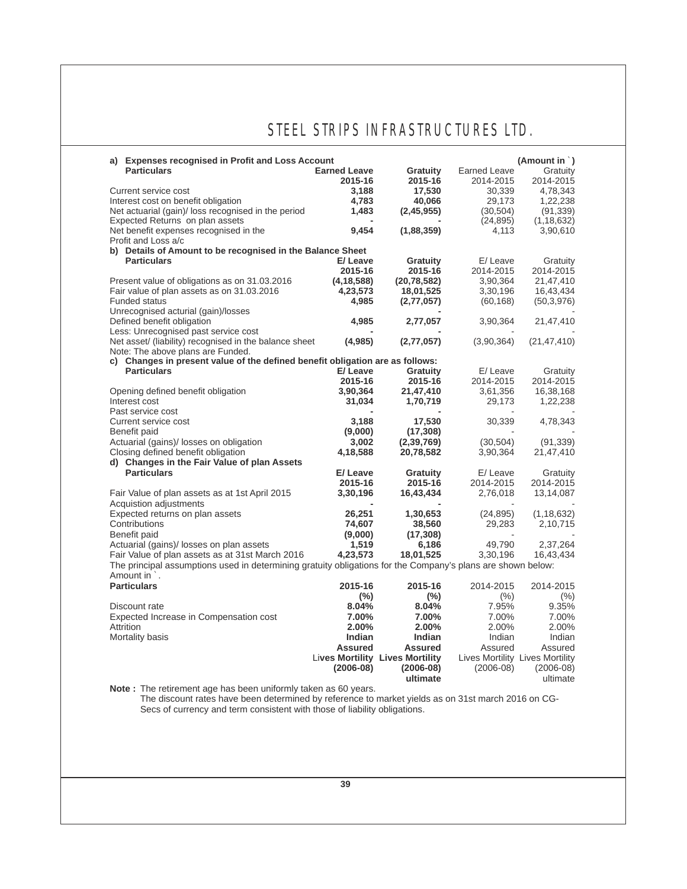**a) Expenses recognised in Profit and Loss Account** (Amount in `)

| Particulars | Earned Leave 2015-16 | Gratuity 2015-16 | Earned Leave 2014-2015 | Gratuity 2014-2015 |
|---|---|---|---|---|
| Current service cost | 3,188 | 17,530 | 30,339 | 4,78,343 |
| Interest cost on benefit obligation | 4,783 | 40,066 | 29,173 | 1,22,238 |
| Net actuarial (gain)/ loss recognised in the period | 1,483 | (2,45,955) | (30,504) | (91,339) |
| Expected Returns on plan assets | - | - | (24,895) | (1,18,632) |
| Net benefit expenses recognised in the Profit and Loss a/c | 9,454 | (1,88,359) | 4,113 | 3,90,610 |

**b) Details of Amount to be recognised in the Balance Sheet**

| Particulars | E/ Leave 2015-16 | Gratuity 2015-16 | E/ Leave 2014-2015 | Gratuity 2014-2015 |
|---|---|---|---|---|
| Present value of obligations as on 31.03.2016 | (4,18,588) | (20,78,582) | 3,90,364 | 21,47,410 |
| Fair value of plan assets as on 31.03.2016 | 4,23,573 | 18,01,525 | 3,30,196 | 16,43,434 |
| Funded status | 4,985 | (2,77,057) | (60,168) | (50,3,976) |
| Unrecognised acturial (gain)/losses | | - | | - |
| Defined benefit obligation | 4,985 | 2,77,057 | 3,90,364 | 21,47,410 |
| Less: Unrecognised past service cost | - | - | - | - |
| Net asset/ (liability) recognised in the balance sheet | (4,985) | (2,77,057) | (3,90,364) | (21,47,410) |

Note: The above plans are Funded.

**c) Changes in present value of the defined benefit obligation are as follows:**

| Particulars | E/ Leave 2015-16 | Gratuity 2015-16 | E/ Leave 2014-2015 | Gratuity 2014-2015 |
|---|---|---|---|---|
| Opening defined benefit obligation | 3,90,364 | 21,47,410 | 3,61,356 | 16,38,168 |
| Interest cost | 31,034 | 1,70,719 | 29,173 | 1,22,238 |
| Past service cost | - | - | - | - |
| Current service cost | 3,188 | 17,530 | 30,339 | 4,78,343 |
| Benefit paid | (9,000) | (17,308) | - | - |
| Actuarial (gains)/ losses on obligation | 3,002 | (2,39,769) | (30,504) | (91,339) |
| Closing defined benefit obligation | 4,18,588 | 20,78,582 | 3,90,364 | 21,47,410 |

**d) Changes in the Fair Value of plan Assets**

| Particulars | E/ Leave 2015-16 | Gratuity 2015-16 | E/ Leave 2014-2015 | Gratuity 2014-2015 |
|---|---|---|---|---|
| Fair Value of plan assets as at 1st April 2015 | 3,30,196 | 16,43,434 | 2,76,018 | 13,14,087 |
| Acquistion adjustments | - | - | - | - |
| Expected returns on plan assets | 26,251 | 1,30,653 | (24,895) | (1,18,632) |
| Contributions | 74,607 | 38,560 | 29,283 | 2,10,715 |
| Benefit paid | (9,000) | (17,308) | - | - |
| Actuarial (gains)/ losses on plan assets | 1,519 | 6,186 | 49,790 | 2,37,264 |
| Fair Value of plan assets as at 31st March 2016 | 4,23,573 | 18,01,525 | 3,30,196 | 16,43,434 |

The principal assumptions used in determining gratuity obligations for the Company's plans are shown below:
Amount in `.

| Particulars | 2015-16 (%) | 2015-16 (%) | 2014-2015 (%) | 2014-2015 (%) |
|---|---|---|---|---|
| Discount rate | 8.04% | 8.04% | 7.95% | 9.35% |
| Expected Increase in Compensation cost | 7.00% | 7.00% | 7.00% | 7.00% |
| Attrition | 2.00% | 2.00% | 2.00% | 2.00% |
| Mortality basis | Indian Assured Lives Mortility (2006-08) | Indian Assured Lives Mortility (2006-08) ultimate | Indian Assured Lives Mortility (2006-08) | Indian Assured Lives Mortility (2006-08) ultimate |

**Note :** The retirement age has been uniformly taken as 60 years.
The discount rates have been determined by reference to market yields as on 31st march 2016 on CG-Secs of currency and term consistent with those of liability obligations.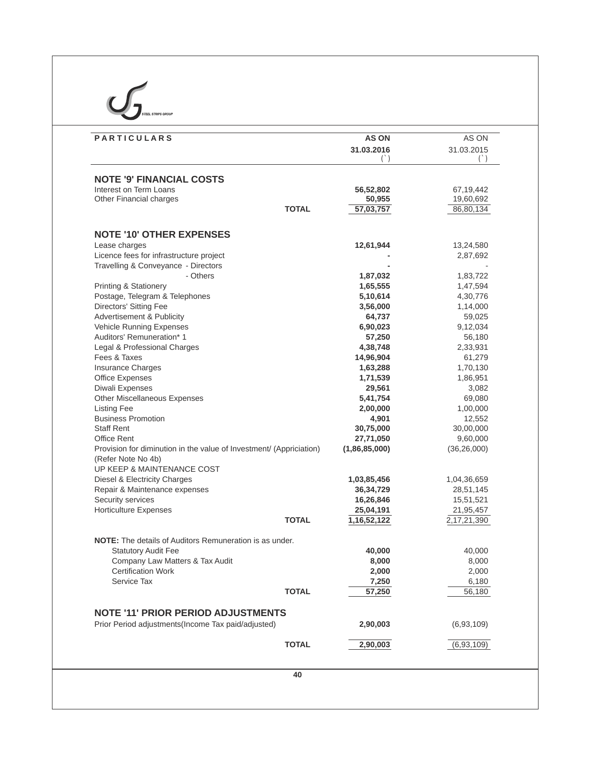| PARTICULARS | | AS ON 31.03.2016 (`) | AS ON 31.03.2015 (`) |
|---|---|---|---|
| **NOTE '9' FINANCIAL COSTS** | | | |
| Interest on Term Loans | | **56,52,802** | 67,19,442 |
| Other Financial charges | | **50,955** | 19,60,692 |
| | **TOTAL** | **57,03,757** | 86,80,134 |
| **NOTE '10' OTHER EXPENSES** | | | |
| Lease charges | | **12,61,944** | 13,24,580 |
| Licence fees for infrastructure project | | **-** | 2,87,692 |
| Travelling & Conveyance - Directors | | **-** | - |
| - Others | | **1,87,032** | 1,83,722 |
| Printing & Stationery | | **1,65,555** | 1,47,594 |
| Postage, Telegram & Telephones | | **5,10,614** | 4,30,776 |
| Directors' Sitting Fee | | **3,56,000** | 1,14,000 |
| Advertisement & Publicity | | **64,737** | 59,025 |
| Vehicle Running Expenses | | **6,90,023** | 9,12,034 |
| Auditors' Remuneration* 1 | | **57,250** | 56,180 |
| Legal & Professional Charges | | **4,38,748** | 2,33,931 |
| Fees & Taxes | | **14,96,904** | 61,279 |
| Insurance Charges | | **1,63,288** | 1,70,130 |
| Office Expenses | | **1,71,539** | 1,86,951 |
| Diwali Expenses | | **29,561** | 3,082 |
| Other Miscellaneous Expenses | | **5,41,754** | 69,080 |
| Listing Fee | | **2,00,000** | 1,00,000 |
| Business Promotion | | **4,901** | 12,552 |
| Staff Rent | | **30,75,000** | 30,00,000 |
| Office Rent | | **27,71,050** | 9,60,000 |
| Provision for diminution in the value of Investment/ (Appriciation) (Refer Note No 4b) | | **(1,86,85,000)** | (36,26,000) |
| UP KEEP & MAINTENANCE COST | | | |
| Diesel & Electricity Charges | | **1,03,85,456** | 1,04,36,659 |
| Repair & Maintenance expenses | | **36,34,729** | 28,51,145 |
| Security services | | **16,26,846** | 15,51,521 |
| Horticulture Expenses | | **25,04,191** | 21,95,457 |
| | **TOTAL** | **1,16,52,122** | 2,17,21,390 |
| **NOTE:** The details of Auditors Remuneration is as under. | | | |
| Statutory Audit Fee | | **40,000** | 40,000 |
| Company Law Matters & Tax Audit | | **8,000** | 8,000 |
| Certification Work | | **2,000** | 2,000 |
| Service Tax | | **7,250** | 6,180 |
| | **TOTAL** | **57,250** | 56,180 |
| **NOTE '11' PRIOR PERIOD ADJUSTMENTS** | | | |
| Prior Period adjustments(Income Tax paid/adjusted) | | **2,90,003** | (6,93,109) |
| | **TOTAL** | **2,90,003** | (6,93,109) |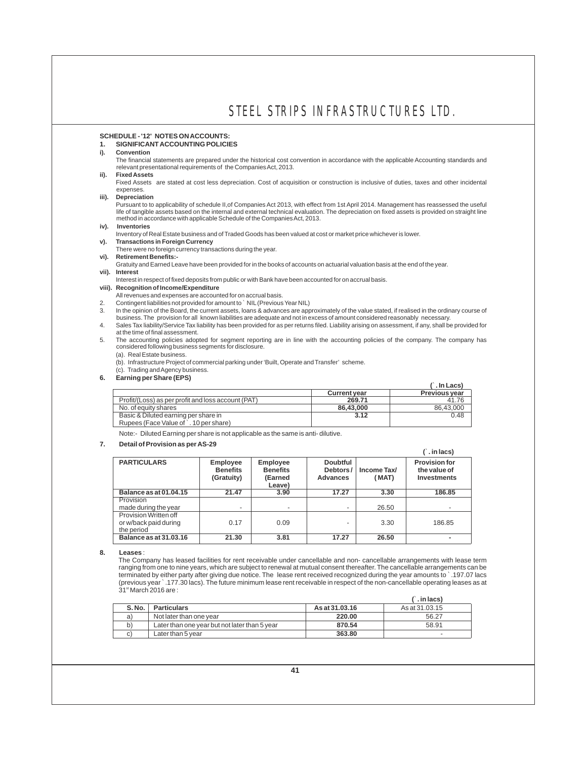**SCHEDULE - '12' NOTES ON ACCOUNTS:**

**1. SIGNIFICANT ACCOUNTING POLICIES**

**i). Convention**

The financial statements are prepared under the historical cost convention in accordance with the applicable Accounting standards and relevant presentational requirements of the Companies Act, 2013.

**ii). Fixed Assets**

Fixed Assets are stated at cost less depreciation. Cost of acquisition or construction is inclusive of duties, taxes and other incidental expenses.

**iii). Depreciation**

Pursuant to to applicability of schedule II,of Companies Act 2013, with effect from 1st April 2014. Management has reassessed the useful life of tangible assets based on the internal and external technical evaluation. The depreciation on fixed assets is provided on straight line method in accordance with applicable Schedule of the Companies Act, 2013.

**iv). Inventories**

Inventory of Real Estate business and of Traded Goods has been valued at cost or market price whichever is lower.

**v). Transactions in Foreign Currency**

There were no foreign currency transactions during the year.

**vi). Retirement Benefits:-**

Gratuity and Earned Leave have been provided for in the books of accounts on actuarial valuation basis at the end of the year.

**vii). Interest**

Interest in respect of fixed deposits from public or with Bank have been accounted for on accrual basis.

**viii). Recognition of Income/Expenditure**

All revenues and expenses are accounted for on accrual basis.

2. Contingent liabilities not provided for amount to ` NIL (Previous Year NIL)

3. In the opinion of the Board, the current assets, loans & advances are approximately of the value stated, if realised in the ordinary course of business. The provision for all known liabilities are adequate and not in excess of amount considered reasonably necessary.

4. Sales Tax liability/Service Tax liability has been provided for as per returns filed. Liability arising on assessment, if any, shall be provided for at the time of final assessment.

5. The accounting policies adopted for segment reporting are in line with the accounting policies of the company. The company has considered following business segments for disclosure.

(a). Real Estate business.

(b). Infrastructure Project of commercial parking under 'Built, Operate and Transfer' scheme.

(c). Trading and Agency business.

**6. Earning per Share (EPS)**

**(` . In Lacs)**

| | Current year | Previous year |
|---|---|---|
| Profit/(Loss) as per profit and loss account (PAT) | **269.71** | 41.76 |
| No. of equity shares | **86,43,000** | 86,43,000 |
| Basic & Diluted earning per share in Rupees (Face Value of ` . 10 per share) | **3.12** | 0.48 |

Note:- Diluted Earning per share is not applicable as the same is anti- dilutive.

**7. Detail of Provision as per AS-29**

**(` . in lacs)**

| PARTICULARS | Employee Benefits (Gratuity) | Employee Benefits (Earned Leave) | Doubtful Debtors / Advances | Income Tax/ (MAT) | Provision for the value of Investments |
|---|---|---|---|---|---|
| **Balance as at 01.04.15** | **21.47** | **3.90** | **17.27** | **3.30** | **186.85** |
| Provision made during the year | - | - | - | 26.50 | - |
| Provision Written off or w/back paid during the period | 0.17 | 0.09 | - | 3.30 | 186.85 |
| **Balance as at 31.03.16** | **21.30** | **3.81** | **17.27** | **26.50** | **-** |

**8. Leases** :

The Company has leased facilities for rent receivable under cancellable and non- cancellable arrangements with lease term ranging from one to nine years, which are subject to renewal at mutual consent thereafter. The cancellable arrangements can be terminated by either party after giving due notice. The lease rent received recognized during the year amounts to ` .197.07 lacs (previous year ` .177.30 lacs). The future minimum lease rent receivable in respect of the non-cancellable operating leases as at 31st March 2016 are :

**(` . in lacs)**

| S. No. | Particulars | As at 31.03.16 | As at 31.03.15 |
|---|---|---|---|
| a) | Not later than one year | **220.00** | 56.27 |
| b) | Later than one year but not later than 5 year | **870.54** | 58.91 |
| c) | Later than 5 year | **363.80** | - |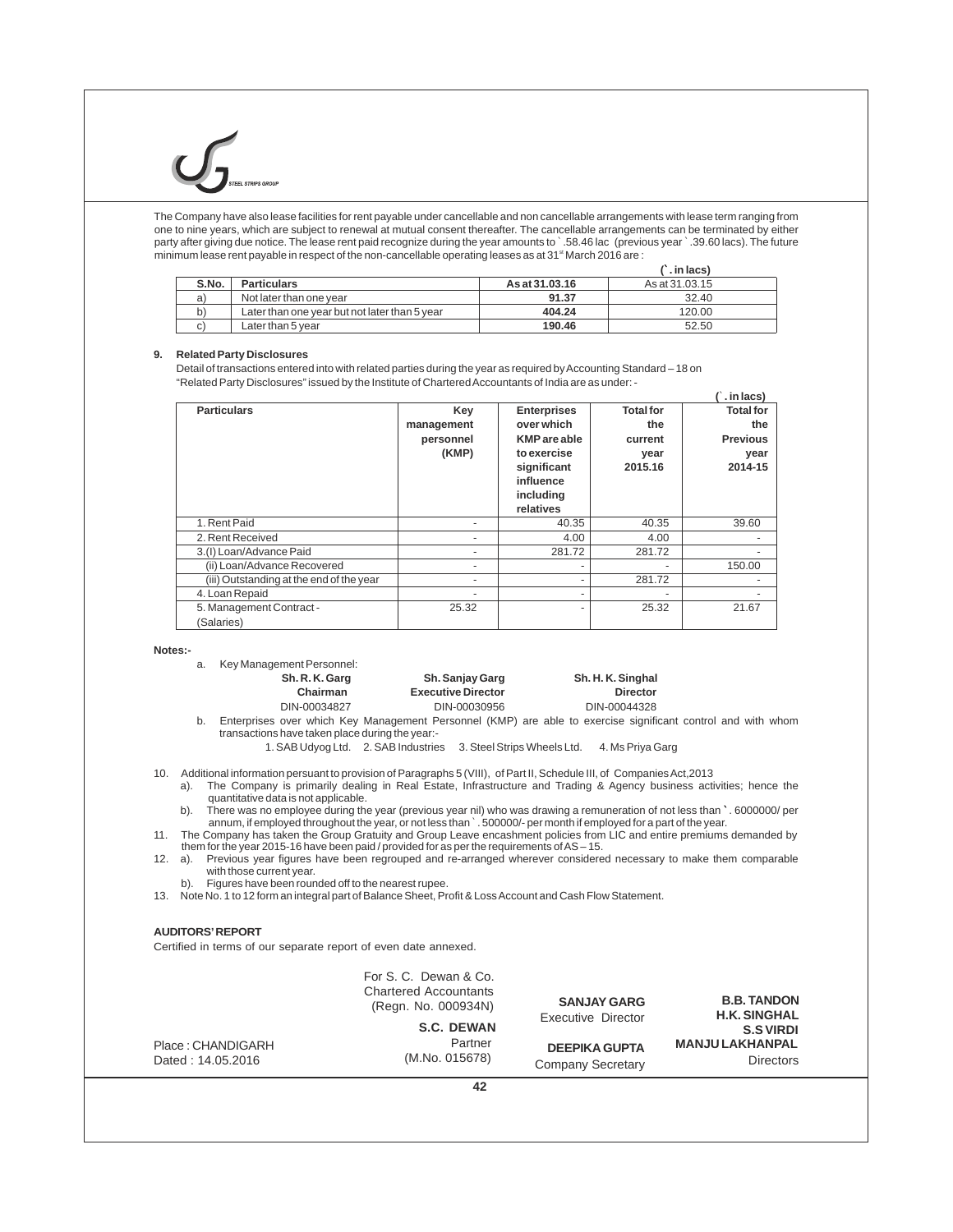The Company have also lease facilities for rent payable under cancellable and non cancellable arrangements with lease term ranging from one to nine years, which are subject to renewal at mutual consent thereafter. The cancellable arrangements can be terminated by either party after giving due notice. The lease rent paid recognize during the year amounts to ` .58.46 lac (previous year ` .39.60 lacs). The future minimum lease rent payable in respect of the non-cancellable operating leases as at 31st March 2016 are :

(` . in lacs)

| S.No. | Particulars | As at 31.03.16 | As at 31.03.15 |
|---|---|---|---|
| a) | Not later than one year | **91.37** | 32.40 |
| b) | Later than one year but not later than 5 year | **404.24** | 120.00 |
| c) | Later than 5 year | **190.46** | 52.50 |

**9. Related Party Disclosures**

Detail of transactions entered into with related parties during the year as required by Accounting Standard – 18 on "Related Party Disclosures" issued by the Institute of Chartered Accountants of India are as under: -

(` . in lacs)

| Particulars | Key management personnel (KMP) | Enterprises over which KMP are able to exercise significant influence including relatives | Total for the current year 2015.16 | Total for the Previous year 2014-15 |
|---|---|---|---|---|
| 1. Rent Paid | - | 40.35 | 40.35 | 39.60 |
| 2. Rent Received | - | 4.00 | 4.00 | - |
| 3.(I) Loan/Advance Paid | - | 281.72 | 281.72 | - |
| (ii) Loan/Advance Recovered | - | - | - | 150.00 |
| (iii) Outstanding at the end of the year | - | - | 281.72 | - |
| 4. Loan Repaid | - | - | - | - |
| 5. Management Contract - (Salaries) | 25.32 | - | 25.32 | 21.67 |

**Notes:-**

a. Key Management Personnel:

| Sh. R. K. Garg | Sh. Sanjay Garg | Sh. H. K. Singhal |
|---|---|---|
| Chairman | Executive Director | Director |
| DIN-00034827 | DIN-00030956 | DIN-00044328 |

b. Enterprises over which Key Management Personnel (KMP) are able to exercise significant control and with whom transactions have taken place during the year:-

1. SAB Udyog Ltd. 2. SAB Industries 3. Steel Strips Wheels Ltd. 4. Ms Priya Garg

10. Additional information persuant to provision of Paragraphs 5 (VIII), of Part II, Schedule III, of Companies Act,2013
    a). The Company is primarily dealing in Real Estate, Infrastructure and Trading & Agency business activities; hence the quantitative data is not applicable.
    b). There was no employee during the year (previous year nil) who was drawing a remuneration of not less than ` . 6000000/ per annum, if employed throughout the year, or not less than ` . 500000/- per month if employed for a part of the year.
11. The Company has taken the Group Gratuity and Group Leave encashment policies from LIC and entire premiums demanded by them for the year 2015-16 have been paid / provided for as per the requirements of AS – 15.
12. a). Previous year figures have been regrouped and re-arranged wherever considered necessary to make them comparable with those current year.
    b). Figures have been rounded off to the nearest rupee.
13. Note No. 1 to 12 form an integral part of Balance Sheet, Profit & Loss Account and Cash Flow Statement.

**AUDITORS' REPORT**

Certified in terms of our separate report of even date annexed.

For S. C. Dewan & Co.
Chartered Accountants
(Regn. No. 000934N)

**S.C. DEWAN**
Partner
(M.No. 015678)

Place : CHANDIGARH
Dated : 14.05.2016

**SANJAY GARG**
Executive Director

**DEEPIKA GUPTA**
Company Secretary

**B.B. TANDON**
**H.K. SINGHAL**
**S.S VIRDI**
**MANJU LAKHANPAL**
Directors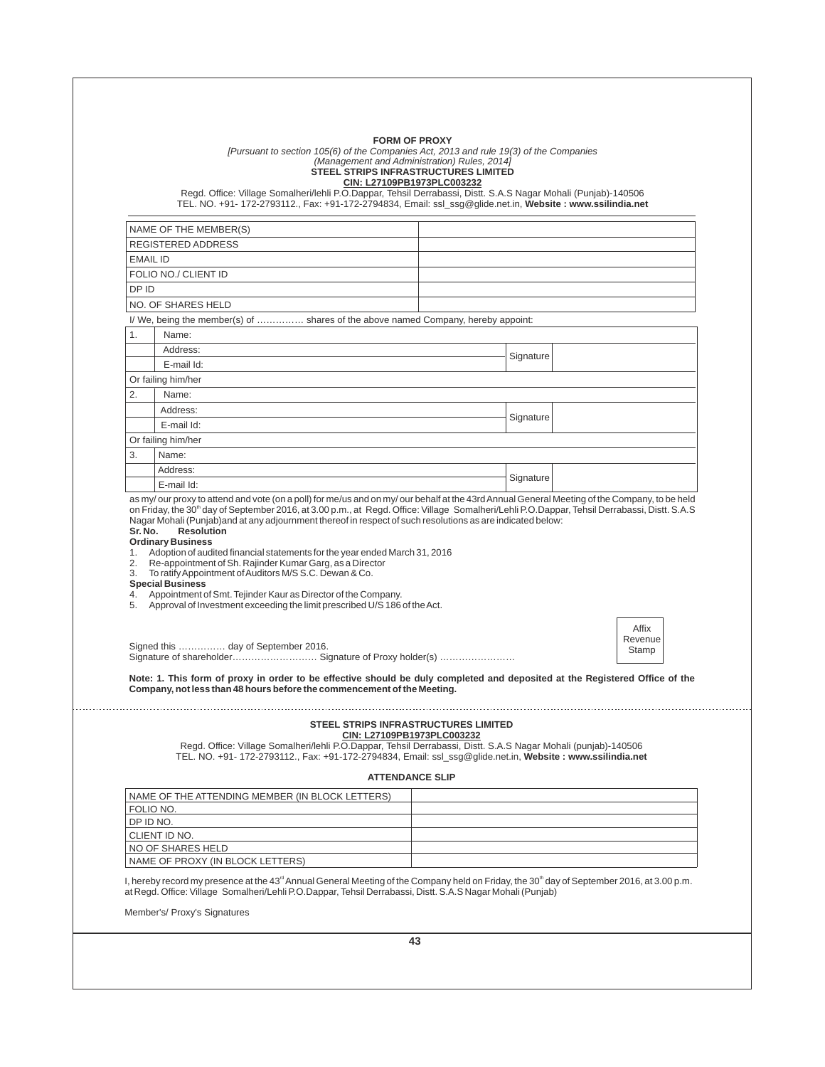## FORM OF PROXY

*[Pursuant to section 105(6) of the Companies Act, 2013 and rule 19(3) of the Companies (Management and Administration) Rules, 2014]*

**STEEL STRIPS INFRASTRUCTURES LIMITED**

**CIN: L27109PB1973PLC003232**

Regd. Office: Village Somalheri/lehli P.O.Dappar, Tehsil Derrabassi, Distt. S.A.S Nagar Mohali (Punjab)-140506
TEL. NO. +91- 172-2793112., Fax: +91-172-2794834, Email: ssl_ssg@glide.net.in, **Website : www.ssilindia.net**

| | |
|---|---|
| NAME OF THE MEMBER(S) | |
| REGISTERED ADDRESS | |
| EMAIL ID | |
| FOLIO NO./ CLIENT ID | |
| DP ID | |
| NO. OF SHARES HELD | |

I/ We, being the member(s) of …………… shares of the above named Company, hereby appoint:

| | | | |
|---|---|---|---|
| 1. | Name: | | |
| | Address: | Signature | |
| | E-mail Id: | | |
| Or failing him/her | | | |
| 2. | Name: | | |
| | Address: | Signature | |
| | E-mail Id: | | |
| Or failing him/her | | | |
| 3. | Name: | | |
| | Address: | Signature | |
| | E-mail Id: | | |

as my/ our proxy to attend and vote (on a poll) for me/us and on my/ our behalf at the 43rd Annual General Meeting of the Company, to be held on Friday, the 30th day of September 2016, at 3.00 p.m., at Regd. Office: Village Somalheri/Lehli P.O.Dappar, Tehsil Derrabassi, Distt. S.A.S Nagar Mohali (Punjab)and at any adjournment thereof in respect of such resolutions as are indicated below:

**Sr. No. Resolution**

**Ordinary Business**

1. Adoption of audited financial statements for the year ended March 31, 2016
2. Re-appointment of Sh. Rajinder Kumar Garg, as a Director
3. To ratify Appointment of Auditors M/S S.C. Dewan & Co.

**Special Business**

4. Appointment of Smt. Tejinder Kaur as Director of the Company.
5. Approval of Investment exceeding the limit prescribed U/S 186 of the Act.

Affix Revenue Stamp

Signed this …………… day of September 2016.

Signature of shareholder……………………… Signature of Proxy holder(s) ……………………

**Note: 1. This form of proxy in order to be effective should be duly completed and deposited at the Registered Office of the Company, not less than 48 hours before the commencement of the Meeting.**

---

**STEEL STRIPS INFRASTRUCTURES LIMITED**

**CIN: L27109PB1973PLC003232**

Regd. Office: Village Somalheri/lehli P.O.Dappar, Tehsil Derrabassi, Distt. S.A.S Nagar Mohali (punjab)-140506
TEL. NO. +91- 172-2793112., Fax: +91-172-2794834, Email: ssl_ssg@glide.net.in, **Website : www.ssilindia.net**

### ATTENDANCE SLIP

| | |
|---|---|
| NAME OF THE ATTENDING MEMBER (IN BLOCK LETTERS) | |
| FOLIO NO. | |
| DP ID NO. | |
| CLIENT ID NO. | |
| NO OF SHARES HELD | |
| NAME OF PROXY (IN BLOCK LETTERS) | |

I, hereby record my presence at the 43rd Annual General Meeting of the Company held on Friday, the 30th day of September 2016, at 3.00 p.m. at Regd. Office: Village Somalheri/Lehli P.O.Dappar, Tehsil Derrabassi, Distt. S.A.S Nagar Mohali (Punjab)

Member's/ Proxy's Signatures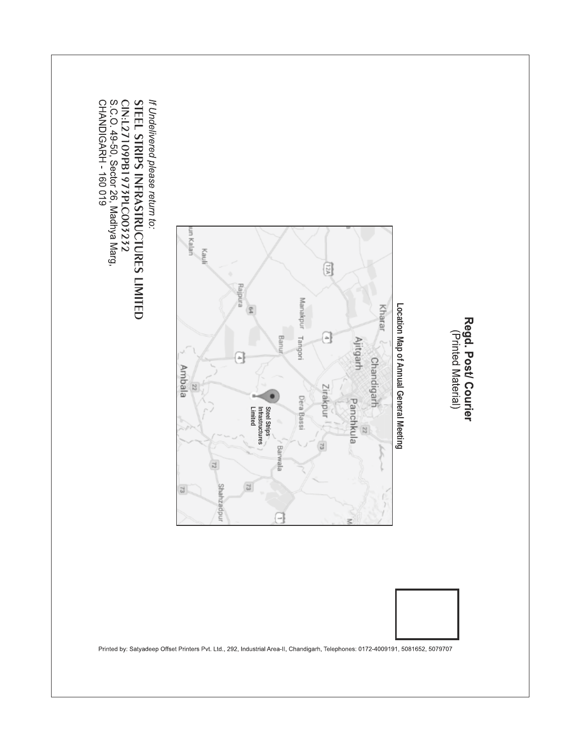**Regd. Post/ Courier**
(Printed Material)

Location Map of Annual General Meeting

Kharar
Chandigarh
Ajitgarh
Panchkula
Zirakpur
Manakpur
Tangori
Banur
Dera Bassi
Rajpura
Kauli
Ambala
Barwala
Shahzadpur
Steel Strips Infrastructures Limited

*If Undelivered please return to:*

**STEEL STRIPS INFRASTRUCTURES LIMITED**

CIN:L27109PB1973PLC003232

S.C.O. 49-50, Sector 26, Madhya Marg,

CHANDIGARH - 160 019

Printed by: Satyadeep Offset Printers Pvt. Ltd., 292, Industrial Area-II, Chandigarh, Telephones: 0172-4009191, 5081652, 5079707